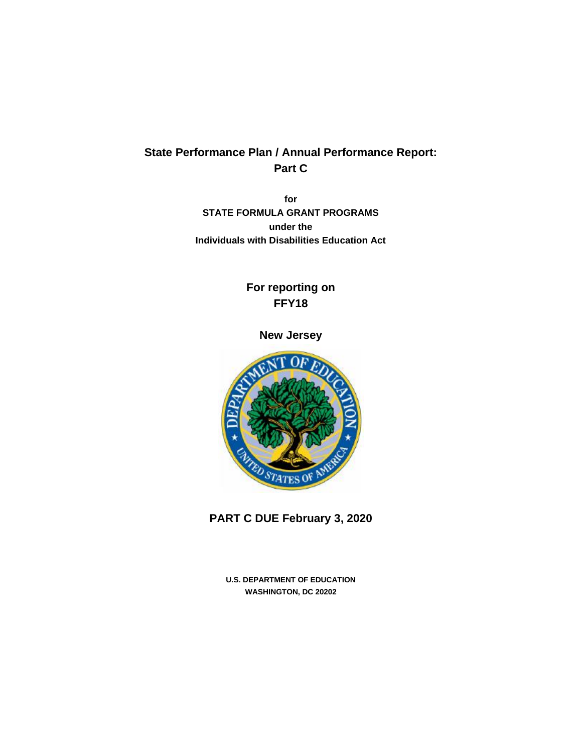# State Performance Plan / Annual Performance Report: Part C

**for**
**STATE FORMULA GRANT PROGRAMS**
**under the**
**Individuals with Disabilities Education Act**

## For reporting on FFY18

## New Jersey

## PART C DUE February 3, 2020

**U.S. DEPARTMENT OF EDUCATION**
**WASHINGTON, DC 20202**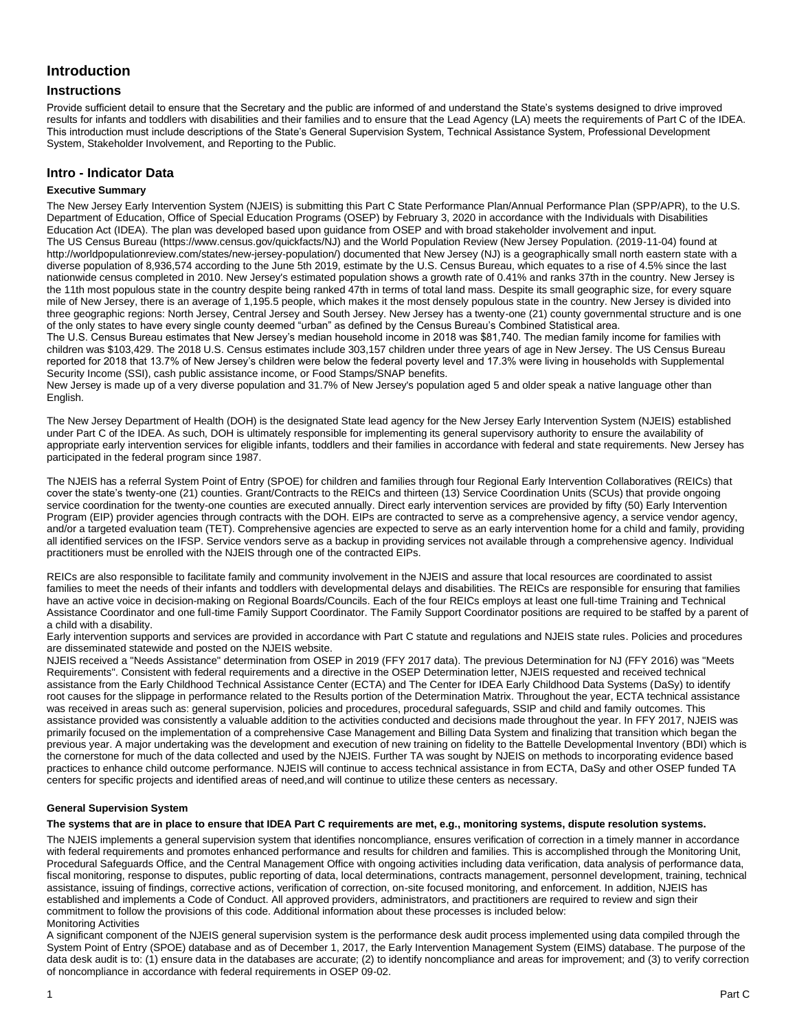# Introduction

## Instructions

Provide sufficient detail to ensure that the Secretary and the public are informed of and understand the State's systems designed to drive improved results for infants and toddlers with disabilities and their families and to ensure that the Lead Agency (LA) meets the requirements of Part C of the IDEA. This introduction must include descriptions of the State's General Supervision System, Technical Assistance System, Professional Development System, Stakeholder Involvement, and Reporting to the Public.

## Intro - Indicator Data

### Executive Summary

The New Jersey Early Intervention System (NJEIS) is submitting this Part C State Performance Plan/Annual Performance Plan (SPP/APR), to the U.S. Department of Education, Office of Special Education Programs (OSEP) by February 3, 2020 in accordance with the Individuals with Disabilities Education Act (IDEA). The plan was developed based upon guidance from OSEP and with broad stakeholder involvement and input.

The US Census Bureau (https://www.census.gov/quickfacts/NJ) and the World Population Review (New Jersey Population. (2019-11-04) found at http://worldpopulationreview.com/states/new-jersey-population/) documented that New Jersey (NJ) is a geographically small north eastern state with a diverse population of 8,936,574 according to the June 5th 2019, estimate by the U.S. Census Bureau, which equates to a rise of 4.5% since the last nationwide census completed in 2010. New Jersey's estimated population shows a growth rate of 0.41% and ranks 37th in the country. New Jersey is the 11th most populous state in the country despite being ranked 47th in terms of total land mass. Despite its small geographic size, for every square mile of New Jersey, there is an average of 1,195.5 people, which makes it the most densely populous state in the country. New Jersey is divided into three geographic regions: North Jersey, Central Jersey and South Jersey. New Jersey has a twenty-one (21) county governmental structure and is one of the only states to have every single county deemed "urban" as defined by the Census Bureau's Combined Statistical area.

The U.S. Census Bureau estimates that New Jersey's median household income in 2018 was $81,740. The median family income for families with children was $103,429. The 2018 U.S. Census estimates include 303,157 children under three years of age in New Jersey. The US Census Bureau reported for 2018 that 13.7% of New Jersey's children were below the federal poverty level and 17.3% were living in households with Supplemental Security Income (SSI), cash public assistance income, or Food Stamps/SNAP benefits.

New Jersey is made up of a very diverse population and 31.7% of New Jersey's population aged 5 and older speak a native language other than English.

The New Jersey Department of Health (DOH) is the designated State lead agency for the New Jersey Early Intervention System (NJEIS) established under Part C of the IDEA. As such, DOH is ultimately responsible for implementing its general supervisory authority to ensure the availability of appropriate early intervention services for eligible infants, toddlers and their families in accordance with federal and state requirements. New Jersey has participated in the federal program since 1987.

The NJEIS has a referral System Point of Entry (SPOE) for children and families through four Regional Early Intervention Collaboratives (REICs) that cover the state's twenty-one (21) counties. Grant/Contracts to the REICs and thirteen (13) Service Coordination Units (SCUs) that provide ongoing service coordination for the twenty-one counties are executed annually. Direct early intervention services are provided by fifty (50) Early Intervention Program (EIP) provider agencies through contracts with the DOH. EIPs are contracted to serve as a comprehensive agency, a service vendor agency, and/or a targeted evaluation team (TET). Comprehensive agencies are expected to serve as an early intervention home for a child and family, providing all identified services on the IFSP. Service vendors serve as a backup in providing services not available through a comprehensive agency. Individual practitioners must be enrolled with the NJEIS through one of the contracted EIPs.

REICs are also responsible to facilitate family and community involvement in the NJEIS and assure that local resources are coordinated to assist families to meet the needs of their infants and toddlers with developmental delays and disabilities. The REICs are responsible for ensuring that families have an active voice in decision-making on Regional Boards/Councils. Each of the four REICs employs at least one full-time Training and Technical Assistance Coordinator and one full-time Family Support Coordinator. The Family Support Coordinator positions are required to be staffed by a parent of a child with a disability.

Early intervention supports and services are provided in accordance with Part C statute and regulations and NJEIS state rules. Policies and procedures are disseminated statewide and posted on the NJEIS website.

NJEIS received a "Needs Assistance" determination from OSEP in 2019 (FFY 2017 data). The previous Determination for NJ (FFY 2016) was "Meets Requirements". Consistent with federal requirements and a directive in the OSEP Determination letter, NJEIS requested and received technical assistance from the Early Childhood Technical Assistance Center (ECTA) and The Center for IDEA Early Childhood Data Systems (DaSy) to identify root causes for the slippage in performance related to the Results portion of the Determination Matrix. Throughout the year, ECTA technical assistance was received in areas such as: general supervision, policies and procedures, procedural safeguards, SSIP and child and family outcomes. This assistance provided was consistently a valuable addition to the activities conducted and decisions made throughout the year. In FFY 2017, NJEIS was primarily focused on the implementation of a comprehensive Case Management and Billing Data System and finalizing that transition which began the previous year. A major undertaking was the development and execution of new training on fidelity to the Battelle Developmental Inventory (BDI) which is the cornerstone for much of the data collected and used by the NJEIS. Further TA was sought by NJEIS on methods to incorporating evidence based practices to enhance child outcome performance. NJEIS will continue to access technical assistance in from ECTA, DaSy and other OSEP funded TA centers for specific projects and identified areas of need,and will continue to utilize these centers as necessary.

### General Supervision System

**The systems that are in place to ensure that IDEA Part C requirements are met, e.g., monitoring systems, dispute resolution systems.**

The NJEIS implements a general supervision system that identifies noncompliance, ensures verification of correction in a timely manner in accordance with federal requirements and promotes enhanced performance and results for children and families. This is accomplished through the Monitoring Unit, Procedural Safeguards Office, and the Central Management Office with ongoing activities including data verification, data analysis of performance data, fiscal monitoring, response to disputes, public reporting of data, local determinations, contracts management, personnel development, training, technical assistance, issuing of findings, corrective actions, verification of correction, on-site focused monitoring, and enforcement. In addition, NJEIS has established and implements a Code of Conduct. All approved providers, administrators, and practitioners are required to review and sign their commitment to follow the provisions of this code. Additional information about these processes is included below:

Monitoring Activities

A significant component of the NJEIS general supervision system is the performance desk audit process implemented using data compiled through the System Point of Entry (SPOE) database and as of December 1, 2017, the Early Intervention Management System (EIMS) database. The purpose of the data desk audit is to: (1) ensure data in the databases are accurate; (2) to identify noncompliance and areas for improvement; and (3) to verify correction of noncompliance in accordance with federal requirements in OSEP 09-02.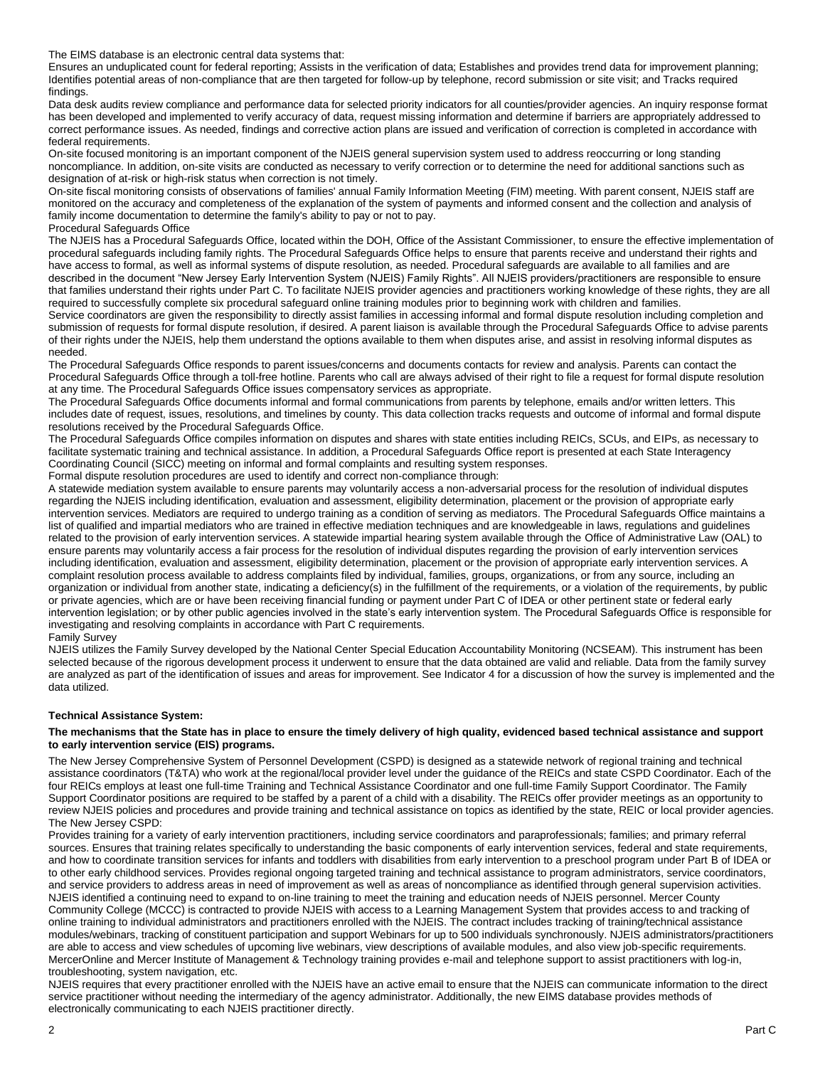The EIMS database is an electronic central data systems that:

Ensures an unduplicated count for federal reporting; Assists in the verification of data; Establishes and provides trend data for improvement planning; Identifies potential areas of non-compliance that are then targeted for follow-up by telephone, record submission or site visit; and Tracks required findings.

Data desk audits review compliance and performance data for selected priority indicators for all counties/provider agencies. An inquiry response format has been developed and implemented to verify accuracy of data, request missing information and determine if barriers are appropriately addressed to correct performance issues. As needed, findings and corrective action plans are issued and verification of correction is completed in accordance with federal requirements.

On-site focused monitoring is an important component of the NJEIS general supervision system used to address reoccurring or long standing noncompliance. In addition, on-site visits are conducted as necessary to verify correction or to determine the need for additional sanctions such as designation of at-risk or high-risk status when correction is not timely.

On-site fiscal monitoring consists of observations of families' annual Family Information Meeting (FIM) meeting. With parent consent, NJEIS staff are monitored on the accuracy and completeness of the explanation of the system of payments and informed consent and the collection and analysis of family income documentation to determine the family's ability to pay or not to pay.

Procedural Safeguards Office

The NJEIS has a Procedural Safeguards Office, located within the DOH, Office of the Assistant Commissioner, to ensure the effective implementation of procedural safeguards including family rights. The Procedural Safeguards Office helps to ensure that parents receive and understand their rights and have access to formal, as well as informal systems of dispute resolution, as needed. Procedural safeguards are available to all families and are described in the document "New Jersey Early Intervention System (NJEIS) Family Rights". All NJEIS providers/practitioners are responsible to ensure that families understand their rights under Part C. To facilitate NJEIS provider agencies and practitioners working knowledge of these rights, they are all required to successfully complete six procedural safeguard online training modules prior to beginning work with children and families.

Service coordinators are given the responsibility to directly assist families in accessing informal and formal dispute resolution including completion and submission of requests for formal dispute resolution, if desired. A parent liaison is available through the Procedural Safeguards Office to advise parents of their rights under the NJEIS, help them understand the options available to them when disputes arise, and assist in resolving informal disputes as needed.

The Procedural Safeguards Office responds to parent issues/concerns and documents contacts for review and analysis. Parents can contact the Procedural Safeguards Office through a toll-free hotline. Parents who call are always advised of their right to file a request for formal dispute resolution at any time. The Procedural Safeguards Office issues compensatory services as appropriate.

The Procedural Safeguards Office documents informal and formal communications from parents by telephone, emails and/or written letters. This includes date of request, issues, resolutions, and timelines by county. This data collection tracks requests and outcome of informal and formal dispute resolutions received by the Procedural Safeguards Office.

The Procedural Safeguards Office compiles information on disputes and shares with state entities including REICs, SCUs, and EIPs, as necessary to facilitate systematic training and technical assistance. In addition, a Procedural Safeguards Office report is presented at each State Interagency Coordinating Council (SICC) meeting on informal and formal complaints and resulting system responses.

Formal dispute resolution procedures are used to identify and correct non-compliance through:

A statewide mediation system available to ensure parents may voluntarily access a non-adversarial process for the resolution of individual disputes regarding the NJEIS including identification, evaluation and assessment, eligibility determination, placement or the provision of appropriate early intervention services. Mediators are required to undergo training as a condition of serving as mediators. The Procedural Safeguards Office maintains a list of qualified and impartial mediators who are trained in effective mediation techniques and are knowledgeable in laws, regulations and guidelines related to the provision of early intervention services. A statewide impartial hearing system available through the Office of Administrative Law (OAL) to ensure parents may voluntarily access a fair process for the resolution of individual disputes regarding the provision of early intervention services including identification, evaluation and assessment, eligibility determination, placement or the provision of appropriate early intervention services. A complaint resolution process available to address complaints filed by individual, families, groups, organizations, or from any source, including an organization or individual from another state, indicating a deficiency(s) in the fulfillment of the requirements, or a violation of the requirements, by public or private agencies, which are or have been receiving financial funding or payment under Part C of IDEA or other pertinent state or federal early intervention legislation; or by other public agencies involved in the state's early intervention system. The Procedural Safeguards Office is responsible for investigating and resolving complaints in accordance with Part C requirements.

Family Survey

NJEIS utilizes the Family Survey developed by the National Center Special Education Accountability Monitoring (NCSEAM). This instrument has been selected because of the rigorous development process it underwent to ensure that the data obtained are valid and reliable. Data from the family survey are analyzed as part of the identification of issues and areas for improvement. See Indicator 4 for a discussion of how the survey is implemented and the data utilized.

**Technical Assistance System:**

**The mechanisms that the State has in place to ensure the timely delivery of high quality, evidenced based technical assistance and support to early intervention service (EIS) programs.**

The New Jersey Comprehensive System of Personnel Development (CSPD) is designed as a statewide network of regional training and technical assistance coordinators (T&TA) who work at the regional/local provider level under the guidance of the REICs and state CSPD Coordinator. Each of the four REICs employs at least one full-time Training and Technical Assistance Coordinator and one full-time Family Support Coordinator. The Family Support Coordinator positions are required to be staffed by a parent of a child with a disability. The REICs offer provider meetings as an opportunity to review NJEIS policies and procedures and provide training and technical assistance on topics as identified by the state, REIC or local provider agencies.

The New Jersey CSPD:

Provides training for a variety of early intervention practitioners, including service coordinators and paraprofessionals; families; and primary referral sources. Ensures that training relates specifically to understanding the basic components of early intervention services, federal and state requirements, and how to coordinate transition services for infants and toddlers with disabilities from early intervention to a preschool program under Part B of IDEA or to other early childhood services. Provides regional ongoing targeted training and technical assistance to program administrators, service coordinators, and service providers to address areas in need of improvement as well as areas of noncompliance as identified through general supervision activities.

NJEIS identified a continuing need to expand to on-line training to meet the training and education needs of NJEIS personnel. Mercer County Community College (MCCC) is contracted to provide NJEIS with access to a Learning Management System that provides access to and tracking of online training to individual administrators and practitioners enrolled with the NJEIS. The contract includes tracking of training/technical assistance modules/webinars, tracking of constituent participation and support Webinars for up to 500 individuals synchronously. NJEIS administrators/practitioners are able to access and view schedules of upcoming live webinars, view descriptions of available modules, and also view job-specific requirements. MercerOnline and Mercer Institute of Management & Technology training provides e-mail and telephone support to assist practitioners with log-in, troubleshooting, system navigation, etc.

NJEIS requires that every practitioner enrolled with the NJEIS have an active email to ensure that the NJEIS can communicate information to the direct service practitioner without needing the intermediary of the agency administrator. Additionally, the new EIMS database provides methods of electronically communicating to each NJEIS practitioner directly.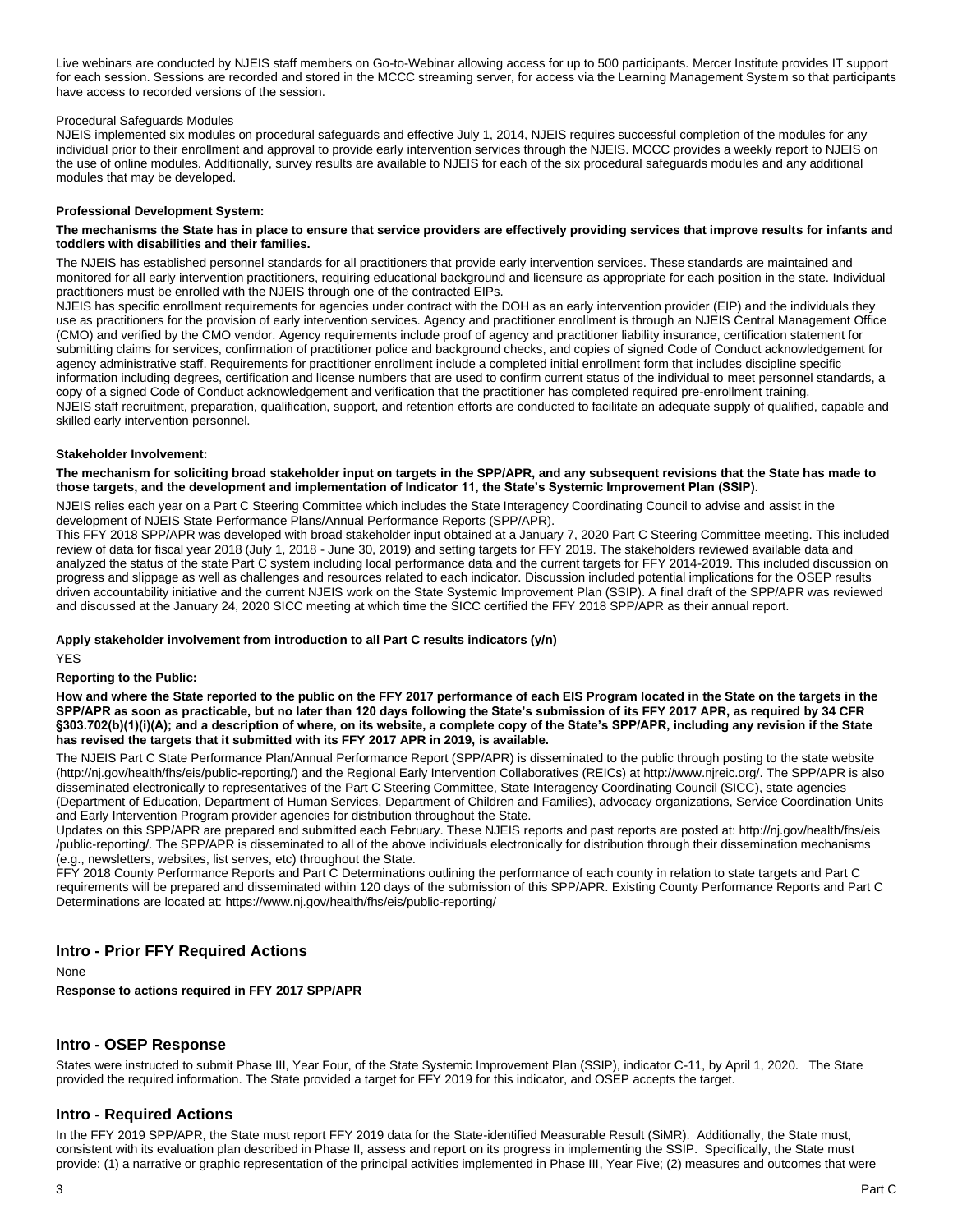Live webinars are conducted by NJEIS staff members on Go-to-Webinar allowing access for up to 500 participants. Mercer Institute provides IT support for each session. Sessions are recorded and stored in the MCCC streaming server, for access via the Learning Management System so that participants have access to recorded versions of the session.

Procedural Safeguards Modules
NJEIS implemented six modules on procedural safeguards and effective July 1, 2014, NJEIS requires successful completion of the modules for any individual prior to their enrollment and approval to provide early intervention services through the NJEIS. MCCC provides a weekly report to NJEIS on the use of online modules. Additionally, survey results are available to NJEIS for each of the six procedural safeguards modules and any additional modules that may be developed.

**Professional Development System:**

**The mechanisms the State has in place to ensure that service providers are effectively providing services that improve results for infants and toddlers with disabilities and their families.**

The NJEIS has established personnel standards for all practitioners that provide early intervention services. These standards are maintained and monitored for all early intervention practitioners, requiring educational background and licensure as appropriate for each position in the state. Individual practitioners must be enrolled with the NJEIS through one of the contracted EIPs.
NJEIS has specific enrollment requirements for agencies under contract with the DOH as an early intervention provider (EIP) and the individuals they use as practitioners for the provision of early intervention services. Agency and practitioner enrollment is through an NJEIS Central Management Office (CMO) and verified by the CMO vendor. Agency requirements include proof of agency and practitioner liability insurance, certification statement for submitting claims for services, confirmation of practitioner police and background checks, and copies of signed Code of Conduct acknowledgement for agency administrative staff. Requirements for practitioner enrollment include a completed initial enrollment form that includes discipline specific information including degrees, certification and license numbers that are used to confirm current status of the individual to meet personnel standards, a copy of a signed Code of Conduct acknowledgement and verification that the practitioner has completed required pre-enrollment training.
NJEIS staff recruitment, preparation, qualification, support, and retention efforts are conducted to facilitate an adequate supply of qualified, capable and skilled early intervention personnel.

**Stakeholder Involvement:**

**The mechanism for soliciting broad stakeholder input on targets in the SPP/APR, and any subsequent revisions that the State has made to those targets, and the development and implementation of Indicator 11, the State's Systemic Improvement Plan (SSIP).**

NJEIS relies each year on a Part C Steering Committee which includes the State Interagency Coordinating Council to advise and assist in the development of NJEIS State Performance Plans/Annual Performance Reports (SPP/APR).
This FFY 2018 SPP/APR was developed with broad stakeholder input obtained at a January 7, 2020 Part C Steering Committee meeting. This included review of data for fiscal year 2018 (July 1, 2018 - June 30, 2019) and setting targets for FFY 2019. The stakeholders reviewed available data and analyzed the status of the state Part C system including local performance data and the current targets for FFY 2014-2019. This included discussion on progress and slippage as well as challenges and resources related to each indicator. Discussion included potential implications for the OSEP results driven accountability initiative and the current NJEIS work on the State Systemic Improvement Plan (SSIP). A final draft of the SPP/APR was reviewed and discussed at the January 24, 2020 SICC meeting at which time the SICC certified the FFY 2018 SPP/APR as their annual report.

**Apply stakeholder involvement from introduction to all Part C results indicators (y/n)**

YES

**Reporting to the Public:**

**How and where the State reported to the public on the FFY 2017 performance of each EIS Program located in the State on the targets in the SPP/APR as soon as practicable, but no later than 120 days following the State's submission of its FFY 2017 APR, as required by 34 CFR §303.702(b)(1)(i)(A); and a description of where, on its website, a complete copy of the State's SPP/APR, including any revision if the State has revised the targets that it submitted with its FFY 2017 APR in 2019, is available.**

The NJEIS Part C State Performance Plan/Annual Performance Report (SPP/APR) is disseminated to the public through posting to the state website (http://nj.gov/health/fhs/eis/public-reporting/) and the Regional Early Intervention Collaboratives (REICs) at http://www.njreic.org/. The SPP/APR is also disseminated electronically to representatives of the Part C Steering Committee, State Interagency Coordinating Council (SICC), state agencies (Department of Education, Department of Human Services, Department of Children and Families), advocacy organizations, Service Coordination Units and Early Intervention Program provider agencies for distribution throughout the State.
Updates on this SPP/APR are prepared and submitted each February. These NJEIS reports and past reports are posted at: http://nj.gov/health/fhs/eis/public-reporting/. The SPP/APR is disseminated to all of the above individuals electronically for distribution through their dissemination mechanisms (e.g., newsletters, websites, list serves, etc) throughout the State.
FFY 2018 County Performance Reports and Part C Determinations outlining the performance of each county in relation to state targets and Part C requirements will be prepared and disseminated within 120 days of the submission of this SPP/APR. Existing County Performance Reports and Part C Determinations are located at: https://www.nj.gov/health/fhs/eis/public-reporting/

## Intro - Prior FFY Required Actions

None

**Response to actions required in FFY 2017 SPP/APR**

## Intro - OSEP Response

States were instructed to submit Phase III, Year Four, of the State Systemic Improvement Plan (SSIP), indicator C-11, by April 1, 2020. The State provided the required information. The State provided a target for FFY 2019 for this indicator, and OSEP accepts the target.

## Intro - Required Actions

In the FFY 2019 SPP/APR, the State must report FFY 2019 data for the State-identified Measurable Result (SiMR). Additionally, the State must, consistent with its evaluation plan described in Phase II, assess and report on its progress in implementing the SSIP. Specifically, the State must provide: (1) a narrative or graphic representation of the principal activities implemented in Phase III, Year Five; (2) measures and outcomes that were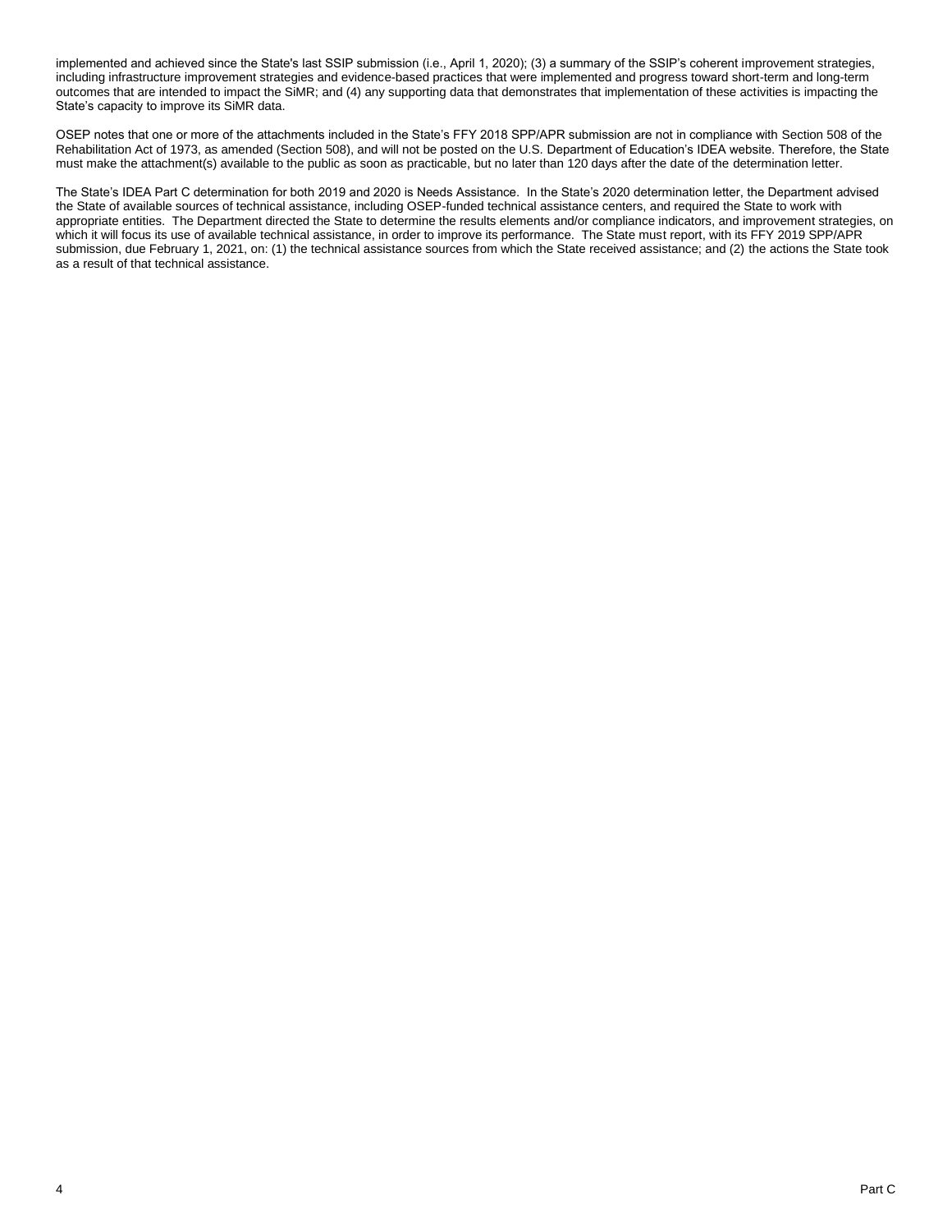implemented and achieved since the State's last SSIP submission (i.e., April 1, 2020); (3) a summary of the SSIP's coherent improvement strategies, including infrastructure improvement strategies and evidence-based practices that were implemented and progress toward short-term and long-term outcomes that are intended to impact the SiMR; and (4) any supporting data that demonstrates that implementation of these activities is impacting the State's capacity to improve its SiMR data.

OSEP notes that one or more of the attachments included in the State's FFY 2018 SPP/APR submission are not in compliance with Section 508 of the Rehabilitation Act of 1973, as amended (Section 508), and will not be posted on the U.S. Department of Education's IDEA website. Therefore, the State must make the attachment(s) available to the public as soon as practicable, but no later than 120 days after the date of the determination letter.

The State's IDEA Part C determination for both 2019 and 2020 is Needs Assistance. In the State's 2020 determination letter, the Department advised the State of available sources of technical assistance, including OSEP-funded technical assistance centers, and required the State to work with appropriate entities. The Department directed the State to determine the results elements and/or compliance indicators, and improvement strategies, on which it will focus its use of available technical assistance, in order to improve its performance. The State must report, with its FFY 2019 SPP/APR submission, due February 1, 2021, on: (1) the technical assistance sources from which the State received assistance; and (2) the actions the State took as a result of that technical assistance.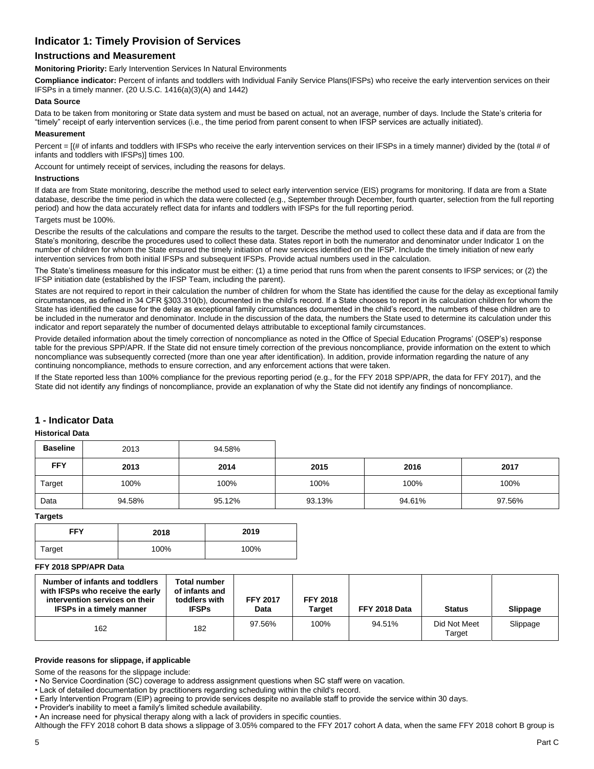## Indicator 1: Timely Provision of Services

### Instructions and Measurement

**Monitoring Priority:** Early Intervention Services In Natural Environments

**Compliance indicator:** Percent of infants and toddlers with Individual Fanily Service Plans(IFSPs) who receive the early intervention services on their IFSPs in a timely manner. (20 U.S.C. 1416(a)(3)(A) and 1442)

#### Data Source

Data to be taken from monitoring or State data system and must be based on actual, not an average, number of days. Include the State's criteria for "timely" receipt of early intervention services (i.e., the time period from parent consent to when IFSP services are actually initiated).

#### Measurement

Percent = [(# of infants and toddlers with IFSPs who receive the early intervention services on their IFSPs in a timely manner) divided by the (total # of infants and toddlers with IFSPs)] times 100.

Account for untimely receipt of services, including the reasons for delays.

#### Instructions

If data are from State monitoring, describe the method used to select early intervention service (EIS) programs for monitoring. If data are from a State database, describe the time period in which the data were collected (e.g., September through December, fourth quarter, selection from the full reporting period) and how the data accurately reflect data for infants and toddlers with IFSPs for the full reporting period.

Targets must be 100%.

Describe the results of the calculations and compare the results to the target. Describe the method used to collect these data and if data are from the State's monitoring, describe the procedures used to collect these data. States report in both the numerator and denominator under Indicator 1 on the number of children for whom the State ensured the timely initiation of new services identified on the IFSP. Include the timely initiation of new early intervention services from both initial IFSPs and subsequent IFSPs. Provide actual numbers used in the calculation.

The State's timeliness measure for this indicator must be either: (1) a time period that runs from when the parent consents to IFSP services; or (2) the IFSP initiation date (established by the IFSP Team, including the parent).

States are not required to report in their calculation the number of children for whom the State has identified the cause for the delay as exceptional family circumstances, as defined in 34 CFR §303.310(b), documented in the child's record. If a State chooses to report in its calculation children for whom the State has identified the cause for the delay as exceptional family circumstances documented in the child's record, the numbers of these children are to be included in the numerator and denominator. Include in the discussion of the data, the numbers the State used to determine its calculation under this indicator and report separately the number of documented delays attributable to exceptional family circumstances.

Provide detailed information about the timely correction of noncompliance as noted in the Office of Special Education Programs' (OSEP's) response table for the previous SPP/APR. If the State did not ensure timely correction of the previous noncompliance, provide information on the extent to which noncompliance was subsequently corrected (more than one year after identification). In addition, provide information regarding the nature of any continuing noncompliance, methods to ensure correction, and any enforcement actions that were taken.

If the State reported less than 100% compliance for the previous reporting period (e.g., for the FFY 2018 SPP/APR, the data for FFY 2017), and the State did not identify any findings of noncompliance, provide an explanation of why the State did not identify any findings of noncompliance.

### 1 - Indicator Data

#### Historical Data

| Baseline | 2013 | 94.58% | | | |
|---|---|---|---|---|---|
| **FFY** | **2013** | **2014** | **2015** | **2016** | **2017** |
| Target | 100% | 100% | 100% | 100% | 100% |
| Data | 94.58% | 95.12% | 93.13% | 94.61% | 97.56% |

#### Targets

| FFY | 2018 | 2019 |
|---|---|---|
| Target | 100% | 100% |

#### FFY 2018 SPP/APR Data

| Number of infants and toddlers with IFSPs who receive the early intervention services on their IFSPs in a timely manner | Total number of infants and toddlers with IFSPs | FFY 2017 Data | FFY 2018 Target | FFY 2018 Data | Status | Slippage |
|---|---|---|---|---|---|---|
| 162 | 182 | 97.56% | 100% | 94.51% | Did Not Meet Target | Slippage |

#### Provide reasons for slippage, if applicable

Some of the reasons for the slippage include:

- No Service Coordination (SC) coverage to address assignment questions when SC staff were on vacation.
- Lack of detailed documentation by practitioners regarding scheduling within the child's record.
- Early Intervention Program (EIP) agreeing to provide services despite no available staff to provide the service within 30 days.
- Provider's inability to meet a family's limited schedule availability.
- An increase need for physical therapy along with a lack of providers in specific counties.

Although the FFY 2018 cohort B data shows a slippage of 3.05% compared to the FFY 2017 cohort A data, when the same FFY 2018 cohort B group is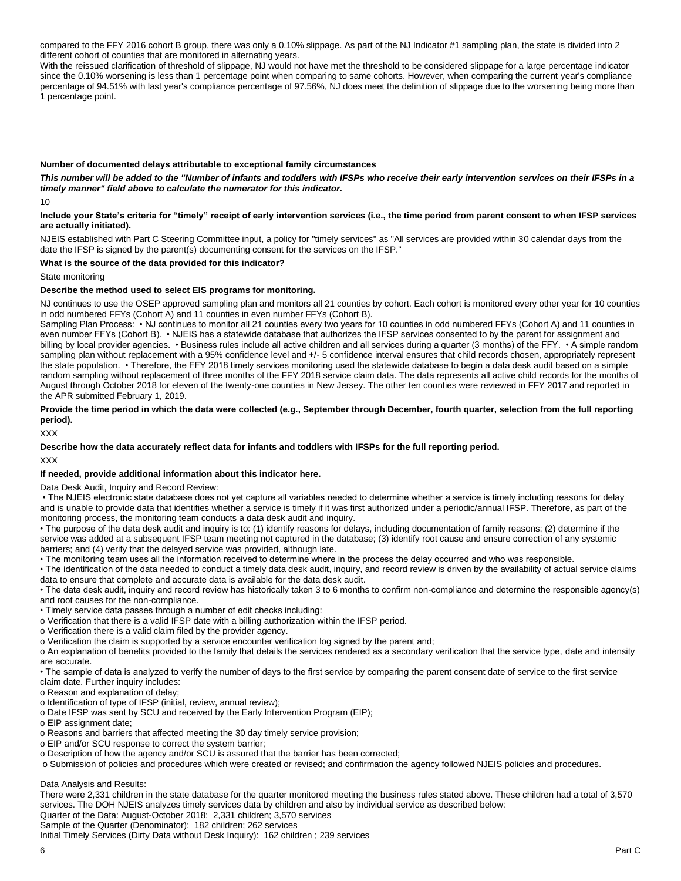compared to the FFY 2016 cohort B group, there was only a 0.10% slippage. As part of the NJ Indicator #1 sampling plan, the state is divided into 2 different cohort of counties that are monitored in alternating years.
With the reissued clarification of threshold of slippage, NJ would not have met the threshold to be considered slippage for a large percentage indicator since the 0.10% worsening is less than 1 percentage point when comparing to same cohorts. However, when comparing the current year's compliance percentage of 94.51% with last year's compliance percentage of 97.56%, NJ does meet the definition of slippage due to the worsening being more than 1 percentage point.

**Number of documented delays attributable to exceptional family circumstances**

***This number will be added to the "Number of infants and toddlers with IFSPs who receive their early intervention services on their IFSPs in a timely manner" field above to calculate the numerator for this indicator.***

10

**Include your State's criteria for "timely" receipt of early intervention services (i.e., the time period from parent consent to when IFSP services are actually initiated).**

NJEIS established with Part C Steering Committee input, a policy for "timely services" as "All services are provided within 30 calendar days from the date the IFSP is signed by the parent(s) documenting consent for the services on the IFSP."

**What is the source of the data provided for this indicator?**

State monitoring

**Describe the method used to select EIS programs for monitoring.**

NJ continues to use the OSEP approved sampling plan and monitors all 21 counties by cohort. Each cohort is monitored every other year for 10 counties in odd numbered FFYs (Cohort A) and 11 counties in even number FFYs (Cohort B).
Sampling Plan Process: • NJ continues to monitor all 21 counties every two years for 10 counties in odd numbered FFYs (Cohort A) and 11 counties in even number FFYs (Cohort B). • NJEIS has a statewide database that authorizes the IFSP services consented to by the parent for assignment and billing by local provider agencies. • Business rules include all active children and all services during a quarter (3 months) of the FFY. • A simple random sampling plan without replacement with a 95% confidence level and +/- 5 confidence interval ensures that child records chosen, appropriately represent the state population. • Therefore, the FFY 2018 timely services monitoring used the statewide database to begin a data desk audit based on a simple random sampling without replacement of three months of the FFY 2018 service claim data. The data represents all active child records for the months of August through October 2018 for eleven of the twenty-one counties in New Jersey. The other ten counties were reviewed in FFY 2017 and reported in the APR submitted February 1, 2019.

**Provide the time period in which the data were collected (e.g., September through December, fourth quarter, selection from the full reporting period).**

XXX

**Describe how the data accurately reflect data for infants and toddlers with IFSPs for the full reporting period.**

XXX

**If needed, provide additional information about this indicator here.**

Data Desk Audit, Inquiry and Record Review:

• The NJEIS electronic state database does not yet capture all variables needed to determine whether a service is timely including reasons for delay and is unable to provide data that identifies whether a service is timely if it was first authorized under a periodic/annual IFSP. Therefore, as part of the monitoring process, the monitoring team conducts a data desk audit and inquiry.
• The purpose of the data desk audit and inquiry is to: (1) identify reasons for delays, including documentation of family reasons; (2) determine if the service was added at a subsequent IFSP team meeting not captured in the database; (3) identify root cause and ensure correction of any systemic barriers; and (4) verify that the delayed service was provided, although late.
• The monitoring team uses all the information received to determine where in the process the delay occurred and who was responsible.
• The identification of the data needed to conduct a timely data desk audit, inquiry, and record review is driven by the availability of actual service claims data to ensure that complete and accurate data is available for the data desk audit.
• The data desk audit, inquiry and record review has historically taken 3 to 6 months to confirm non-compliance and determine the responsible agency(s) and root causes for the non-compliance.
• Timely service data passes through a number of edit checks including:
o Verification that there is a valid IFSP date with a billing authorization within the IFSP period.
o Verification there is a valid claim filed by the provider agency.
o Verification the claim is supported by a service encounter verification log signed by the parent and;
o An explanation of benefits provided to the family that details the services rendered as a secondary verification that the service type, date and intensity are accurate.
• The sample of data is analyzed to verify the number of days to the first service by comparing the parent consent date of service to the first service claim date. Further inquiry includes:
o Reason and explanation of delay;
o Identification of type of IFSP (initial, review, annual review);
o Date IFSP was sent by SCU and received by the Early Intervention Program (EIP);
o EIP assignment date;
o Reasons and barriers that affected meeting the 30 day timely service provision;
o EIP and/or SCU response to correct the system barrier;
o Description of how the agency and/or SCU is assured that the barrier has been corrected;
o Submission of policies and procedures which were created or revised; and confirmation the agency followed NJEIS policies and procedures.

Data Analysis and Results:
There were 2,331 children in the state database for the quarter monitored meeting the business rules stated above. These children had a total of 3,570 services. The DOH NJEIS analyzes timely services data by children and also by individual service as described below:
Quarter of the Data: August-October 2018: 2,331 children; 3,570 services
Sample of the Quarter (Denominator): 182 children; 262 services
Initial Timely Services (Dirty Data without Desk Inquiry): 162 children ; 239 services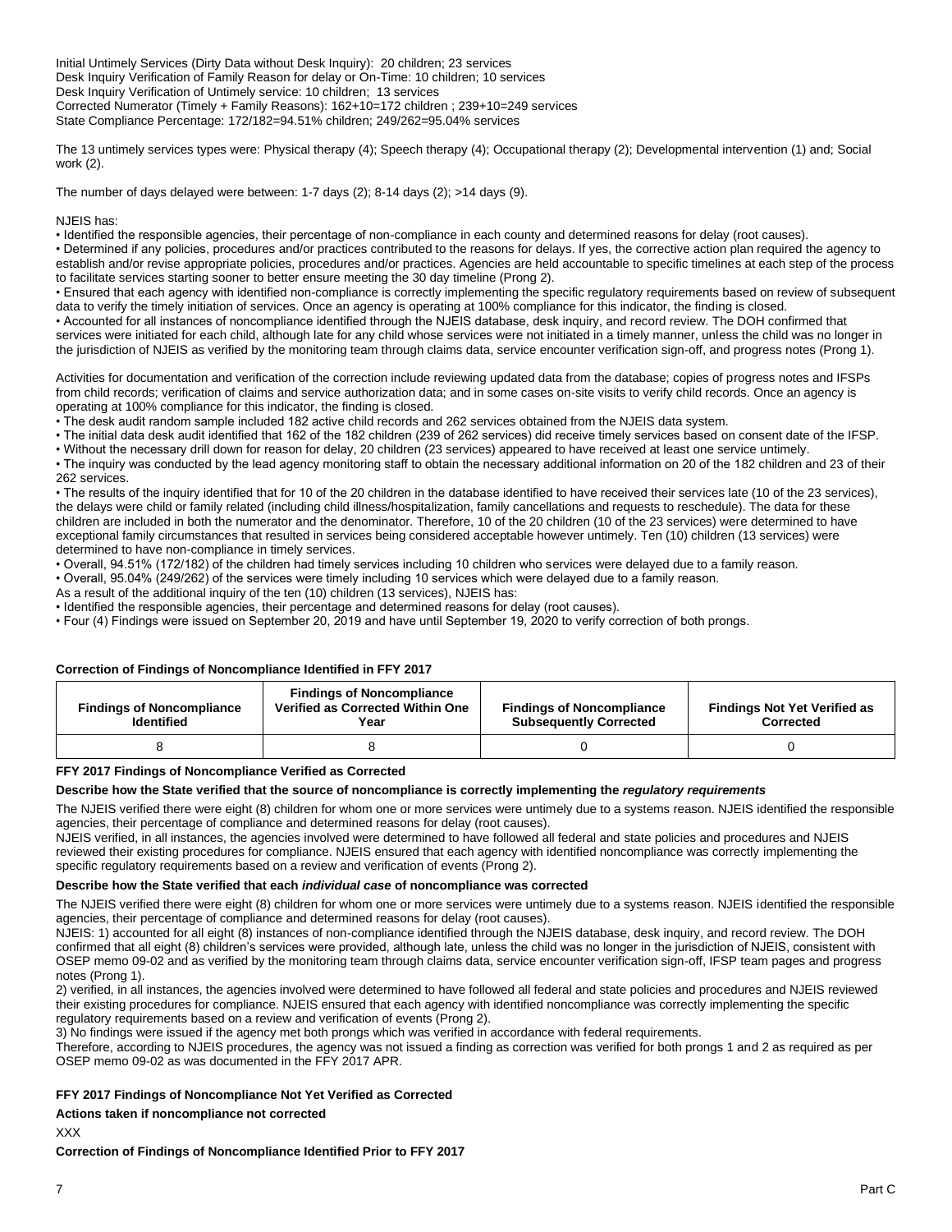Initial Untimely Services (Dirty Data without Desk Inquiry): 20 children; 23 services
Desk Inquiry Verification of Family Reason for delay or On-Time: 10 children; 10 services
Desk Inquiry Verification of Untimely service: 10 children; 13 services
Corrected Numerator (Timely + Family Reasons): 162+10=172 children ; 239+10=249 services
State Compliance Percentage: 172/182=94.51% children; 249/262=95.04% services

The 13 untimely services types were: Physical therapy (4); Speech therapy (4); Occupational therapy (2); Developmental intervention (1) and; Social work (2).

The number of days delayed were between: 1-7 days (2); 8-14 days (2); >14 days (9).

NJEIS has:

• Identified the responsible agencies, their percentage of non-compliance in each county and determined reasons for delay (root causes).
• Determined if any policies, procedures and/or practices contributed to the reasons for delays. If yes, the corrective action plan required the agency to establish and/or revise appropriate policies, procedures and/or practices. Agencies are held accountable to specific timelines at each step of the process to facilitate services starting sooner to better ensure meeting the 30 day timeline (Prong 2).
• Ensured that each agency with identified non-compliance is correctly implementing the specific regulatory requirements based on review of subsequent data to verify the timely initiation of services. Once an agency is operating at 100% compliance for this indicator, the finding is closed.
• Accounted for all instances of noncompliance identified through the NJEIS database, desk inquiry, and record review. The DOH confirmed that services were initiated for each child, although late for any child whose services were not initiated in a timely manner, unless the child was no longer in the jurisdiction of NJEIS as verified by the monitoring team through claims data, service encounter verification sign-off, and progress notes (Prong 1).

Activities for documentation and verification of the correction include reviewing updated data from the database; copies of progress notes and IFSPs from child records; verification of claims and service authorization data; and in some cases on-site visits to verify child records. Once an agency is operating at 100% compliance for this indicator, the finding is closed.

• The desk audit random sample included 182 active child records and 262 services obtained from the NJEIS data system.
• The initial data desk audit identified that 162 of the 182 children (239 of 262 services) did receive timely services based on consent date of the IFSP.
• Without the necessary drill down for reason for delay, 20 children (23 services) appeared to have received at least one service untimely.
• The inquiry was conducted by the lead agency monitoring staff to obtain the necessary additional information on 20 of the 182 children and 23 of their 262 services.
• The results of the inquiry identified that for 10 of the 20 children in the database identified to have received their services late (10 of the 23 services), the delays were child or family related (including child illness/hospitalization, family cancellations and requests to reschedule). The data for these children are included in both the numerator and the denominator. Therefore, 10 of the 20 children (10 of the 23 services) were determined to have exceptional family circumstances that resulted in services being considered acceptable however untimely. Ten (10) children (13 services) were determined to have non-compliance in timely services.
• Overall, 94.51% (172/182) of the children had timely services including 10 children who services were delayed due to a family reason.
• Overall, 95.04% (249/262) of the services were timely including 10 services which were delayed due to a family reason.

As a result of the additional inquiry of the ten (10) children (13 services), NJEIS has:

• Identified the responsible agencies, their percentage and determined reasons for delay (root causes).
• Four (4) Findings were issued on September 20, 2019 and have until September 19, 2020 to verify correction of both prongs.

**Correction of Findings of Noncompliance Identified in FFY 2017**

| Findings of Noncompliance Identified | Findings of Noncompliance Verified as Corrected Within One Year | Findings of Noncompliance Subsequently Corrected | Findings Not Yet Verified as Corrected |
|---|---|---|---|
| 8 | 8 | 0 | 0 |

**FFY 2017 Findings of Noncompliance Verified as Corrected**

**Describe how the State verified that the source of noncompliance is correctly implementing the *regulatory requirements***

The NJEIS verified there were eight (8) children for whom one or more services were untimely due to a systems reason. NJEIS identified the responsible agencies, their percentage of compliance and determined reasons for delay (root causes).
NJEIS verified, in all instances, the agencies involved were determined to have followed all federal and state policies and procedures and NJEIS reviewed their existing procedures for compliance. NJEIS ensured that each agency with identified noncompliance was correctly implementing the specific regulatory requirements based on a review and verification of events (Prong 2).

**Describe how the State verified that each *individual case* of noncompliance was corrected**

The NJEIS verified there were eight (8) children for whom one or more services were untimely due to a systems reason. NJEIS identified the responsible agencies, their percentage of compliance and determined reasons for delay (root causes).
NJEIS: 1) accounted for all eight (8) instances of non-compliance identified through the NJEIS database, desk inquiry, and record review. The DOH confirmed that all eight (8) children's services were provided, although late, unless the child was no longer in the jurisdiction of NJEIS, consistent with OSEP memo 09-02 and as verified by the monitoring team through claims data, service encounter verification sign-off, IFSP team pages and progress notes (Prong 1).
2) verified, in all instances, the agencies involved were determined to have followed all federal and state policies and procedures and NJEIS reviewed their existing procedures for compliance. NJEIS ensured that each agency with identified noncompliance was correctly implementing the specific regulatory requirements based on a review and verification of events (Prong 2).
3) No findings were issued if the agency met both prongs which was verified in accordance with federal requirements.
Therefore, according to NJEIS procedures, the agency was not issued a finding as correction was verified for both prongs 1 and 2 as required as per OSEP memo 09-02 as was documented in the FFY 2017 APR.

**FFY 2017 Findings of Noncompliance Not Yet Verified as Corrected**

**Actions taken if noncompliance not corrected**

XXX

**Correction of Findings of Noncompliance Identified Prior to FFY 2017**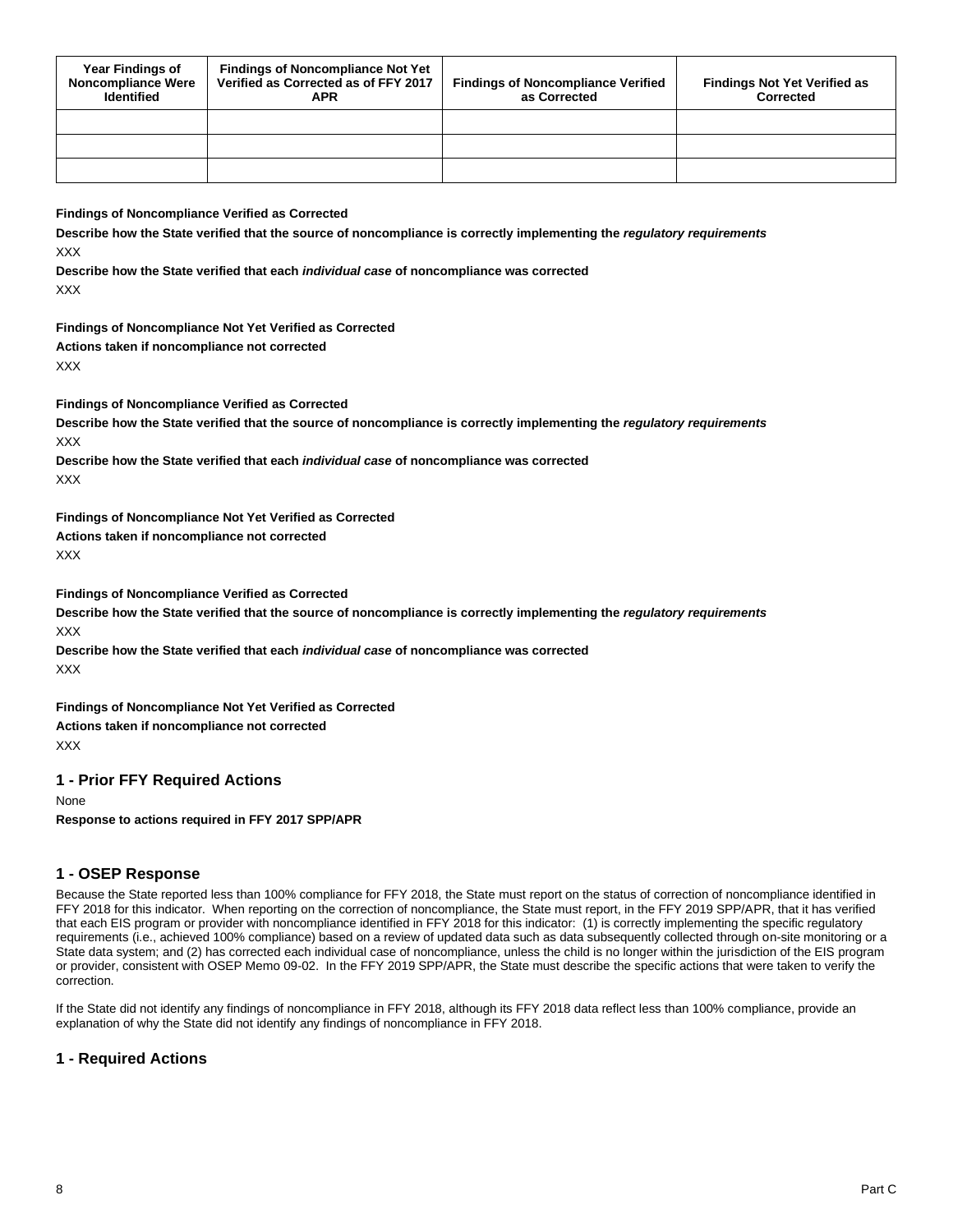| Year Findings of Noncompliance Were Identified | Findings of Noncompliance Not Yet Verified as Corrected as of FFY 2017 APR | Findings of Noncompliance Verified as Corrected | Findings Not Yet Verified as Corrected |
|---|---|---|---|
| | | | |
| | | | |
| | | | |

**Findings of Noncompliance Verified as Corrected**

**Describe how the State verified that the source of noncompliance is correctly implementing the *regulatory requirements***

XXX

**Describe how the State verified that each *individual case* of noncompliance was corrected**

XXX

**Findings of Noncompliance Not Yet Verified as Corrected**

**Actions taken if noncompliance not corrected**

XXX

**Findings of Noncompliance Verified as Corrected**

**Describe how the State verified that the source of noncompliance is correctly implementing the *regulatory requirements***

XXX

**Describe how the State verified that each *individual case* of noncompliance was corrected**

XXX

**Findings of Noncompliance Not Yet Verified as Corrected**

**Actions taken if noncompliance not corrected**

XXX

**Findings of Noncompliance Verified as Corrected**

**Describe how the State verified that the source of noncompliance is correctly implementing the *regulatory requirements***

XXX

**Describe how the State verified that each *individual case* of noncompliance was corrected**

XXX

**Findings of Noncompliance Not Yet Verified as Corrected**

**Actions taken if noncompliance not corrected**

XXX

## 1 - Prior FFY Required Actions

None

**Response to actions required in FFY 2017 SPP/APR**

## 1 - OSEP Response

Because the State reported less than 100% compliance for FFY 2018, the State must report on the status of correction of noncompliance identified in FFY 2018 for this indicator. When reporting on the correction of noncompliance, the State must report, in the FFY 2019 SPP/APR, that it has verified that each EIS program or provider with noncompliance identified in FFY 2018 for this indicator: (1) is correctly implementing the specific regulatory requirements (i.e., achieved 100% compliance) based on a review of updated data such as data subsequently collected through on-site monitoring or a State data system; and (2) has corrected each individual case of noncompliance, unless the child is no longer within the jurisdiction of the EIS program or provider, consistent with OSEP Memo 09-02. In the FFY 2019 SPP/APR, the State must describe the specific actions that were taken to verify the correction.

If the State did not identify any findings of noncompliance in FFY 2018, although its FFY 2018 data reflect less than 100% compliance, provide an explanation of why the State did not identify any findings of noncompliance in FFY 2018.

## 1 - Required Actions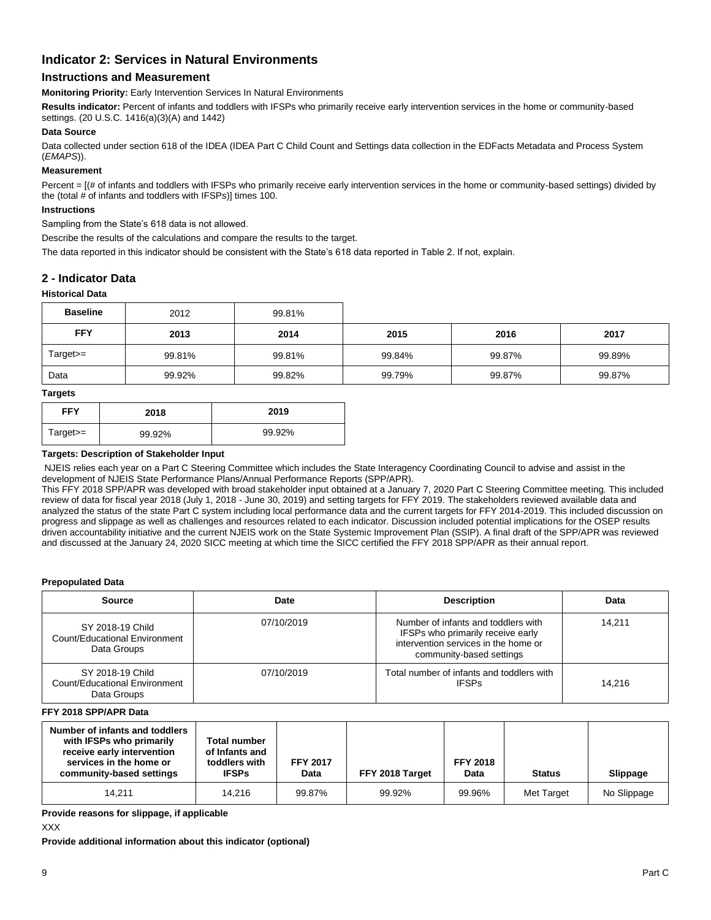## Indicator 2: Services in Natural Environments

### Instructions and Measurement

**Monitoring Priority:** Early Intervention Services In Natural Environments

**Results indicator:** Percent of infants and toddlers with IFSPs who primarily receive early intervention services in the home or community-based settings. (20 U.S.C. 1416(a)(3)(A) and 1442)

**Data Source**

Data collected under section 618 of the IDEA (IDEA Part C Child Count and Settings data collection in the EDFacts Metadata and Process System (*EMAPS*)).

**Measurement**

Percent = [(# of infants and toddlers with IFSPs who primarily receive early intervention services in the home or community-based settings) divided by the (total # of infants and toddlers with IFSPs)] times 100.

**Instructions**

Sampling from the State's 618 data is not allowed.

Describe the results of the calculations and compare the results to the target.

The data reported in this indicator should be consistent with the State's 618 data reported in Table 2. If not, explain.

## 2 - Indicator Data

**Historical Data**

| Baseline | 2012 | 99.81% | | | |
|---|---|---|---|---|---|
| **FFY** | **2013** | **2014** | **2015** | **2016** | **2017** |
| Target>= | 99.81% | 99.81% | 99.84% | 99.87% | 99.89% |
| Data | 99.92% | 99.82% | 99.79% | 99.87% | 99.87% |

**Targets**

| FFY | 2018 | 2019 |
|---|---|---|
| Target>= | 99.92% | 99.92% |

**Targets: Description of Stakeholder Input**

NJEIS relies each year on a Part C Steering Committee which includes the State Interagency Coordinating Council to advise and assist in the development of NJEIS State Performance Plans/Annual Performance Reports (SPP/APR).

This FFY 2018 SPP/APR was developed with broad stakeholder input obtained at a January 7, 2020 Part C Steering Committee meeting. This included review of data for fiscal year 2018 (July 1, 2018 - June 30, 2019) and setting targets for FFY 2019. The stakeholders reviewed available data and analyzed the status of the state Part C system including local performance data and the current targets for FFY 2014-2019. This included discussion on progress and slippage as well as challenges and resources related to each indicator. Discussion included potential implications for the OSEP results driven accountability initiative and the current NJEIS work on the State Systemic Improvement Plan (SSIP). A final draft of the SPP/APR was reviewed and discussed at the January 24, 2020 SICC meeting at which time the SICC certified the FFY 2018 SPP/APR as their annual report.

**Prepopulated Data**

| Source | Date | Description | Data |
|---|---|---|---|
| SY 2018-19 Child Count/Educational Environment Data Groups | 07/10/2019 | Number of infants and toddlers with IFSPs who primarily receive early intervention services in the home or community-based settings | 14,211 |
| SY 2018-19 Child Count/Educational Environment Data Groups | 07/10/2019 | Total number of infants and toddlers with IFSPs | 14,216 |

**FFY 2018 SPP/APR Data**

| Number of infants and toddlers with IFSPs who primarily receive early intervention services in the home or community-based settings | Total number of Infants and toddlers with IFSPs | FFY 2017 Data | FFY 2018 Target | FFY 2018 Data | Status | Slippage |
|---|---|---|---|---|---|---|
| 14,211 | 14,216 | 99.87% | 99.92% | 99.96% | Met Target | No Slippage |

**Provide reasons for slippage, if applicable**

XXX

**Provide additional information about this indicator (optional)**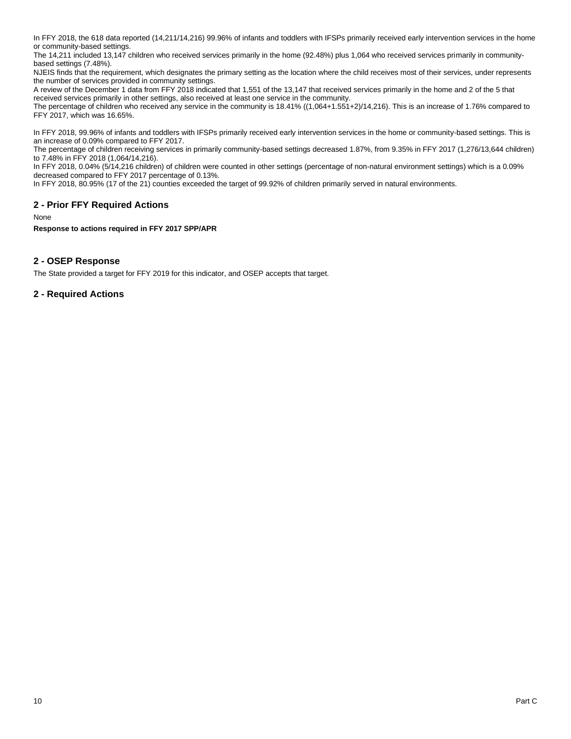In FFY 2018, the 618 data reported (14,211/14,216) 99.96% of infants and toddlers with IFSPs primarily received early intervention services in the home or community-based settings.
The 14,211 included 13,147 children who received services primarily in the home (92.48%) plus 1,064 who received services primarily in community-based settings (7.48%).
NJEIS finds that the requirement, which designates the primary setting as the location where the child receives most of their services, under represents the number of services provided in community settings.
A review of the December 1 data from FFY 2018 indicated that 1,551 of the 13,147 that received services primarily in the home and 2 of the 5 that received services primarily in other settings, also received at least one service in the community.
The percentage of children who received any service in the community is 18.41% ((1,064+1.551+2)/14,216). This is an increase of 1.76% compared to FFY 2017, which was 16.65%.

In FFY 2018, 99.96% of infants and toddlers with IFSPs primarily received early intervention services in the home or community-based settings. This is an increase of 0.09% compared to FFY 2017.
The percentage of children receiving services in primarily community-based settings decreased 1.87%, from 9.35% in FFY 2017 (1,276/13,644 children) to 7.48% in FFY 2018 (1,064/14,216).
In FFY 2018, 0.04% (5/14,216 children) of children were counted in other settings (percentage of non-natural environment settings) which is a 0.09% decreased compared to FFY 2017 percentage of 0.13%.
In FFY 2018, 80.95% (17 of the 21) counties exceeded the target of 99.92% of children primarily served in natural environments.

## 2 - Prior FFY Required Actions

None

**Response to actions required in FFY 2017 SPP/APR**

## 2 - OSEP Response

The State provided a target for FFY 2019 for this indicator, and OSEP accepts that target.

## 2 - Required Actions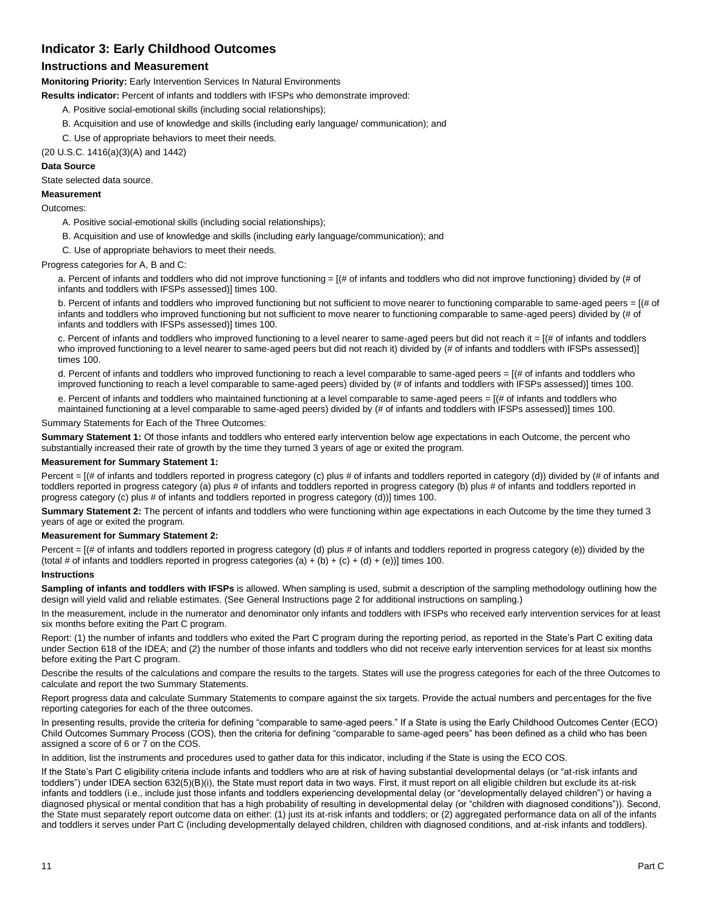# Indicator 3: Early Childhood Outcomes

## Instructions and Measurement

**Monitoring Priority:** Early Intervention Services In Natural Environments

**Results indicator:** Percent of infants and toddlers with IFSPs who demonstrate improved:

A. Positive social-emotional skills (including social relationships);

B. Acquisition and use of knowledge and skills (including early language/ communication); and

C. Use of appropriate behaviors to meet their needs.

(20 U.S.C. 1416(a)(3)(A) and 1442)

**Data Source**

State selected data source.

**Measurement**

Outcomes:

A. Positive social-emotional skills (including social relationships);

B. Acquisition and use of knowledge and skills (including early language/communication); and

C. Use of appropriate behaviors to meet their needs.

Progress categories for A, B and C:

a. Percent of infants and toddlers who did not improve functioning = [(# of infants and toddlers who did not improve functioning) divided by (# of infants and toddlers with IFSPs assessed)] times 100.

b. Percent of infants and toddlers who improved functioning but not sufficient to move nearer to functioning comparable to same-aged peers = [(# of infants and toddlers who improved functioning but not sufficient to move nearer to functioning comparable to same-aged peers) divided by (# of infants and toddlers with IFSPs assessed)] times 100.

c. Percent of infants and toddlers who improved functioning to a level nearer to same-aged peers but did not reach it = [(# of infants and toddlers who improved functioning to a level nearer to same-aged peers but did not reach it) divided by (# of infants and toddlers with IFSPs assessed)] times 100.

d. Percent of infants and toddlers who improved functioning to reach a level comparable to same-aged peers = [(# of infants and toddlers who improved functioning to reach a level comparable to same-aged peers) divided by (# of infants and toddlers with IFSPs assessed)] times 100.

e. Percent of infants and toddlers who maintained functioning at a level comparable to same-aged peers = [(# of infants and toddlers who maintained functioning at a level comparable to same-aged peers) divided by (# of infants and toddlers with IFSPs assessed)] times 100.

Summary Statements for Each of the Three Outcomes:

**Summary Statement 1:** Of those infants and toddlers who entered early intervention below age expectations in each Outcome, the percent who substantially increased their rate of growth by the time they turned 3 years of age or exited the program.

**Measurement for Summary Statement 1:**

Percent = [(# of infants and toddlers reported in progress category (c) plus # of infants and toddlers reported in category (d)) divided by (# of infants and toddlers reported in progress category (a) plus # of infants and toddlers reported in progress category (b) plus # of infants and toddlers reported in progress category (c) plus # of infants and toddlers reported in progress category (d))] times 100.

**Summary Statement 2:** The percent of infants and toddlers who were functioning within age expectations in each Outcome by the time they turned 3 years of age or exited the program.

**Measurement for Summary Statement 2:**

Percent = [(# of infants and toddlers reported in progress category (d) plus # of infants and toddlers reported in progress category (e)) divided by the (total # of infants and toddlers reported in progress categories (a) + (b) + (c) + (d) + (e))] times 100.

**Instructions**

**Sampling of infants and toddlers with IFSPs** is allowed. When sampling is used, submit a description of the sampling methodology outlining how the design will yield valid and reliable estimates. (See General Instructions page 2 for additional instructions on sampling.)

In the measurement, include in the numerator and denominator only infants and toddlers with IFSPs who received early intervention services for at least six months before exiting the Part C program.

Report: (1) the number of infants and toddlers who exited the Part C program during the reporting period, as reported in the State's Part C exiting data under Section 618 of the IDEA; and (2) the number of those infants and toddlers who did not receive early intervention services for at least six months before exiting the Part C program.

Describe the results of the calculations and compare the results to the targets. States will use the progress categories for each of the three Outcomes to calculate and report the two Summary Statements.

Report progress data and calculate Summary Statements to compare against the six targets. Provide the actual numbers and percentages for the five reporting categories for each of the three outcomes.

In presenting results, provide the criteria for defining "comparable to same-aged peers." If a State is using the Early Childhood Outcomes Center (ECO) Child Outcomes Summary Process (COS), then the criteria for defining "comparable to same-aged peers" has been defined as a child who has been assigned a score of 6 or 7 on the COS.

In addition, list the instruments and procedures used to gather data for this indicator, including if the State is using the ECO COS.

If the State's Part C eligibility criteria include infants and toddlers who are at risk of having substantial developmental delays (or "at-risk infants and toddlers") under IDEA section 632(5)(B)(i), the State must report data in two ways. First, it must report on all eligible children but exclude its at-risk infants and toddlers (i.e., include just those infants and toddlers experiencing developmental delay (or "developmentally delayed children") or having a diagnosed physical or mental condition that has a high probability of resulting in developmental delay (or "children with diagnosed conditions")). Second, the State must separately report outcome data on either: (1) just its at-risk infants and toddlers; or (2) aggregated performance data on all of the infants and toddlers it serves under Part C (including developmentally delayed children, children with diagnosed conditions, and at-risk infants and toddlers).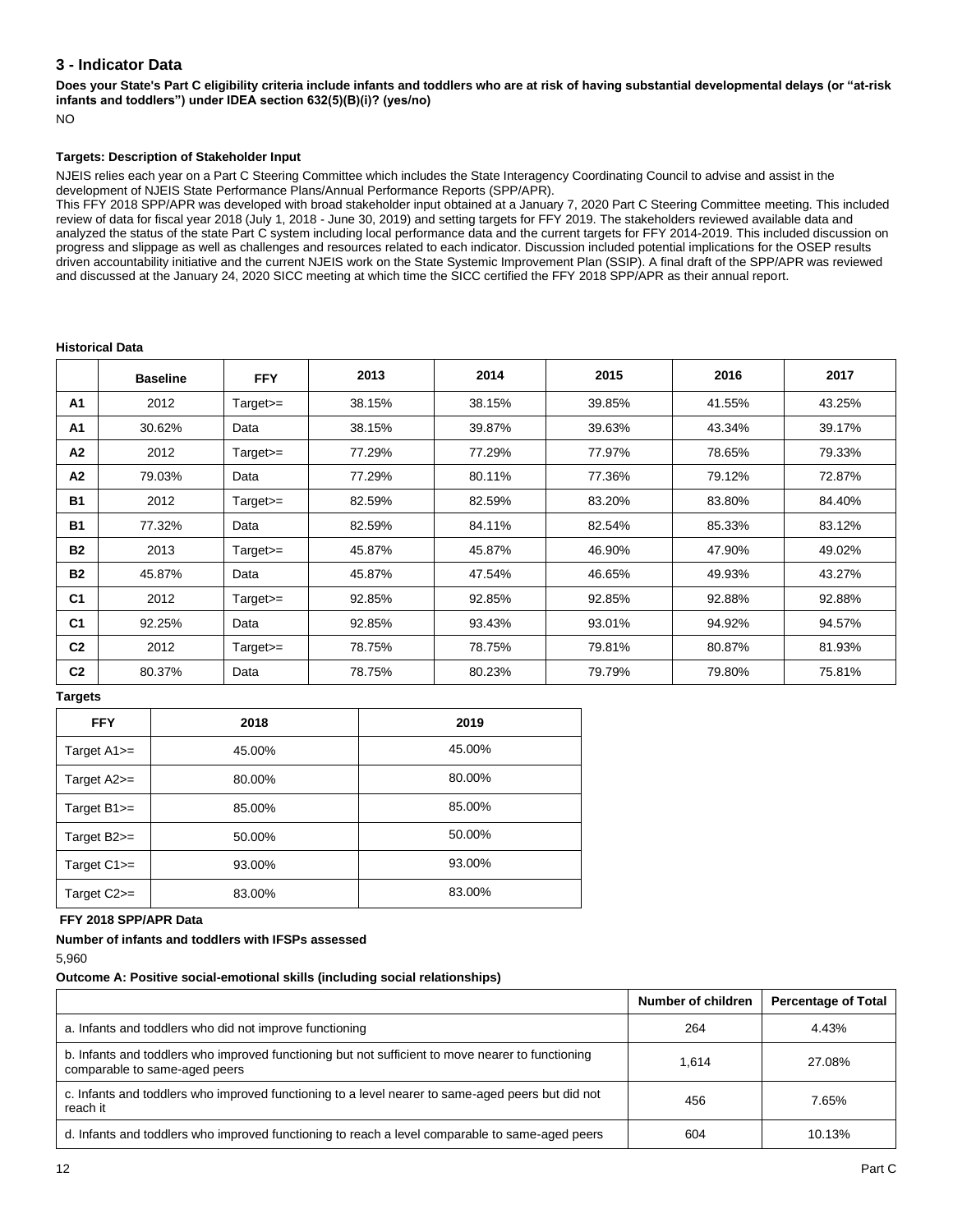## 3 - Indicator Data

**Does your State's Part C eligibility criteria include infants and toddlers who are at risk of having substantial developmental delays (or "at-risk infants and toddlers") under IDEA section 632(5)(B)(i)? (yes/no)**

NO

**Targets: Description of Stakeholder Input**

NJEIS relies each year on a Part C Steering Committee which includes the State Interagency Coordinating Council to advise and assist in the development of NJEIS State Performance Plans/Annual Performance Reports (SPP/APR).
This FFY 2018 SPP/APR was developed with broad stakeholder input obtained at a January 7, 2020 Part C Steering Committee meeting. This included review of data for fiscal year 2018 (July 1, 2018 - June 30, 2019) and setting targets for FFY 2019. The stakeholders reviewed available data and analyzed the status of the state Part C system including local performance data and the current targets for FFY 2014-2019. This included discussion on progress and slippage as well as challenges and resources related to each indicator. Discussion included potential implications for the OSEP results driven accountability initiative and the current NJEIS work on the State Systemic Improvement Plan (SSIP). A final draft of the SPP/APR was reviewed and discussed at the January 24, 2020 SICC meeting at which time the SICC certified the FFY 2018 SPP/APR as their annual report.

**Historical Data**

| | Baseline | FFY | 2013 | 2014 | 2015 | 2016 | 2017 |
|---|---|---|---|---|---|---|---|
| A1 | 2012 | Target>= | 38.15% | 38.15% | 39.85% | 41.55% | 43.25% |
| A1 | 30.62% | Data | 38.15% | 39.87% | 39.63% | 43.34% | 39.17% |
| A2 | 2012 | Target>= | 77.29% | 77.29% | 77.97% | 78.65% | 79.33% |
| A2 | 79.03% | Data | 77.29% | 80.11% | 77.36% | 79.12% | 72.87% |
| B1 | 2012 | Target>= | 82.59% | 82.59% | 83.20% | 83.80% | 84.40% |
| B1 | 77.32% | Data | 82.59% | 84.11% | 82.54% | 85.33% | 83.12% |
| B2 | 2013 | Target>= | 45.87% | 45.87% | 46.90% | 47.90% | 49.02% |
| B2 | 45.87% | Data | 45.87% | 47.54% | 46.65% | 49.93% | 43.27% |
| C1 | 2012 | Target>= | 92.85% | 92.85% | 92.85% | 92.88% | 92.88% |
| C1 | 92.25% | Data | 92.85% | 93.43% | 93.01% | 94.92% | 94.57% |
| C2 | 2012 | Target>= | 78.75% | 78.75% | 79.81% | 80.87% | 81.93% |
| C2 | 80.37% | Data | 78.75% | 80.23% | 79.79% | 79.80% | 75.81% |

**Targets**

| FFY | 2018 | 2019 |
|---|---|---|
| Target A1>= | 45.00% | 45.00% |
| Target A2>= | 80.00% | 80.00% |
| Target B1>= | 85.00% | 85.00% |
| Target B2>= | 50.00% | 50.00% |
| Target C1>= | 93.00% | 93.00% |
| Target C2>= | 83.00% | 83.00% |

**FFY 2018 SPP/APR Data**

**Number of infants and toddlers with IFSPs assessed**

5,960

**Outcome A: Positive social-emotional skills (including social relationships)**

| | Number of children | Percentage of Total |
|---|---|---|
| a. Infants and toddlers who did not improve functioning | 264 | 4.43% |
| b. Infants and toddlers who improved functioning but not sufficient to move nearer to functioning comparable to same-aged peers | 1,614 | 27.08% |
| c. Infants and toddlers who improved functioning to a level nearer to same-aged peers but did not reach it | 456 | 7.65% |
| d. Infants and toddlers who improved functioning to reach a level comparable to same-aged peers | 604 | 10.13% |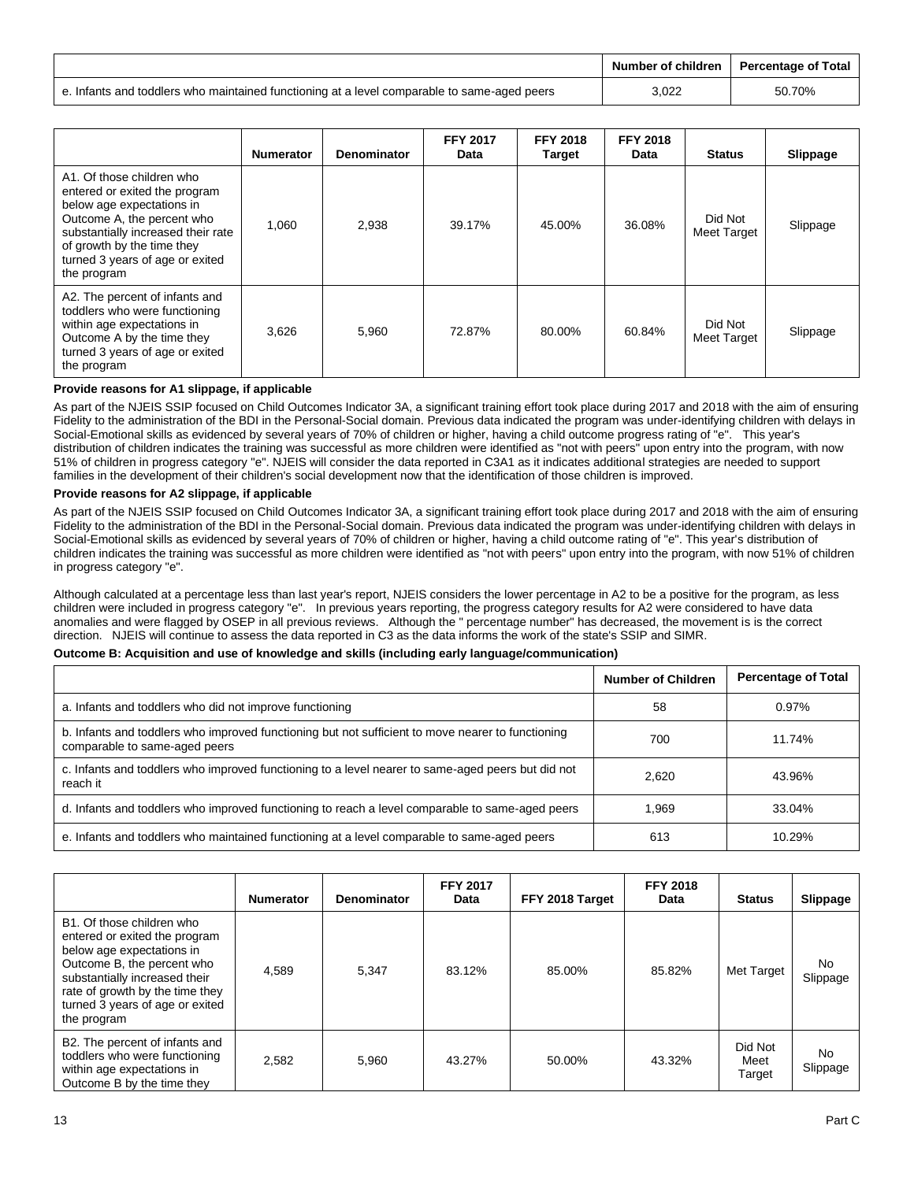| | Number of children | Percentage of Total |
|---|---|---|
| e. Infants and toddlers who maintained functioning at a level comparable to same-aged peers | 3,022 | 50.70% |

| | Numerator | Denominator | FFY 2017 Data | FFY 2018 Target | FFY 2018 Data | Status | Slippage |
|---|---|---|---|---|---|---|---|
| A1. Of those children who entered or exited the program below age expectations in Outcome A, the percent who substantially increased their rate of growth by the time they turned 3 years of age or exited the program | 1,060 | 2,938 | 39.17% | 45.00% | 36.08% | Did Not Meet Target | Slippage |
| A2. The percent of infants and toddlers who were functioning within age expectations in Outcome A by the time they turned 3 years of age or exited the program | 3,626 | 5,960 | 72.87% | 80.00% | 60.84% | Did Not Meet Target | Slippage |

**Provide reasons for A1 slippage, if applicable**

As part of the NJEIS SSIP focused on Child Outcomes Indicator 3A, a significant training effort took place during 2017 and 2018 with the aim of ensuring Fidelity to the administration of the BDI in the Personal-Social domain. Previous data indicated the program was under-identifying children with delays in Social-Emotional skills as evidenced by several years of 70% of children or higher, having a child outcome progress rating of "e". This year's distribution of children indicates the training was successful as more children were identified as "not with peers" upon entry into the program, with now 51% of children in progress category "e". NJEIS will consider the data reported in C3A1 as it indicates additional strategies are needed to support families in the development of their children's social development now that the identification of those children is improved.

**Provide reasons for A2 slippage, if applicable**

As part of the NJEIS SSIP focused on Child Outcomes Indicator 3A, a significant training effort took place during 2017 and 2018 with the aim of ensuring Fidelity to the administration of the BDI in the Personal-Social domain. Previous data indicated the program was under-identifying children with delays in Social-Emotional skills as evidenced by several years of 70% of children or higher, having a child outcome rating of "e". This year's distribution of children indicates the training was successful as more children were identified as "not with peers" upon entry into the program, with now 51% of children in progress category "e".

Although calculated at a percentage less than last year's report, NJEIS considers the lower percentage in A2 to be a positive for the program, as less children were included in progress category "e". In previous years reporting, the progress category results for A2 were considered to have data anomalies and were flagged by OSEP in all previous reviews. Although the " percentage number" has decreased, the movement is is the correct direction. NJEIS will continue to assess the data reported in C3 as the data informs the work of the state's SSIP and SIMR.

**Outcome B: Acquisition and use of knowledge and skills (including early language/communication)**

| | Number of Children | Percentage of Total |
|---|---|---|
| a. Infants and toddlers who did not improve functioning | 58 | 0.97% |
| b. Infants and toddlers who improved functioning but not sufficient to move nearer to functioning comparable to same-aged peers | 700 | 11.74% |
| c. Infants and toddlers who improved functioning to a level nearer to same-aged peers but did not reach it | 2,620 | 43.96% |
| d. Infants and toddlers who improved functioning to reach a level comparable to same-aged peers | 1,969 | 33.04% |
| e. Infants and toddlers who maintained functioning at a level comparable to same-aged peers | 613 | 10.29% |

| | Numerator | Denominator | FFY 2017 Data | FFY 2018 Target | FFY 2018 Data | Status | Slippage |
|---|---|---|---|---|---|---|---|
| B1. Of those children who entered or exited the program below age expectations in Outcome B, the percent who substantially increased their rate of growth by the time they turned 3 years of age or exited the program | 4,589 | 5,347 | 83.12% | 85.00% | 85.82% | Met Target | No Slippage |
| B2. The percent of infants and toddlers who were functioning within age expectations in Outcome B by the time they | 2,582 | 5,960 | 43.27% | 50.00% | 43.32% | Did Not Meet Target | No Slippage |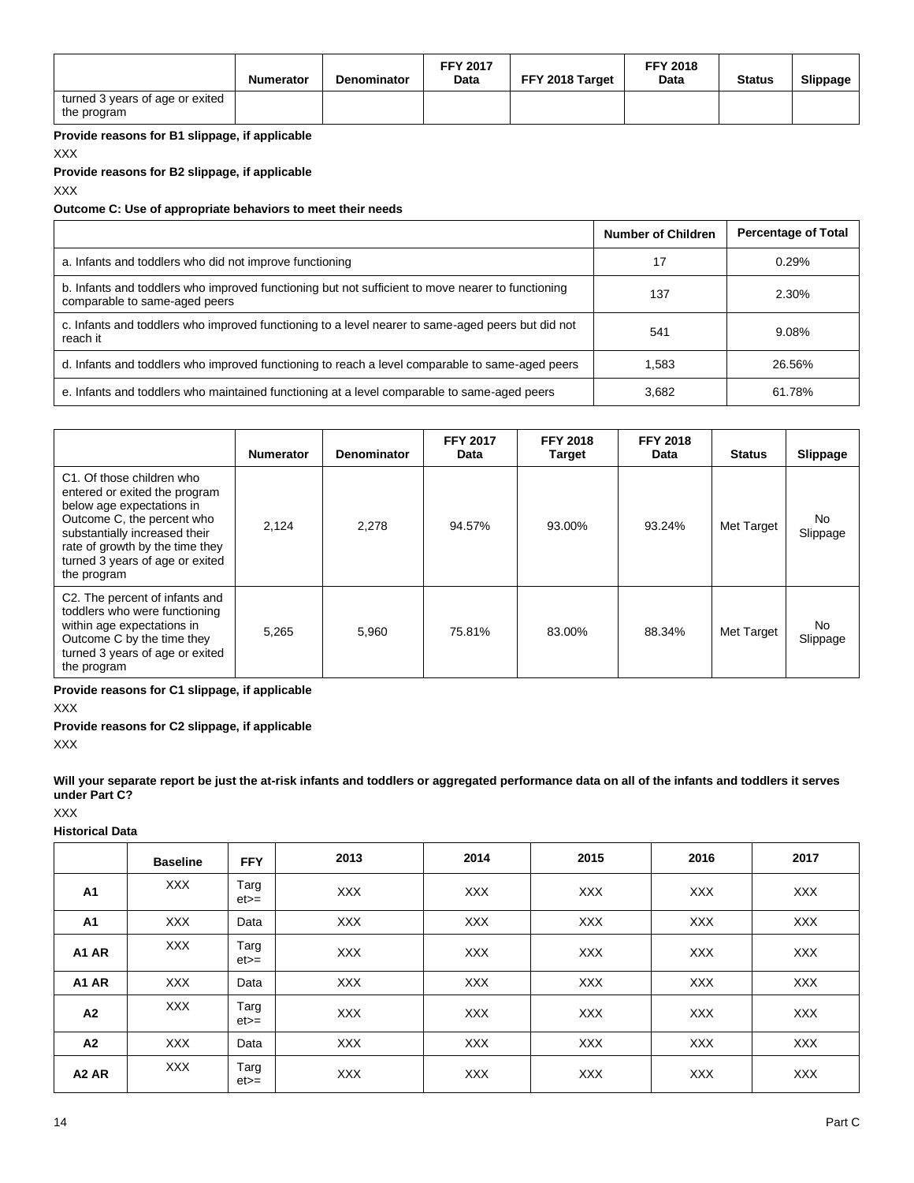| | Numerator | Denominator | FFY 2017 Data | FFY 2018 Target | FFY 2018 Data | Status | Slippage |
|---|---|---|---|---|---|---|---|
| turned 3 years of age or exited the program | | | | | | | |

**Provide reasons for B1 slippage, if applicable**

XXX

**Provide reasons for B2 slippage, if applicable**

XXX

**Outcome C: Use of appropriate behaviors to meet their needs**

| | Number of Children | Percentage of Total |
|---|---|---|
| a. Infants and toddlers who did not improve functioning | 17 | 0.29% |
| b. Infants and toddlers who improved functioning but not sufficient to move nearer to functioning comparable to same-aged peers | 137 | 2.30% |
| c. Infants and toddlers who improved functioning to a level nearer to same-aged peers but did not reach it | 541 | 9.08% |
| d. Infants and toddlers who improved functioning to reach a level comparable to same-aged peers | 1,583 | 26.56% |
| e. Infants and toddlers who maintained functioning at a level comparable to same-aged peers | 3,682 | 61.78% |

| | Numerator | Denominator | FFY 2017 Data | FFY 2018 Target | FFY 2018 Data | Status | Slippage |
|---|---|---|---|---|---|---|---|
| C1. Of those children who entered or exited the program below age expectations in Outcome C, the percent who substantially increased their rate of growth by the time they turned 3 years of age or exited the program | 2,124 | 2,278 | 94.57% | 93.00% | 93.24% | Met Target | No Slippage |
| C2. The percent of infants and toddlers who were functioning within age expectations in Outcome C by the time they turned 3 years of age or exited the program | 5,265 | 5,960 | 75.81% | 83.00% | 88.34% | Met Target | No Slippage |

**Provide reasons for C1 slippage, if applicable**

XXX

**Provide reasons for C2 slippage, if applicable**

XXX

**Will your separate report be just the at-risk infants and toddlers or aggregated performance data on all of the infants and toddlers it serves under Part C?**

XXX

**Historical Data**

| | Baseline | FFY | 2013 | 2014 | 2015 | 2016 | 2017 |
|---|---|---|---|---|---|---|---|
| **A1** | XXX | Target>= | XXX | XXX | XXX | XXX | XXX |
| **A1** | XXX | Data | XXX | XXX | XXX | XXX | XXX |
| **A1 AR** | XXX | Target>= | XXX | XXX | XXX | XXX | XXX |
| **A1 AR** | XXX | Data | XXX | XXX | XXX | XXX | XXX |
| **A2** | XXX | Target>= | XXX | XXX | XXX | XXX | XXX |
| **A2** | XXX | Data | XXX | XXX | XXX | XXX | XXX |
| **A2 AR** | XXX | Target>= | XXX | XXX | XXX | XXX | XXX |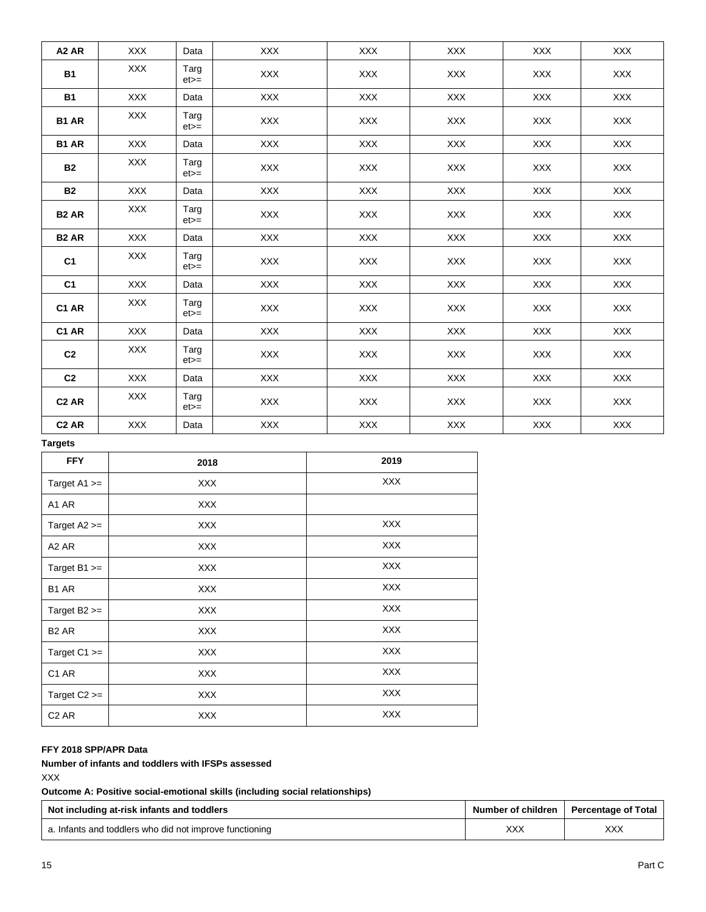| A2 AR | XXX | Data | XXX | XXX | XXX | XXX | XXX |
|---|---|---|---|---|---|---|---|
| B1 | XXX | Target>= | XXX | XXX | XXX | XXX | XXX |
| B1 | XXX | Data | XXX | XXX | XXX | XXX | XXX |
| B1 AR | XXX | Target>= | XXX | XXX | XXX | XXX | XXX |
| B1 AR | XXX | Data | XXX | XXX | XXX | XXX | XXX |
| B2 | XXX | Target>= | XXX | XXX | XXX | XXX | XXX |
| B2 | XXX | Data | XXX | XXX | XXX | XXX | XXX |
| B2 AR | XXX | Target>= | XXX | XXX | XXX | XXX | XXX |
| B2 AR | XXX | Data | XXX | XXX | XXX | XXX | XXX |
| C1 | XXX | Target>= | XXX | XXX | XXX | XXX | XXX |
| C1 | XXX | Data | XXX | XXX | XXX | XXX | XXX |
| C1 AR | XXX | Target>= | XXX | XXX | XXX | XXX | XXX |
| C1 AR | XXX | Data | XXX | XXX | XXX | XXX | XXX |
| C2 | XXX | Target>= | XXX | XXX | XXX | XXX | XXX |
| C2 | XXX | Data | XXX | XXX | XXX | XXX | XXX |
| C2 AR | XXX | Target>= | XXX | XXX | XXX | XXX | XXX |
| C2 AR | XXX | Data | XXX | XXX | XXX | XXX | XXX |

**Targets**

| FFY | 2018 | 2019 |
|---|---|---|
| Target A1 >= | XXX | XXX |
| A1 AR | XXX | |
| Target A2 >= | XXX | XXX |
| A2 AR | XXX | XXX |
| Target B1 >= | XXX | XXX |
| B1 AR | XXX | XXX |
| Target B2 >= | XXX | XXX |
| B2 AR | XXX | XXX |
| Target C1 >= | XXX | XXX |
| C1 AR | XXX | XXX |
| Target C2 >= | XXX | XXX |
| C2 AR | XXX | XXX |

**FFY 2018 SPP/APR Data**

**Number of infants and toddlers with IFSPs assessed**

XXX

**Outcome A: Positive social-emotional skills (including social relationships)**

| Not including at-risk infants and toddlers | Number of children | Percentage of Total |
|---|---|---|
| a. Infants and toddlers who did not improve functioning | XXX | XXX |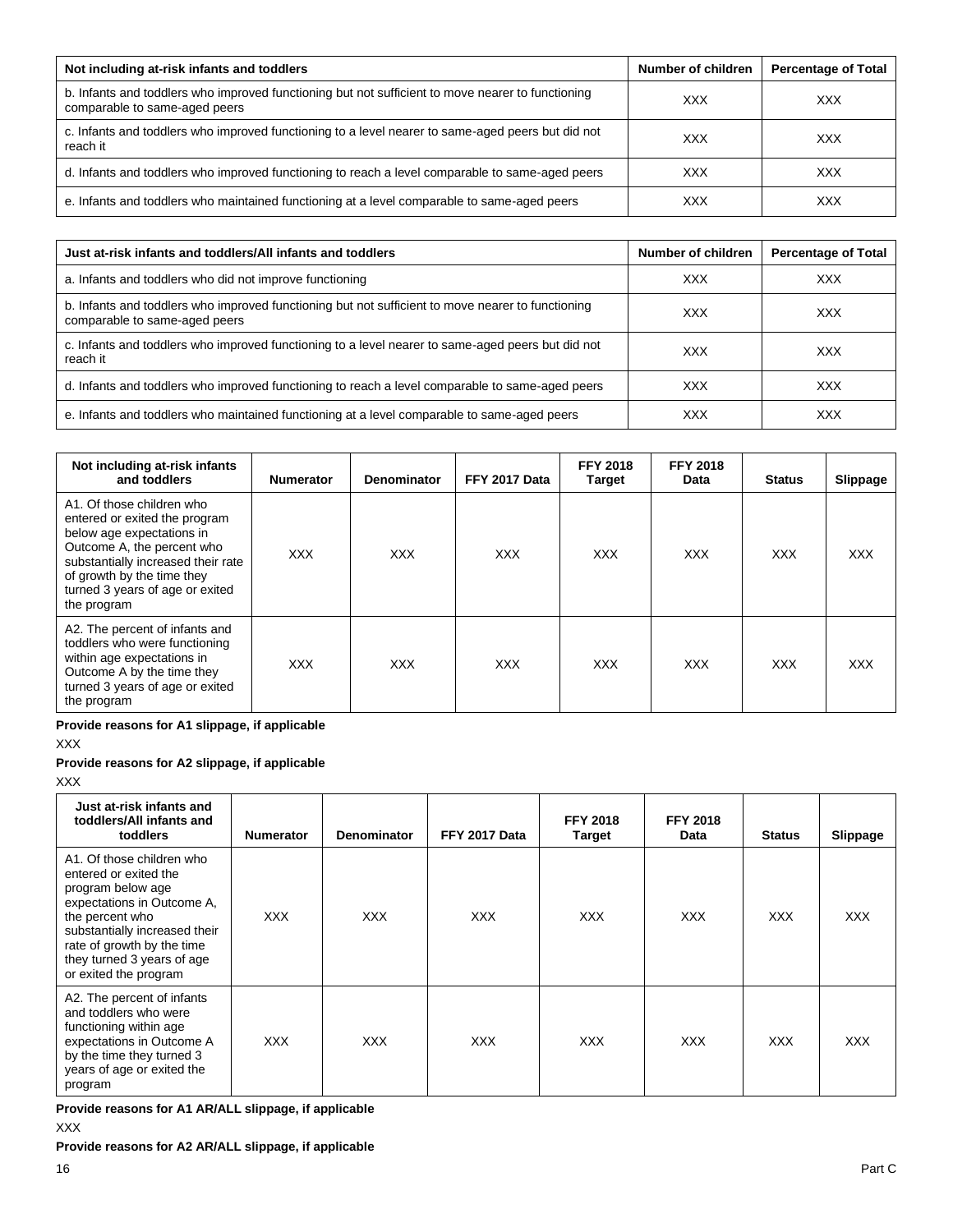| Not including at-risk infants and toddlers | Number of children | Percentage of Total |
|---|---|---|
| b. Infants and toddlers who improved functioning but not sufficient to move nearer to functioning comparable to same-aged peers | XXX | XXX |
| c. Infants and toddlers who improved functioning to a level nearer to same-aged peers but did not reach it | XXX | XXX |
| d. Infants and toddlers who improved functioning to reach a level comparable to same-aged peers | XXX | XXX |
| e. Infants and toddlers who maintained functioning at a level comparable to same-aged peers | XXX | XXX |

| Just at-risk infants and toddlers/All infants and toddlers | Number of children | Percentage of Total |
|---|---|---|
| a. Infants and toddlers who did not improve functioning | XXX | XXX |
| b. Infants and toddlers who improved functioning but not sufficient to move nearer to functioning comparable to same-aged peers | XXX | XXX |
| c. Infants and toddlers who improved functioning to a level nearer to same-aged peers but did not reach it | XXX | XXX |
| d. Infants and toddlers who improved functioning to reach a level comparable to same-aged peers | XXX | XXX |
| e. Infants and toddlers who maintained functioning at a level comparable to same-aged peers | XXX | XXX |

| Not including at-risk infants and toddlers | Numerator | Denominator | FFY 2017 Data | FFY 2018 Target | FFY 2018 Data | Status | Slippage |
|---|---|---|---|---|---|---|---|
| A1. Of those children who entered or exited the program below age expectations in Outcome A, the percent who substantially increased their rate of growth by the time they turned 3 years of age or exited the program | XXX | XXX | XXX | XXX | XXX | XXX | XXX |
| A2. The percent of infants and toddlers who were functioning within age expectations in Outcome A by the time they turned 3 years of age or exited the program | XXX | XXX | XXX | XXX | XXX | XXX | XXX |

**Provide reasons for A1 slippage, if applicable**

XXX

**Provide reasons for A2 slippage, if applicable**

XXX

| Just at-risk infants and toddlers/All infants and toddlers | Numerator | Denominator | FFY 2017 Data | FFY 2018 Target | FFY 2018 Data | Status | Slippage |
|---|---|---|---|---|---|---|---|
| A1. Of those children who entered or exited the program below age expectations in Outcome A, the percent who substantially increased their rate of growth by the time they turned 3 years of age or exited the program | XXX | XXX | XXX | XXX | XXX | XXX | XXX |
| A2. The percent of infants and toddlers who were functioning within age expectations in Outcome A by the time they turned 3 years of age or exited the program | XXX | XXX | XXX | XXX | XXX | XXX | XXX |

**Provide reasons for A1 AR/ALL slippage, if applicable**

XXX

**Provide reasons for A2 AR/ALL slippage, if applicable**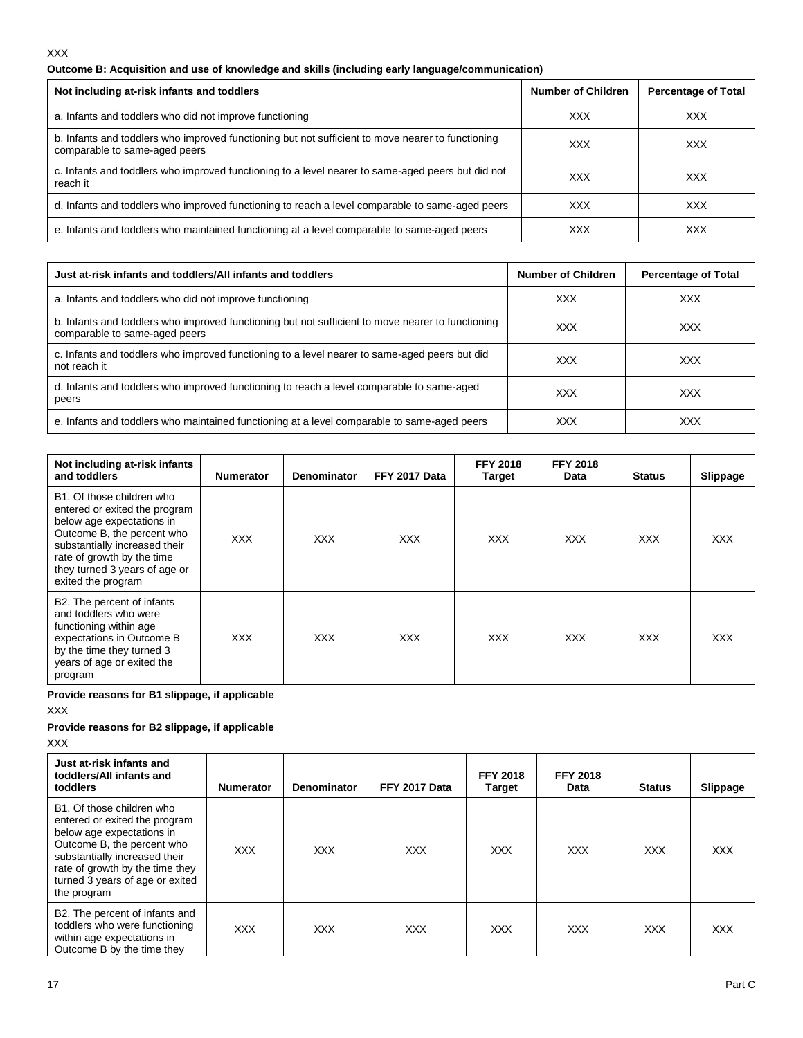XXX

**Outcome B: Acquisition and use of knowledge and skills (including early language/communication)**

| Not including at-risk infants and toddlers | Number of Children | Percentage of Total |
|---|---|---|
| a. Infants and toddlers who did not improve functioning | XXX | XXX |
| b. Infants and toddlers who improved functioning but not sufficient to move nearer to functioning comparable to same-aged peers | XXX | XXX |
| c. Infants and toddlers who improved functioning to a level nearer to same-aged peers but did not reach it | XXX | XXX |
| d. Infants and toddlers who improved functioning to reach a level comparable to same-aged peers | XXX | XXX |
| e. Infants and toddlers who maintained functioning at a level comparable to same-aged peers | XXX | XXX |

| Just at-risk infants and toddlers/All infants and toddlers | Number of Children | Percentage of Total |
|---|---|---|
| a. Infants and toddlers who did not improve functioning | XXX | XXX |
| b. Infants and toddlers who improved functioning but not sufficient to move nearer to functioning comparable to same-aged peers | XXX | XXX |
| c. Infants and toddlers who improved functioning to a level nearer to same-aged peers but did not reach it | XXX | XXX |
| d. Infants and toddlers who improved functioning to reach a level comparable to same-aged peers | XXX | XXX |
| e. Infants and toddlers who maintained functioning at a level comparable to same-aged peers | XXX | XXX |

| Not including at-risk infants and toddlers | Numerator | Denominator | FFY 2017 Data | FFY 2018 Target | FFY 2018 Data | Status | Slippage |
|---|---|---|---|---|---|---|---|
| B1. Of those children who entered or exited the program below age expectations in Outcome B, the percent who substantially increased their rate of growth by the time they turned 3 years of age or exited the program | XXX | XXX | XXX | XXX | XXX | XXX | XXX |
| B2. The percent of infants and toddlers who were functioning within age expectations in Outcome B by the time they turned 3 years of age or exited the program | XXX | XXX | XXX | XXX | XXX | XXX | XXX |

**Provide reasons for B1 slippage, if applicable**

XXX

**Provide reasons for B2 slippage, if applicable**

XXX

| Just at-risk infants and toddlers/All infants and toddlers | Numerator | Denominator | FFY 2017 Data | FFY 2018 Target | FFY 2018 Data | Status | Slippage |
|---|---|---|---|---|---|---|---|
| B1. Of those children who entered or exited the program below age expectations in Outcome B, the percent who substantially increased their rate of growth by the time they turned 3 years of age or exited the program | XXX | XXX | XXX | XXX | XXX | XXX | XXX |
| B2. The percent of infants and toddlers who were functioning within age expectations in Outcome B by the time they | XXX | XXX | XXX | XXX | XXX | XXX | XXX |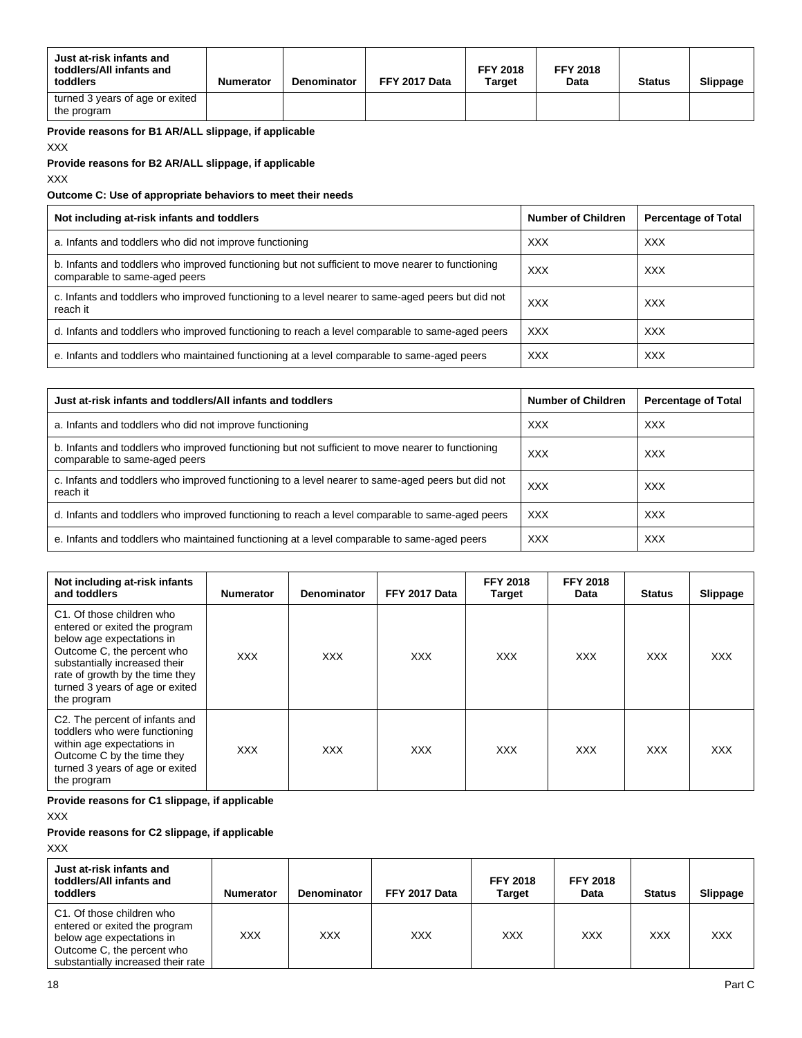| Just at-risk infants and toddlers/All infants and toddlers | Numerator | Denominator | FFY 2017 Data | FFY 2018 Target | FFY 2018 Data | Status | Slippage |
|---|---|---|---|---|---|---|---|
| turned 3 years of age or exited the program | | | | | | | |

**Provide reasons for B1 AR/ALL slippage, if applicable**

XXX

**Provide reasons for B2 AR/ALL slippage, if applicable**

XXX

**Outcome C: Use of appropriate behaviors to meet their needs**

| Not including at-risk infants and toddlers | Number of Children | Percentage of Total |
|---|---|---|
| a. Infants and toddlers who did not improve functioning | XXX | XXX |
| b. Infants and toddlers who improved functioning but not sufficient to move nearer to functioning comparable to same-aged peers | XXX | XXX |
| c. Infants and toddlers who improved functioning to a level nearer to same-aged peers but did not reach it | XXX | XXX |
| d. Infants and toddlers who improved functioning to reach a level comparable to same-aged peers | XXX | XXX |
| e. Infants and toddlers who maintained functioning at a level comparable to same-aged peers | XXX | XXX |

| Just at-risk infants and toddlers/All infants and toddlers | Number of Children | Percentage of Total |
|---|---|---|
| a. Infants and toddlers who did not improve functioning | XXX | XXX |
| b. Infants and toddlers who improved functioning but not sufficient to move nearer to functioning comparable to same-aged peers | XXX | XXX |
| c. Infants and toddlers who improved functioning to a level nearer to same-aged peers but did not reach it | XXX | XXX |
| d. Infants and toddlers who improved functioning to reach a level comparable to same-aged peers | XXX | XXX |
| e. Infants and toddlers who maintained functioning at a level comparable to same-aged peers | XXX | XXX |

| Not including at-risk infants and toddlers | Numerator | Denominator | FFY 2017 Data | FFY 2018 Target | FFY 2018 Data | Status | Slippage |
|---|---|---|---|---|---|---|---|
| C1. Of those children who entered or exited the program below age expectations in Outcome C, the percent who substantially increased their rate of growth by the time they turned 3 years of age or exited the program | XXX | XXX | XXX | XXX | XXX | XXX | XXX |
| C2. The percent of infants and toddlers who were functioning within age expectations in Outcome C by the time they turned 3 years of age or exited the program | XXX | XXX | XXX | XXX | XXX | XXX | XXX |

**Provide reasons for C1 slippage, if applicable**

XXX

**Provide reasons for C2 slippage, if applicable**

XXX

| Just at-risk infants and toddlers/All infants and toddlers | Numerator | Denominator | FFY 2017 Data | FFY 2018 Target | FFY 2018 Data | Status | Slippage |
|---|---|---|---|---|---|---|---|
| C1. Of those children who entered or exited the program below age expectations in Outcome C, the percent who substantially increased their rate | XXX | XXX | XXX | XXX | XXX | XXX | XXX |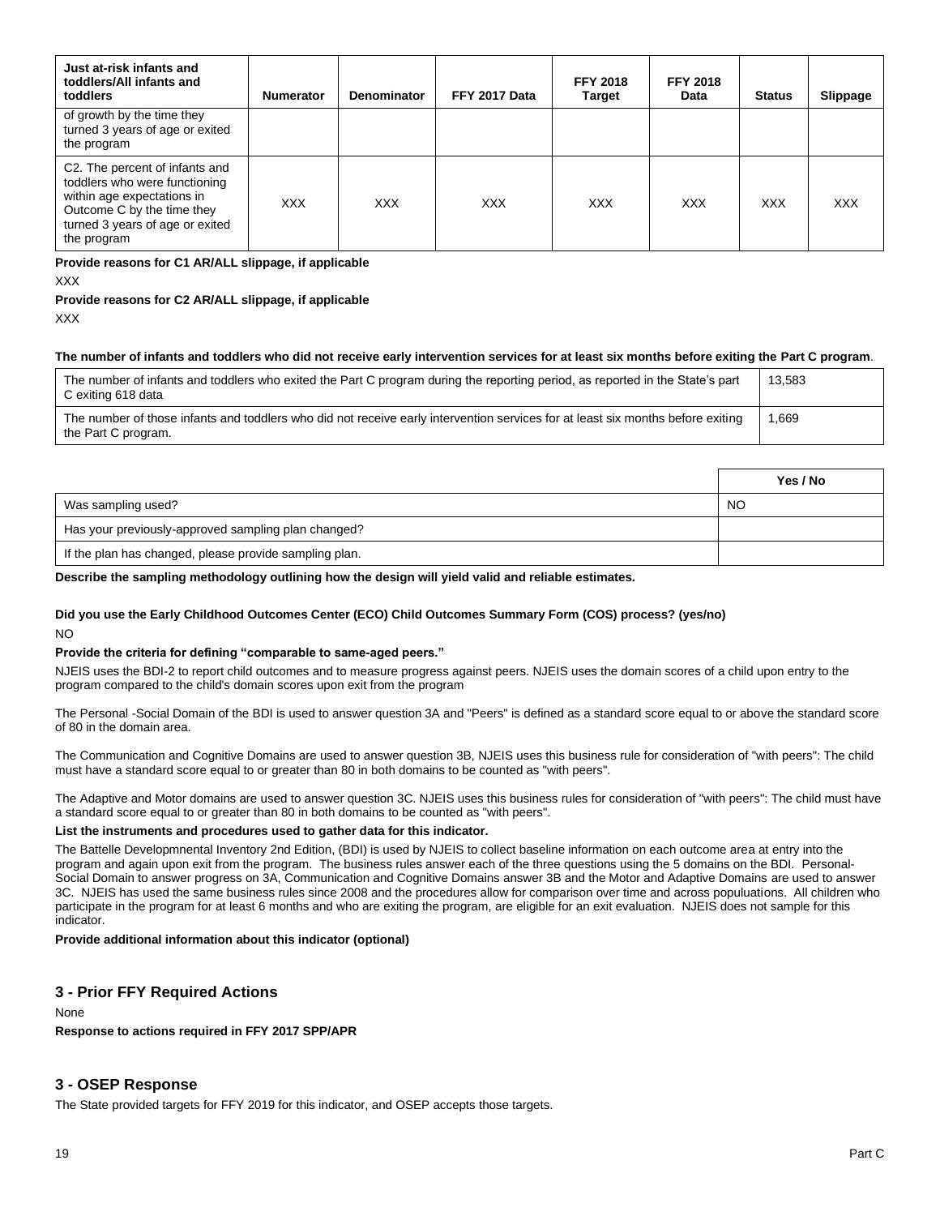| Just at-risk infants and toddlers/All infants and toddlers | Numerator | Denominator | FFY 2017 Data | FFY 2018 Target | FFY 2018 Data | Status | Slippage |
|---|---|---|---|---|---|---|---|
| of growth by the time they turned 3 years of age or exited the program | | | | | | | |
| C2. The percent of infants and toddlers who were functioning within age expectations in Outcome C by the time they turned 3 years of age or exited the program | XXX | XXX | XXX | XXX | XXX | XXX | XXX |

**Provide reasons for C1 AR/ALL slippage, if applicable**

XXX

**Provide reasons for C2 AR/ALL slippage, if applicable**

XXX

**The number of infants and toddlers who did not receive early intervention services for at least six months before exiting the Part C program**.

| | |
|---|---|
| The number of infants and toddlers who exited the Part C program during the reporting period, as reported in the State's part C exiting 618 data | 13,583 |
| The number of those infants and toddlers who did not receive early intervention services for at least six months before exiting the Part C program. | 1,669 |

| | Yes / No |
|---|---|
| Was sampling used? | NO |
| Has your previously-approved sampling plan changed? | |
| If the plan has changed, please provide sampling plan. | |

**Describe the sampling methodology outlining how the design will yield valid and reliable estimates.**

**Did you use the Early Childhood Outcomes Center (ECO) Child Outcomes Summary Form (COS) process? (yes/no)**

NO

**Provide the criteria for defining "comparable to same-aged peers."**

NJEIS uses the BDI-2 to report child outcomes and to measure progress against peers. NJEIS uses the domain scores of a child upon entry to the program compared to the child's domain scores upon exit from the program

The Personal -Social Domain of the BDI is used to answer question 3A and "Peers" is defined as a standard score equal to or above the standard score of 80 in the domain area.

The Communication and Cognitive Domains are used to answer question 3B, NJEIS uses this business rule for consideration of "with peers": The child must have a standard score equal to or greater than 80 in both domains to be counted as "with peers".

The Adaptive and Motor domains are used to answer question 3C. NJEIS uses this business rules for consideration of "with peers": The child must have a standard score equal to or greater than 80 in both domains to be counted as "with peers".

**List the instruments and procedures used to gather data for this indicator.**

The Battelle Developmnental Inventory 2nd Edition, (BDI) is used by NJEIS to collect baseline information on each outcome area at entry into the program and again upon exit from the program. The business rules answer each of the three questions using the 5 domains on the BDI. Personal-Social Domain to answer progress on 3A, Communication and Cognitive Domains answer 3B and the Motor and Adaptive Domains are used to answer 3C. NJEIS has used the same business rules since 2008 and the procedures allow for comparison over time and across populuations. All children who participate in the program for at least 6 months and who are exiting the program, are eligible for an exit evaluation. NJEIS does not sample for this indicator.

**Provide additional information about this indicator (optional)**

## 3 - Prior FFY Required Actions

None

**Response to actions required in FFY 2017 SPP/APR**

## 3 - OSEP Response

The State provided targets for FFY 2019 for this indicator, and OSEP accepts those targets.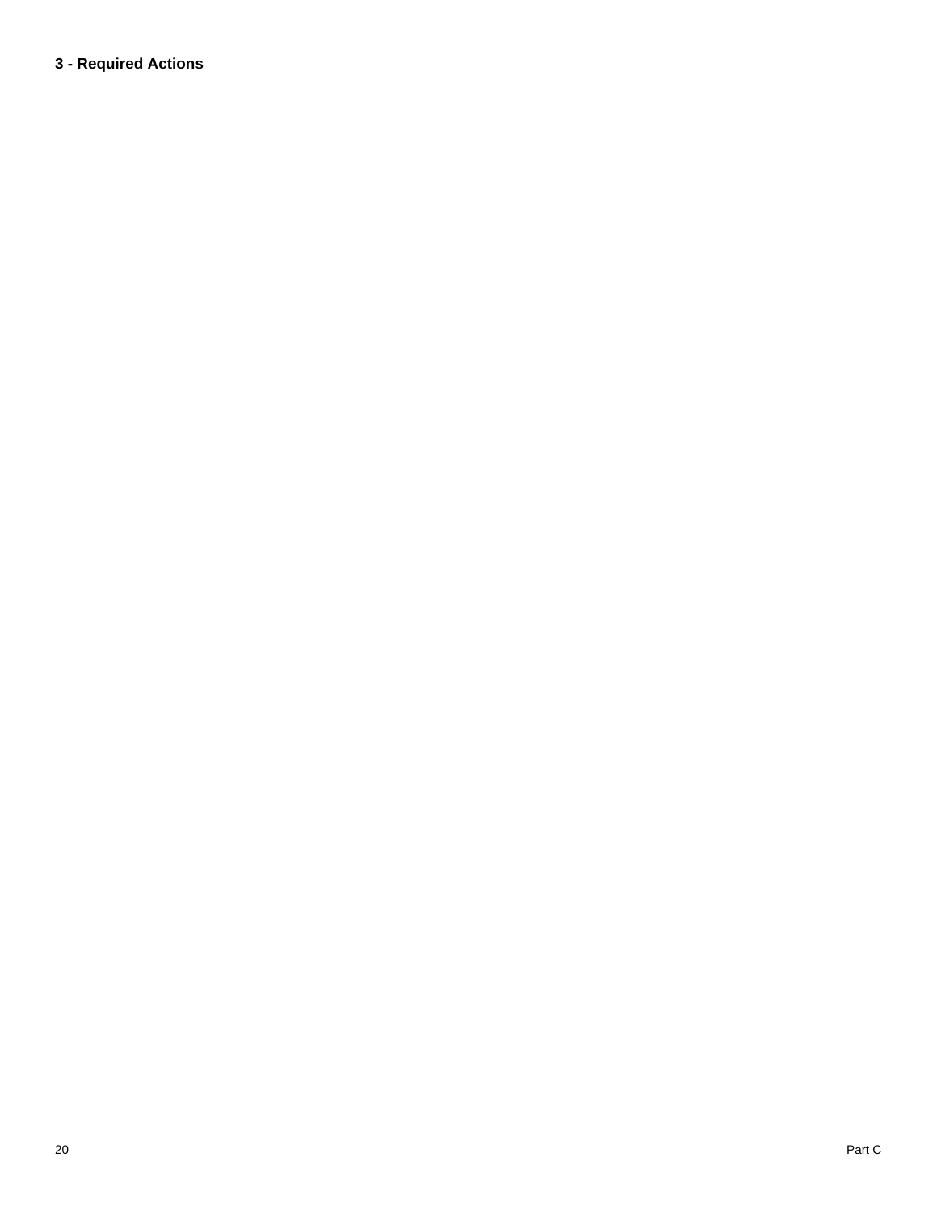### 3 - Required Actions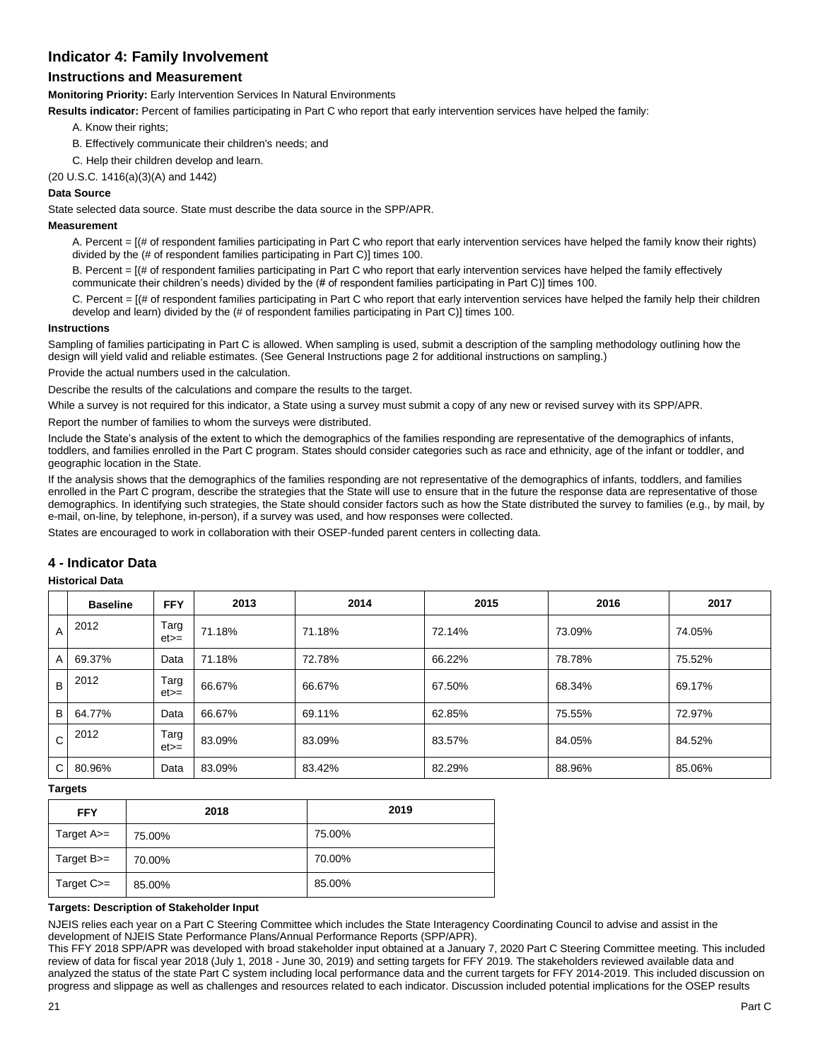## Indicator 4: Family Involvement

### Instructions and Measurement

**Monitoring Priority:** Early Intervention Services In Natural Environments

**Results indicator:** Percent of families participating in Part C who report that early intervention services have helped the family:

A. Know their rights;

B. Effectively communicate their children's needs; and

C. Help their children develop and learn.

(20 U.S.C. 1416(a)(3)(A) and 1442)

#### Data Source

State selected data source. State must describe the data source in the SPP/APR.

#### Measurement

A. Percent = [(# of respondent families participating in Part C who report that early intervention services have helped the family know their rights) divided by the (# of respondent families participating in Part C)] times 100.

B. Percent = [(# of respondent families participating in Part C who report that early intervention services have helped the family effectively communicate their children's needs) divided by the (# of respondent families participating in Part C)] times 100.

C. Percent = [(# of respondent families participating in Part C who report that early intervention services have helped the family help their children develop and learn) divided by the (# of respondent families participating in Part C)] times 100.

#### Instructions

Sampling of families participating in Part C is allowed. When sampling is used, submit a description of the sampling methodology outlining how the design will yield valid and reliable estimates. (See General Instructions page 2 for additional instructions on sampling.)

Provide the actual numbers used in the calculation.

Describe the results of the calculations and compare the results to the target.

While a survey is not required for this indicator, a State using a survey must submit a copy of any new or revised survey with its SPP/APR.

Report the number of families to whom the surveys were distributed.

Include the State's analysis of the extent to which the demographics of the families responding are representative of the demographics of infants, toddlers, and families enrolled in the Part C program. States should consider categories such as race and ethnicity, age of the infant or toddler, and geographic location in the State.

If the analysis shows that the demographics of the families responding are not representative of the demographics of infants, toddlers, and families enrolled in the Part C program, describe the strategies that the State will use to ensure that in the future the response data are representative of those demographics. In identifying such strategies, the State should consider factors such as how the State distributed the survey to families (e.g., by mail, by e-mail, on-line, by telephone, in-person), if a survey was used, and how responses were collected.

States are encouraged to work in collaboration with their OSEP-funded parent centers in collecting data.

## 4 - Indicator Data

**Historical Data**

| | Baseline | FFY | 2013 | 2014 | 2015 | 2016 | 2017 |
|---|---|---|---|---|---|---|---|
| A | 2012 | Target>= | 71.18% | 71.18% | 72.14% | 73.09% | 74.05% |
| A | 69.37% | Data | 71.18% | 72.78% | 66.22% | 78.78% | 75.52% |
| B | 2012 | Target>= | 66.67% | 66.67% | 67.50% | 68.34% | 69.17% |
| B | 64.77% | Data | 66.67% | 69.11% | 62.85% | 75.55% | 72.97% |
| C | 2012 | Target>= | 83.09% | 83.09% | 83.57% | 84.05% | 84.52% |
| C | 80.96% | Data | 83.09% | 83.42% | 82.29% | 88.96% | 85.06% |

**Targets**

| FFY | 2018 | 2019 |
|---|---|---|
| Target A>= | 75.00% | 75.00% |
| Target B>= | 70.00% | 70.00% |
| Target C>= | 85.00% | 85.00% |

**Targets: Description of Stakeholder Input**

NJEIS relies each year on a Part C Steering Committee which includes the State Interagency Coordinating Council to advise and assist in the development of NJEIS State Performance Plans/Annual Performance Reports (SPP/APR).

This FFY 2018 SPP/APR was developed with broad stakeholder input obtained at a January 7, 2020 Part C Steering Committee meeting. This included review of data for fiscal year 2018 (July 1, 2018 - June 30, 2019) and setting targets for FFY 2019. The stakeholders reviewed available data and analyzed the status of the state Part C system including local performance data and the current targets for FFY 2014-2019. This included discussion on progress and slippage as well as challenges and resources related to each indicator. Discussion included potential implications for the OSEP results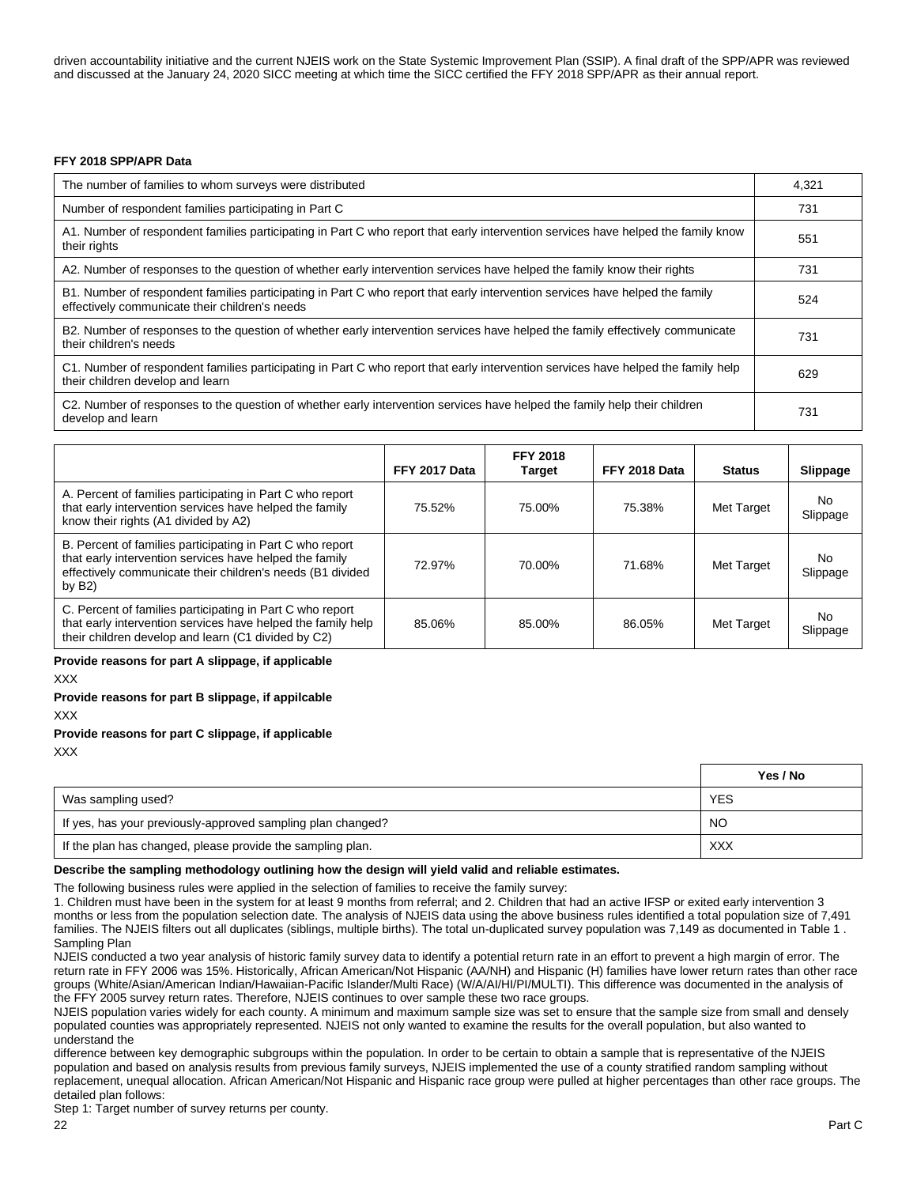driven accountability initiative and the current NJEIS work on the State Systemic Improvement Plan (SSIP). A final draft of the SPP/APR was reviewed and discussed at the January 24, 2020 SICC meeting at which time the SICC certified the FFY 2018 SPP/APR as their annual report.

**FFY 2018 SPP/APR Data**

| | |
|---|---|
| The number of families to whom surveys were distributed | 4,321 |
| Number of respondent families participating in Part C | 731 |
| A1. Number of respondent families participating in Part C who report that early intervention services have helped the family know their rights | 551 |
| A2. Number of responses to the question of whether early intervention services have helped the family know their rights | 731 |
| B1. Number of respondent families participating in Part C who report that early intervention services have helped the family effectively communicate their children's needs | 524 |
| B2. Number of responses to the question of whether early intervention services have helped the family effectively communicate their children's needs | 731 |
| C1. Number of respondent families participating in Part C who report that early intervention services have helped the family help their children develop and learn | 629 |
| C2. Number of responses to the question of whether early intervention services have helped the family help their children develop and learn | 731 |

| | FFY 2017 Data | FFY 2018 Target | FFY 2018 Data | Status | Slippage |
|---|---|---|---|---|---|
| A. Percent of families participating in Part C who report that early intervention services have helped the family know their rights (A1 divided by A2) | 75.52% | 75.00% | 75.38% | Met Target | No Slippage |
| B. Percent of families participating in Part C who report that early intervention services have helped the family effectively communicate their children's needs (B1 divided by B2) | 72.97% | 70.00% | 71.68% | Met Target | No Slippage |
| C. Percent of families participating in Part C who report that early intervention services have helped the family help their children develop and learn (C1 divided by C2) | 85.06% | 85.00% | 86.05% | Met Target | No Slippage |

**Provide reasons for part A slippage, if applicable**

XXX

**Provide reasons for part B slippage, if appilcable**

XXX

**Provide reasons for part C slippage, if applicable**

XXX

| | Yes / No |
|---|---|
| Was sampling used? | YES |
| If yes, has your previously-approved sampling plan changed? | NO |
| If the plan has changed, please provide the sampling plan. | XXX |

**Describe the sampling methodology outlining how the design will yield valid and reliable estimates.**

The following business rules were applied in the selection of families to receive the family survey:
1. Children must have been in the system for at least 9 months from referral; and 2. Children that had an active IFSP or exited early intervention 3 months or less from the population selection date. The analysis of NJEIS data using the above business rules identified a total population size of 7,491 families. The NJEIS filters out all duplicates (siblings, multiple births). The total un-duplicated survey population was 7,149 as documented in Table 1 . Sampling Plan

NJEIS conducted a two year analysis of historic family survey data to identify a potential return rate in an effort to prevent a high margin of error. The return rate in FFY 2006 was 15%. Historically, African American/Not Hispanic (AA/NH) and Hispanic (H) families have lower return rates than other race groups (White/Asian/American Indian/Hawaiian-Pacific Islander/Multi Race) (W/A/AI/HI/PI/MULTI). This difference was documented in the analysis of the FFY 2005 survey return rates. Therefore, NJEIS continues to over sample these two race groups.

NJEIS population varies widely for each county. A minimum and maximum sample size was set to ensure that the sample size from small and densely populated counties was appropriately represented. NJEIS not only wanted to examine the results for the overall population, but also wanted to understand the
difference between key demographic subgroups within the population. In order to be certain to obtain a sample that is representative of the NJEIS population and based on analysis results from previous family surveys, NJEIS implemented the use of a county stratified random sampling without replacement, unequal allocation. African American/Not Hispanic and Hispanic race group were pulled at higher percentages than other race groups. The detailed plan follows:

Step 1: Target number of survey returns per county.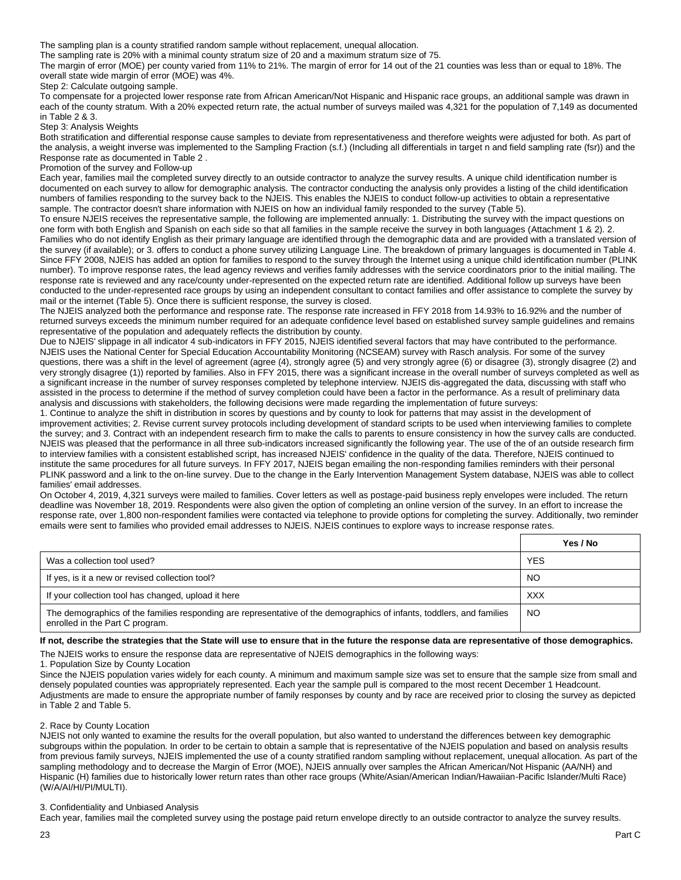The sampling plan is a county stratified random sample without replacement, unequal allocation.
The sampling rate is 20% with a minimal county stratum size of 20 and a maximum stratum size of 75.
The margin of error (MOE) per county varied from 11% to 21%. The margin of error for 14 out of the 21 counties was less than or equal to 18%. The overall state wide margin of error (MOE) was 4%.
Step 2: Calculate outgoing sample.
To compensate for a projected lower response rate from African American/Not Hispanic and Hispanic race groups, an additional sample was drawn in each of the county stratum. With a 20% expected return rate, the actual number of surveys mailed was 4,321 for the population of 7,149 as documented in Table 2 & 3.
Step 3: Analysis Weights
Both stratification and differential response cause samples to deviate from representativeness and therefore weights were adjusted for both. As part of the analysis, a weight inverse was implemented to the Sampling Fraction (s.f.) (Including all differentials in target n and field sampling rate (fsr)) and the Response rate as documented in Table 2 .
Promotion of the survey and Follow-up
Each year, families mail the completed survey directly to an outside contractor to analyze the survey results. A unique child identification number is documented on each survey to allow for demographic analysis. The contractor conducting the analysis only provides a listing of the child identification numbers of families responding to the survey back to the NJEIS. This enables the NJEIS to conduct follow-up activities to obtain a representative sample. The contractor doesn't share information with NJEIS on how an individual family responded to the survey (Table 5).
To ensure NJEIS receives the representative sample, the following are implemented annually: 1. Distributing the survey with the impact questions on one form with both English and Spanish on each side so that all families in the sample receive the survey in both languages (Attachment 1 & 2). 2. Families who do not identify English as their primary language are identified through the demographic data and are provided with a translated version of the survey (if available); or 3. offers to conduct a phone survey utilizing Language Line. The breakdown of primary languages is documented in Table 4. Since FFY 2008, NJEIS has added an option for families to respond to the survey through the Internet using a unique child identification number (PLINK number). To improve response rates, the lead agency reviews and verifies family addresses with the service coordinators prior to the initial mailing. The response rate is reviewed and any race/county under-represented on the expected return rate are identified. Additional follow up surveys have been conducted to the under-represented race groups by using an independent consultant to contact families and offer assistance to complete the survey by mail or the internet (Table 5). Once there is sufficient response, the survey is closed.
The NJEIS analyzed both the performance and response rate. The response rate increased in FFY 2018 from 14.93% to 16.92% and the number of returned surveys exceeds the minimum number required for an adequate confidence level based on established survey sample guidelines and remains representative of the population and adequately reflects the distribution by county.
Due to NJEIS' slippage in all indicator 4 sub-indicators in FFY 2015, NJEIS identified several factors that may have contributed to the performance. NJEIS uses the National Center for Special Education Accountability Monitoring (NCSEAM) survey with Rasch analysis. For some of the survey questions, there was a shift in the level of agreement (agree (4), strongly agree (5) and very strongly agree (6) or disagree (3), strongly disagree (2) and very strongly disagree (1)) reported by families. Also in FFY 2015, there was a significant increase in the overall number of surveys completed as well as a significant increase in the number of survey responses completed by telephone interview. NJEIS dis-aggregated the data, discussing with staff who assisted in the process to determine if the method of survey completion could have been a factor in the performance. As a result of preliminary data analysis and discussions with stakeholders, the following decisions were made regarding the implementation of future surveys:
1. Continue to analyze the shift in distribution in scores by questions and by county to look for patterns that may assist in the development of improvement activities; 2. Revise current survey protocols including development of standard scripts to be used when interviewing families to complete the survey; and 3. Contract with an independent research firm to make the calls to parents to ensure consistency in how the survey calls are conducted. NJEIS was pleased that the performance in all three sub-indicators increased significantly the following year. The use of the of an outside research firm to interview families with a consistent established script, has increased NJEIS' confidence in the quality of the data. Therefore, NJEIS continued to institute the same procedures for all future surveys. In FFY 2017, NJEIS began emailing the non-responding families reminders with their personal PLINK password and a link to the on-line survey. Due to the change in the Early Intervention Management System database, NJEIS was able to collect families' email addresses.
On October 4, 2019, 4,321 surveys were mailed to families. Cover letters as well as postage-paid business reply envelopes were included. The return deadline was November 18, 2019. Respondents were also given the option of completing an online version of the survey. In an effort to increase the response rate, over 1,800 non-respondent families were contacted via telephone to provide options for completing the survey. Additionally, two reminder emails were sent to families who provided email addresses to NJEIS. NJEIS continues to explore ways to increase response rates.

| | Yes / No |
|---|---|
| Was a collection tool used? | YES |
| If yes, is it a new or revised collection tool? | NO |
| If your collection tool has changed, upload it here | XXX |
| The demographics of the families responding are representative of the demographics of infants, toddlers, and families enrolled in the Part C program. | NO |

**If not, describe the strategies that the State will use to ensure that in the future the response data are representative of those demographics.**

The NJEIS works to ensure the response data are representative of NJEIS demographics in the following ways:
1. Population Size by County Location
Since the NJEIS population varies widely for each county. A minimum and maximum sample size was set to ensure that the sample size from small and densely populated counties was appropriately represented. Each year the sample pull is compared to the most recent December 1 Headcount. Adjustments are made to ensure the appropriate number of family responses by county and by race are received prior to closing the survey as depicted in Table 2 and Table 5.

2. Race by County Location
NJEIS not only wanted to examine the results for the overall population, but also wanted to understand the differences between key demographic subgroups within the population. In order to be certain to obtain a sample that is representative of the NJEIS population and based on analysis results from previous family surveys, NJEIS implemented the use of a county stratified random sampling without replacement, unequal allocation. As part of the sampling methodology and to decrease the Margin of Error (MOE), NJEIS annually over samples the African American/Not Hispanic (AA/NH) and Hispanic (H) families due to historically lower return rates than other race groups (White/Asian/American Indian/Hawaiian-Pacific Islander/Multi Race) (W/A/AI/HI/PI/MULTI).

3. Confidentiality and Unbiased Analysis
Each year, families mail the completed survey using the postage paid return envelope directly to an outside contractor to analyze the survey results.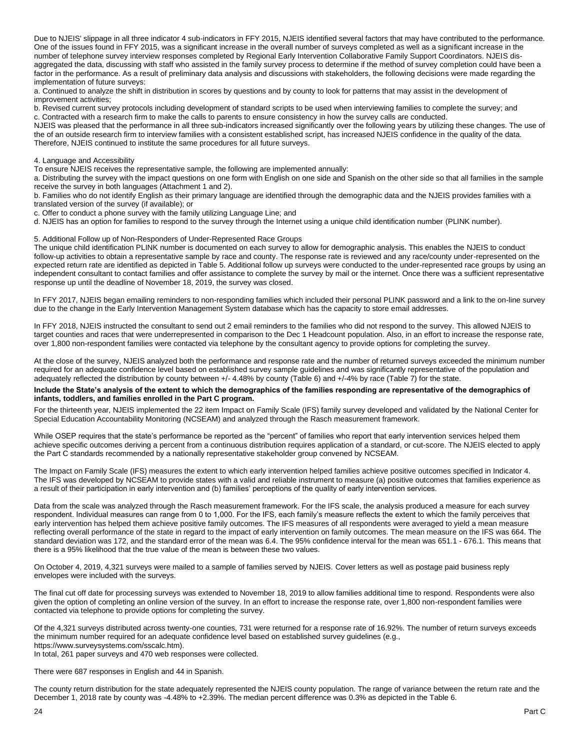Due to NJEIS' slippage in all three indicator 4 sub-indicators in FFY 2015, NJEIS identified several factors that may have contributed to the performance. One of the issues found in FFY 2015, was a significant increase in the overall number of surveys completed as well as a significant increase in the number of telephone survey interview responses completed by Regional Early Intervention Collaborative Family Support Coordinators. NJEIS dis-aggregated the data, discussing with staff who assisted in the family survey process to determine if the method of survey completion could have been a factor in the performance. As a result of preliminary data analysis and discussions with stakeholders, the following decisions were made regarding the implementation of future surveys:

a. Continued to analyze the shift in distribution in scores by questions and by county to look for patterns that may assist in the development of improvement activities;

b. Revised current survey protocols including development of standard scripts to be used when interviewing families to complete the survey; and

c. Contracted with a research firm to make the calls to parents to ensure consistency in how the survey calls are conducted.

NJEIS was pleased that the performance in all three sub-indicators increased significantly over the following years by utilizing these changes. The use of the of an outside research firm to interview families with a consistent established script, has increased NJEIS confidence in the quality of the data. Therefore, NJEIS continued to institute the same procedures for all future surveys.

4. Language and Accessibility

To ensure NJEIS receives the representative sample, the following are implemented annually:

a. Distributing the survey with the impact questions on one form with English on one side and Spanish on the other side so that all families in the sample receive the survey in both languages (Attachment 1 and 2).

b. Families who do not identify English as their primary language are identified through the demographic data and the NJEIS provides families with a translated version of the survey (if available); or

c. Offer to conduct a phone survey with the family utilizing Language Line; and

d. NJEIS has an option for families to respond to the survey through the Internet using a unique child identification number (PLINK number).

5. Additional Follow up of Non-Responders of Under-Represented Race Groups

The unique child identification PLINK number is documented on each survey to allow for demographic analysis. This enables the NJEIS to conduct follow-up activities to obtain a representative sample by race and county. The response rate is reviewed and any race/county under-represented on the expected return rate are identified as depicted in Table 5. Additional follow up surveys were conducted to the under-represented race groups by using an independent consultant to contact families and offer assistance to complete the survey by mail or the internet. Once there was a sufficient representative response up until the deadline of November 18, 2019, the survey was closed.

In FFY 2017, NJEIS began emailing reminders to non-responding families which included their personal PLINK password and a link to the on-line survey due to the change in the Early Intervention Management System database which has the capacity to store email addresses.

In FFY 2018, NJEIS instructed the consultant to send out 2 email reminders to the families who did not respond to the survey. This allowed NJEIS to target counties and races that were underrepresented in comparison to the Dec 1 Headcount population. Also, in an effort to increase the response rate, over 1,800 non-respondent families were contacted via telephone by the consultant agency to provide options for completing the survey.

At the close of the survey, NJEIS analyzed both the performance and response rate and the number of returned surveys exceeded the minimum number required for an adequate confidence level based on established survey sample guidelines and was significantly representative of the population and adequately reflected the distribution by county between +/- 4.48% by county (Table 6) and +/-4% by race (Table 7) for the state.

**Include the State's analysis of the extent to which the demographics of the families responding are representative of the demographics of infants, toddlers, and families enrolled in the Part C program.**

For the thirteenth year, NJEIS implemented the 22 item Impact on Family Scale (IFS) family survey developed and validated by the National Center for Special Education Accountability Monitoring (NCSEAM) and analyzed through the Rasch measurement framework.

While OSEP requires that the state's performance be reported as the "percent" of families who report that early intervention services helped them achieve specific outcomes deriving a percent from a continuous distribution requires application of a standard, or cut-score. The NJEIS elected to apply the Part C standards recommended by a nationally representative stakeholder group convened by NCSEAM.

The Impact on Family Scale (IFS) measures the extent to which early intervention helped families achieve positive outcomes specified in Indicator 4. The IFS was developed by NCSEAM to provide states with a valid and reliable instrument to measure (a) positive outcomes that families experience as a result of their participation in early intervention and (b) families' perceptions of the quality of early intervention services.

Data from the scale was analyzed through the Rasch measurement framework. For the IFS scale, the analysis produced a measure for each survey respondent. Individual measures can range from 0 to 1,000. For the IFS, each family's measure reflects the extent to which the family perceives that early intervention has helped them achieve positive family outcomes. The IFS measures of all respondents were averaged to yield a mean measure reflecting overall performance of the state in regard to the impact of early intervention on family outcomes. The mean measure on the IFS was 664. The standard deviation was 172, and the standard error of the mean was 6.4. The 95% confidence interval for the mean was 651.1 - 676.1. This means that there is a 95% likelihood that the true value of the mean is between these two values.

On October 4, 2019, 4,321 surveys were mailed to a sample of families served by NJEIS. Cover letters as well as postage paid business reply envelopes were included with the surveys.

The final cut off date for processing surveys was extended to November 18, 2019 to allow families additional time to respond. Respondents were also given the option of completing an online version of the survey. In an effort to increase the response rate, over 1,800 non-respondent families were contacted via telephone to provide options for completing the survey.

Of the 4,321 surveys distributed across twenty-one counties, 731 were returned for a response rate of 16.92%. The number of return surveys exceeds the minimum number required for an adequate confidence level based on established survey guidelines (e.g., https://www.surveysystems.com/sscalc.htm).

In total, 261 paper surveys and 470 web responses were collected.

There were 687 responses in English and 44 in Spanish.

The county return distribution for the state adequately represented the NJEIS county population. The range of variance between the return rate and the December 1, 2018 rate by county was -4.48% to +2.39%. The median percent difference was 0.3% as depicted in the Table 6.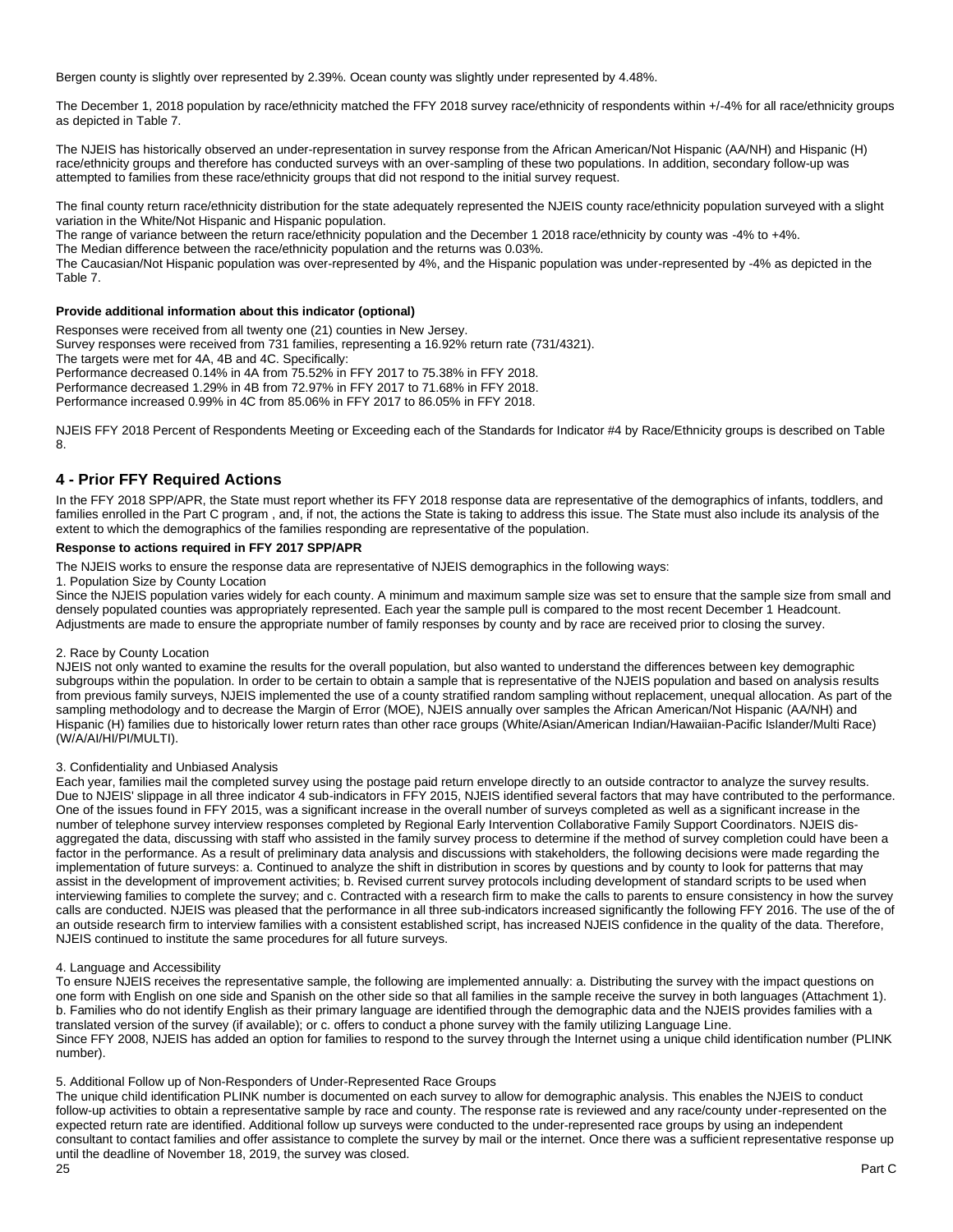Bergen county is slightly over represented by 2.39%. Ocean county was slightly under represented by 4.48%.

The December 1, 2018 population by race/ethnicity matched the FFY 2018 survey race/ethnicity of respondents within +/-4% for all race/ethnicity groups as depicted in Table 7.

The NJEIS has historically observed an under-representation in survey response from the African American/Not Hispanic (AA/NH) and Hispanic (H) race/ethnicity groups and therefore has conducted surveys with an over-sampling of these two populations. In addition, secondary follow-up was attempted to families from these race/ethnicity groups that did not respond to the initial survey request.

The final county return race/ethnicity distribution for the state adequately represented the NJEIS county race/ethnicity population surveyed with a slight variation in the White/Not Hispanic and Hispanic population.
The range of variance between the return race/ethnicity population and the December 1 2018 race/ethnicity by county was -4% to +4%.
The Median difference between the race/ethnicity population and the returns was 0.03%.
The Caucasian/Not Hispanic population was over-represented by 4%, and the Hispanic population was under-represented by -4% as depicted in the Table 7.

**Provide additional information about this indicator (optional)**

Responses were received from all twenty one (21) counties in New Jersey.
Survey responses were received from 731 families, representing a 16.92% return rate (731/4321).
The targets were met for 4A, 4B and 4C. Specifically:
Performance decreased 0.14% in 4A from 75.52% in FFY 2017 to 75.38% in FFY 2018.
Performance decreased 1.29% in 4B from 72.97% in FFY 2017 to 71.68% in FFY 2018.
Performance increased 0.99% in 4C from 85.06% in FFY 2017 to 86.05% in FFY 2018.

NJEIS FFY 2018 Percent of Respondents Meeting or Exceeding each of the Standards for Indicator #4 by Race/Ethnicity groups is described on Table 8.

## 4 - Prior FFY Required Actions

In the FFY 2018 SPP/APR, the State must report whether its FFY 2018 response data are representative of the demographics of infants, toddlers, and families enrolled in the Part C program , and, if not, the actions the State is taking to address this issue. The State must also include its analysis of the extent to which the demographics of the families responding are representative of the population.

**Response to actions required in FFY 2017 SPP/APR**

The NJEIS works to ensure the response data are representative of NJEIS demographics in the following ways:

1. Population Size by County Location

Since the NJEIS population varies widely for each county. A minimum and maximum sample size was set to ensure that the sample size from small and densely populated counties was appropriately represented. Each year the sample pull is compared to the most recent December 1 Headcount. Adjustments are made to ensure the appropriate number of family responses by county and by race are received prior to closing the survey.

2. Race by County Location

NJEIS not only wanted to examine the results for the overall population, but also wanted to understand the differences between key demographic subgroups within the population. In order to be certain to obtain a sample that is representative of the NJEIS population and based on analysis results from previous family surveys, NJEIS implemented the use of a county stratified random sampling without replacement, unequal allocation. As part of the sampling methodology and to decrease the Margin of Error (MOE), NJEIS annually over samples the African American/Not Hispanic (AA/NH) and Hispanic (H) families due to historically lower return rates than other race groups (White/Asian/American Indian/Hawaiian-Pacific Islander/Multi Race) (W/A/AI/HI/PI/MULTI).

3. Confidentiality and Unbiased Analysis

Each year, families mail the completed survey using the postage paid return envelope directly to an outside contractor to analyze the survey results. Due to NJEIS' slippage in all three indicator 4 sub-indicators in FFY 2015, NJEIS identified several factors that may have contributed to the performance. One of the issues found in FFY 2015, was a significant increase in the overall number of surveys completed as well as a significant increase in the number of telephone survey interview responses completed by Regional Early Intervention Collaborative Family Support Coordinators. NJEIS dis-aggregated the data, discussing with staff who assisted in the family survey process to determine if the method of survey completion could have been a factor in the performance. As a result of preliminary data analysis and discussions with stakeholders, the following decisions were made regarding the implementation of future surveys: a. Continued to analyze the shift in distribution in scores by questions and by county to look for patterns that may assist in the development of improvement activities; b. Revised current survey protocols including development of standard scripts to be used when interviewing families to complete the survey; and c. Contracted with a research firm to make the calls to parents to ensure consistency in how the survey calls are conducted. NJEIS was pleased that the performance in all three sub-indicators increased significantly the following FFY 2016. The use of the of an outside research firm to interview families with a consistent established script, has increased NJEIS confidence in the quality of the data. Therefore, NJEIS continued to institute the same procedures for all future surveys.

4. Language and Accessibility

To ensure NJEIS receives the representative sample, the following are implemented annually: a. Distributing the survey with the impact questions on one form with English on one side and Spanish on the other side so that all families in the sample receive the survey in both languages (Attachment 1). b. Families who do not identify English as their primary language are identified through the demographic data and the NJEIS provides families with a translated version of the survey (if available); or c. offers to conduct a phone survey with the family utilizing Language Line.
Since FFY 2008, NJEIS has added an option for families to respond to the survey through the Internet using a unique child identification number (PLINK number).

5. Additional Follow up of Non-Responders of Under-Represented Race Groups

The unique child identification PLINK number is documented on each survey to allow for demographic analysis. This enables the NJEIS to conduct follow-up activities to obtain a representative sample by race and county. The response rate is reviewed and any race/county under-represented on the expected return rate are identified. Additional follow up surveys were conducted to the under-represented race groups by using an independent consultant to contact families and offer assistance to complete the survey by mail or the internet. Once there was a sufficient representative response up until the deadline of November 18, 2019, the survey was closed.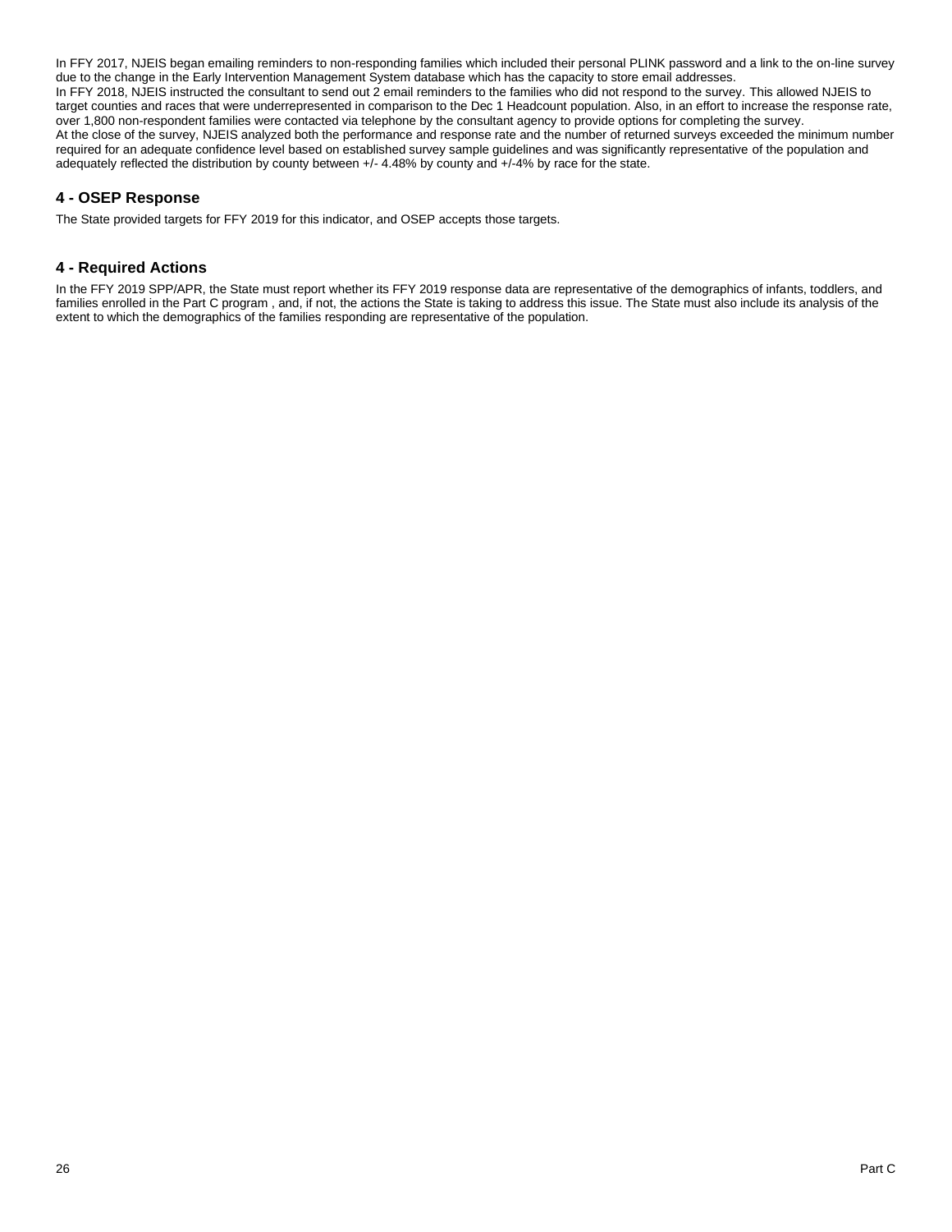In FFY 2017, NJEIS began emailing reminders to non-responding families which included their personal PLINK password and a link to the on-line survey due to the change in the Early Intervention Management System database which has the capacity to store email addresses.
In FFY 2018, NJEIS instructed the consultant to send out 2 email reminders to the families who did not respond to the survey. This allowed NJEIS to target counties and races that were underrepresented in comparison to the Dec 1 Headcount population. Also, in an effort to increase the response rate, over 1,800 non-respondent families were contacted via telephone by the consultant agency to provide options for completing the survey.
At the close of the survey, NJEIS analyzed both the performance and response rate and the number of returned surveys exceeded the minimum number required for an adequate confidence level based on established survey sample guidelines and was significantly representative of the population and adequately reflected the distribution by county between +/- 4.48% by county and +/-4% by race for the state.

## 4 - OSEP Response

The State provided targets for FFY 2019 for this indicator, and OSEP accepts those targets.

## 4 - Required Actions

In the FFY 2019 SPP/APR, the State must report whether its FFY 2019 response data are representative of the demographics of infants, toddlers, and families enrolled in the Part C program , and, if not, the actions the State is taking to address this issue. The State must also include its analysis of the extent to which the demographics of the families responding are representative of the population.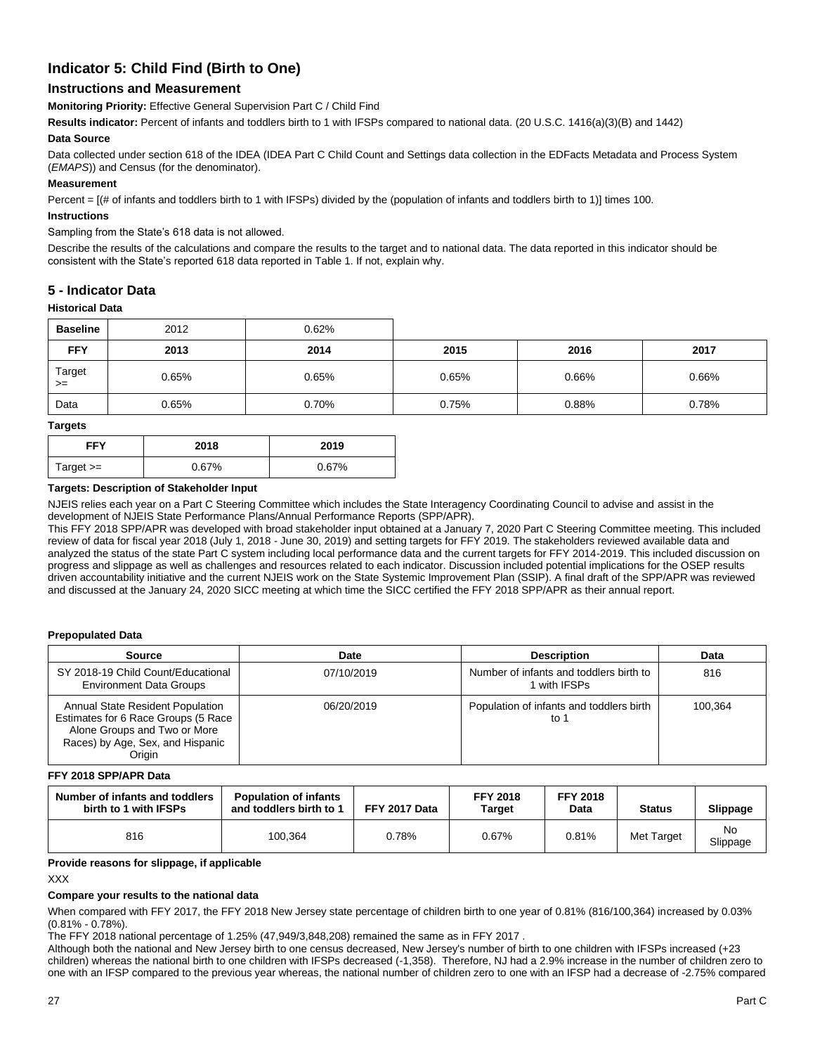# Indicator 5: Child Find (Birth to One)

## Instructions and Measurement

**Monitoring Priority:** Effective General Supervision Part C / Child Find

**Results indicator:** Percent of infants and toddlers birth to 1 with IFSPs compared to national data. (20 U.S.C. 1416(a)(3)(B) and 1442)

**Data Source**

Data collected under section 618 of the IDEA (IDEA Part C Child Count and Settings data collection in the EDFacts Metadata and Process System (*EMAPS*)) and Census (for the denominator).

**Measurement**

Percent = [(# of infants and toddlers birth to 1 with IFSPs) divided by the (population of infants and toddlers birth to 1)] times 100.

**Instructions**

Sampling from the State's 618 data is not allowed.

Describe the results of the calculations and compare the results to the target and to national data. The data reported in this indicator should be consistent with the State's reported 618 data reported in Table 1. If not, explain why.

## 5 - Indicator Data

**Historical Data**

| Baseline | 2012 | 0.62% | | | |
|---|---|---|---|---|---|
| **FFY** | **2013** | **2014** | **2015** | **2016** | **2017** |
| Target >= | 0.65% | 0.65% | 0.65% | 0.66% | 0.66% |
| Data | 0.65% | 0.70% | 0.75% | 0.88% | 0.78% |

**Targets**

| FFY | 2018 | 2019 |
|---|---|---|
| Target >= | 0.67% | 0.67% |

**Targets: Description of Stakeholder Input**

NJEIS relies each year on a Part C Steering Committee which includes the State Interagency Coordinating Council to advise and assist in the development of NJEIS State Performance Plans/Annual Performance Reports (SPP/APR).

This FFY 2018 SPP/APR was developed with broad stakeholder input obtained at a January 7, 2020 Part C Steering Committee meeting. This included review of data for fiscal year 2018 (July 1, 2018 - June 30, 2019) and setting targets for FFY 2019. The stakeholders reviewed available data and analyzed the status of the state Part C system including local performance data and the current targets for FFY 2014-2019. This included discussion on progress and slippage as well as challenges and resources related to each indicator. Discussion included potential implications for the OSEP results driven accountability initiative and the current NJEIS work on the State Systemic Improvement Plan (SSIP). A final draft of the SPP/APR was reviewed and discussed at the January 24, 2020 SICC meeting at which time the SICC certified the FFY 2018 SPP/APR as their annual report.

**Prepopulated Data**

| Source | Date | Description | Data |
|---|---|---|---|
| SY 2018-19 Child Count/Educational Environment Data Groups | 07/10/2019 | Number of infants and toddlers birth to 1 with IFSPs | 816 |
| Annual State Resident Population Estimates for 6 Race Groups (5 Race Alone Groups and Two or More Races) by Age, Sex, and Hispanic Origin | 06/20/2019 | Population of infants and toddlers birth to 1 | 100,364 |

**FFY 2018 SPP/APR Data**

| Number of infants and toddlers birth to 1 with IFSPs | Population of infants and toddlers birth to 1 | FFY 2017 Data | FFY 2018 Target | FFY 2018 Data | Status | Slippage |
|---|---|---|---|---|---|---|
| 816 | 100,364 | 0.78% | 0.67% | 0.81% | Met Target | No Slippage |

**Provide reasons for slippage, if applicable**

XXX

**Compare your results to the national data**

When compared with FFY 2017, the FFY 2018 New Jersey state percentage of children birth to one year of 0.81% (816/100,364) increased by 0.03% (0.81% - 0.78%).

The FFY 2018 national percentage of 1.25% (47,949/3,848,208) remained the same as in FFY 2017 .

Although both the national and New Jersey birth to one census decreased, New Jersey's number of birth to one children with IFSPs increased (+23 children) whereas the national birth to one children with IFSPs decreased (-1,358). Therefore, NJ had a 2.9% increase in the number of children zero to one with an IFSP compared to the previous year whereas, the national number of children zero to one with an IFSP had a decrease of -2.75% compared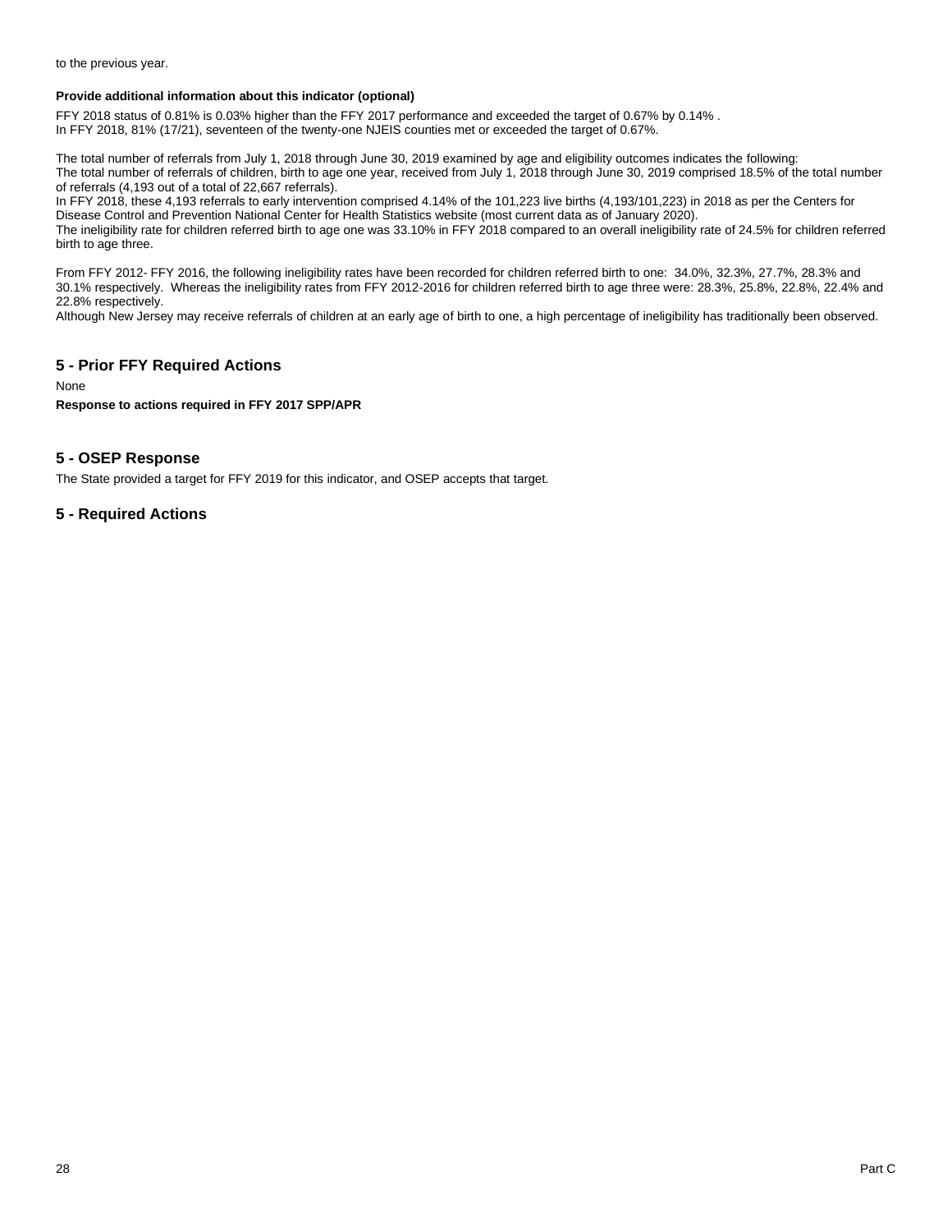to the previous year.

**Provide additional information about this indicator (optional)**

FFY 2018 status of 0.81% is 0.03% higher than the FFY 2017 performance and exceeded the target of 0.67% by 0.14% .
In FFY 2018, 81% (17/21), seventeen of the twenty-one NJEIS counties met or exceeded the target of 0.67%.

The total number of referrals from July 1, 2018 through June 30, 2019 examined by age and eligibility outcomes indicates the following:
The total number of referrals of children, birth to age one year, received from July 1, 2018 through June 30, 2019 comprised 18.5% of the total number of referrals (4,193 out of a total of 22,667 referrals).
In FFY 2018, these 4,193 referrals to early intervention comprised 4.14% of the 101,223 live births (4,193/101,223) in 2018 as per the Centers for Disease Control and Prevention National Center for Health Statistics website (most current data as of January 2020).
The ineligibility rate for children referred birth to age one was 33.10% in FFY 2018 compared to an overall ineligibility rate of 24.5% for children referred birth to age three.

From FFY 2012- FFY 2016, the following ineligibility rates have been recorded for children referred birth to one: 34.0%, 32.3%, 27.7%, 28.3% and 30.1% respectively. Whereas the ineligibility rates from FFY 2012-2016 for children referred birth to age three were: 28.3%, 25.8%, 22.8%, 22.4% and 22.8% respectively.
Although New Jersey may receive referrals of children at an early age of birth to one, a high percentage of ineligibility has traditionally been observed.

## 5 - Prior FFY Required Actions

None

**Response to actions required in FFY 2017 SPP/APR**

## 5 - OSEP Response

The State provided a target for FFY 2019 for this indicator, and OSEP accepts that target.

## 5 - Required Actions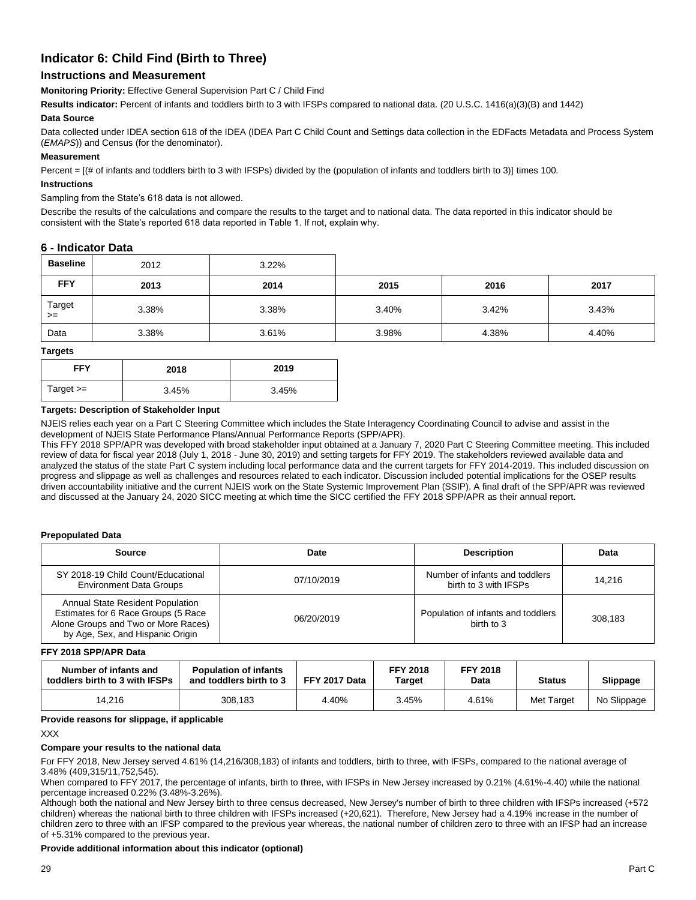## Indicator 6: Child Find (Birth to Three)

### Instructions and Measurement

**Monitoring Priority:** Effective General Supervision Part C / Child Find

**Results indicator:** Percent of infants and toddlers birth to 3 with IFSPs compared to national data. (20 U.S.C. 1416(a)(3)(B) and 1442)

**Data Source**

Data collected under IDEA section 618 of the IDEA (IDEA Part C Child Count and Settings data collection in the EDFacts Metadata and Process System (*EMAPS*)) and Census (for the denominator).

**Measurement**

Percent = [(# of infants and toddlers birth to 3 with IFSPs) divided by the (population of infants and toddlers birth to 3)] times 100.

**Instructions**

Sampling from the State's 618 data is not allowed.

Describe the results of the calculations and compare the results to the target and to national data. The data reported in this indicator should be consistent with the State's reported 618 data reported in Table 1. If not, explain why.

### 6 - Indicator Data

| Baseline | 2012 | 3.22% | | | |
|---|---|---|---|---|---|
| **FFY** | **2013** | **2014** | **2015** | **2016** | **2017** |
| Target >= | 3.38% | 3.38% | 3.40% | 3.42% | 3.43% |
| Data | 3.38% | 3.61% | 3.98% | 4.38% | 4.40% |

**Targets**

| FFY | 2018 | 2019 |
|---|---|---|
| Target >= | 3.45% | 3.45% |

**Targets: Description of Stakeholder Input**

NJEIS relies each year on a Part C Steering Committee which includes the State Interagency Coordinating Council to advise and assist in the development of NJEIS State Performance Plans/Annual Performance Reports (SPP/APR).
This FFY 2018 SPP/APR was developed with broad stakeholder input obtained at a January 7, 2020 Part C Steering Committee meeting. This included review of data for fiscal year 2018 (July 1, 2018 - June 30, 2019) and setting targets for FFY 2019. The stakeholders reviewed available data and analyzed the status of the state Part C system including local performance data and the current targets for FFY 2014-2019. This included discussion on progress and slippage as well as challenges and resources related to each indicator. Discussion included potential implications for the OSEP results driven accountability initiative and the current NJEIS work on the State Systemic Improvement Plan (SSIP). A final draft of the SPP/APR was reviewed and discussed at the January 24, 2020 SICC meeting at which time the SICC certified the FFY 2018 SPP/APR as their annual report.

**Prepopulated Data**

| Source | Date | Description | Data |
|---|---|---|---|
| SY 2018-19 Child Count/Educational Environment Data Groups | 07/10/2019 | Number of infants and toddlers birth to 3 with IFSPs | 14,216 |
| Annual State Resident Population Estimates for 6 Race Groups (5 Race Alone Groups and Two or More Races) by Age, Sex, and Hispanic Origin | 06/20/2019 | Population of infants and toddlers birth to 3 | 308,183 |

**FFY 2018 SPP/APR Data**

| Number of infants and toddlers birth to 3 with IFSPs | Population of infants and toddlers birth to 3 | FFY 2017 Data | FFY 2018 Target | FFY 2018 Data | Status | Slippage |
|---|---|---|---|---|---|---|
| 14,216 | 308,183 | 4.40% | 3.45% | 4.61% | Met Target | No Slippage |

**Provide reasons for slippage, if applicable**

XXX

**Compare your results to the national data**

For FFY 2018, New Jersey served 4.61% (14,216/308,183) of infants and toddlers, birth to three, with IFSPs, compared to the national average of 3.48% (409,315/11,752,545).
When compared to FFY 2017, the percentage of infants, birth to three, with IFSPs in New Jersey increased by 0.21% (4.61%-4.40) while the national percentage increased 0.22% (3.48%-3.26%).
Although both the national and New Jersey birth to three census decreased, New Jersey's number of birth to three children with IFSPs increased (+572 children) whereas the national birth to three children with IFSPs increased (+20,621). Therefore, New Jersey had a 4.19% increase in the number of children zero to three with an IFSP compared to the previous year whereas, the national number of children zero to three with an IFSP had an increase of +5.31% compared to the previous year.

**Provide additional information about this indicator (optional)**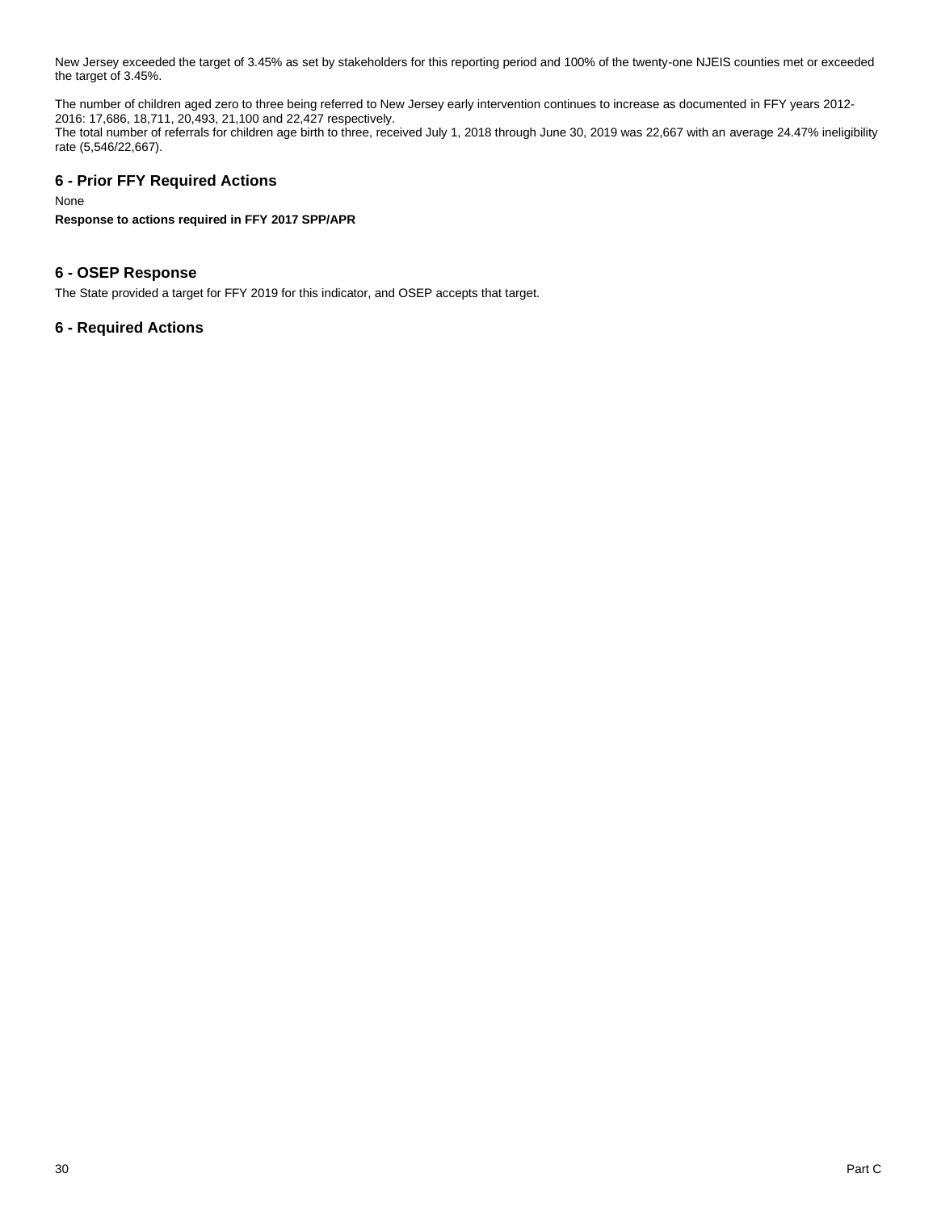New Jersey exceeded the target of 3.45% as set by stakeholders for this reporting period and 100% of the twenty-one NJEIS counties met or exceeded the target of 3.45%.

The number of children aged zero to three being referred to New Jersey early intervention continues to increase as documented in FFY years 2012-2016: 17,686, 18,711, 20,493, 21,100 and 22,427 respectively.
The total number of referrals for children age birth to three, received July 1, 2018 through June 30, 2019 was 22,667 with an average 24.47% ineligibility rate (5,546/22,667).

## 6 - Prior FFY Required Actions

None

**Response to actions required in FFY 2017 SPP/APR**

## 6 - OSEP Response

The State provided a target for FFY 2019 for this indicator, and OSEP accepts that target.

## 6 - Required Actions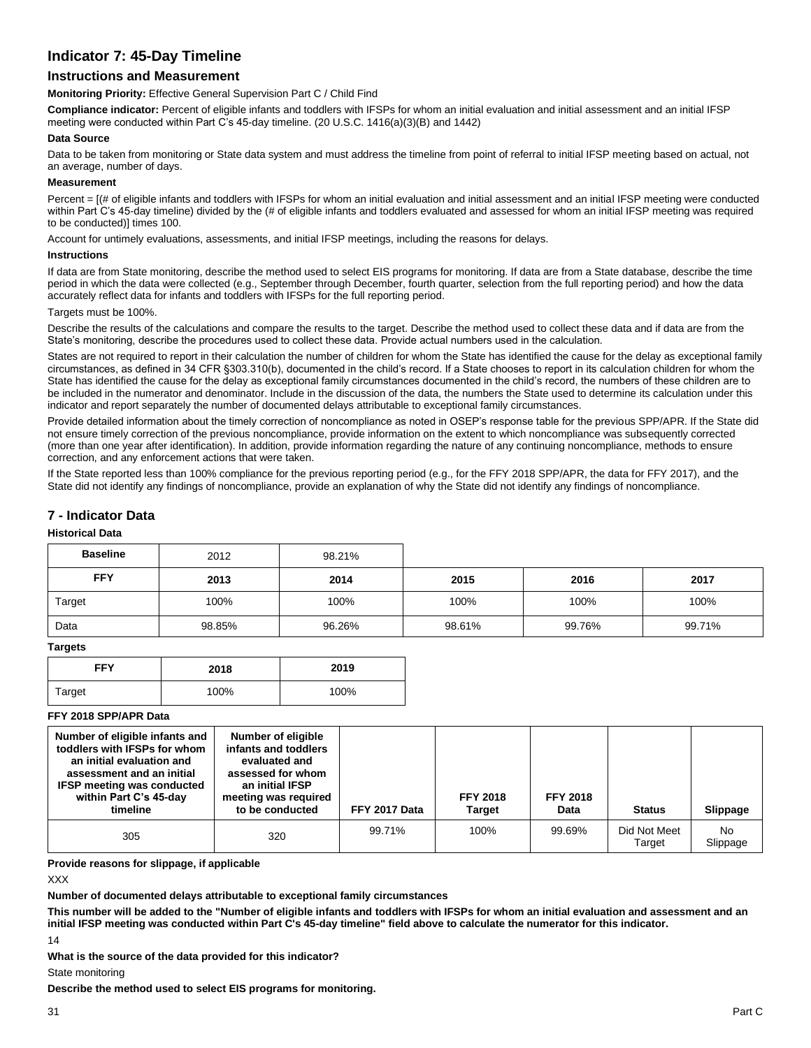## Indicator 7: 45-Day Timeline

### Instructions and Measurement

**Monitoring Priority:** Effective General Supervision Part C / Child Find

**Compliance indicator:** Percent of eligible infants and toddlers with IFSPs for whom an initial evaluation and initial assessment and an initial IFSP meeting were conducted within Part C's 45-day timeline. (20 U.S.C. 1416(a)(3)(B) and 1442)

#### Data Source

Data to be taken from monitoring or State data system and must address the timeline from point of referral to initial IFSP meeting based on actual, not an average, number of days.

#### Measurement

Percent = [(# of eligible infants and toddlers with IFSPs for whom an initial evaluation and initial assessment and an initial IFSP meeting were conducted within Part C's 45-day timeline) divided by the (# of eligible infants and toddlers evaluated and assessed for whom an initial IFSP meeting was required to be conducted)] times 100.

Account for untimely evaluations, assessments, and initial IFSP meetings, including the reasons for delays.

#### Instructions

If data are from State monitoring, describe the method used to select EIS programs for monitoring. If data are from a State database, describe the time period in which the data were collected (e.g., September through December, fourth quarter, selection from the full reporting period) and how the data accurately reflect data for infants and toddlers with IFSPs for the full reporting period.

Targets must be 100%.

Describe the results of the calculations and compare the results to the target. Describe the method used to collect these data and if data are from the State's monitoring, describe the procedures used to collect these data. Provide actual numbers used in the calculation.

States are not required to report in their calculation the number of children for whom the State has identified the cause for the delay as exceptional family circumstances, as defined in 34 CFR §303.310(b), documented in the child's record. If a State chooses to report in its calculation children for whom the State has identified the cause for the delay as exceptional family circumstances documented in the child's record, the numbers of these children are to be included in the numerator and denominator. Include in the discussion of the data, the numbers the State used to determine its calculation under this indicator and report separately the number of documented delays attributable to exceptional family circumstances.

Provide detailed information about the timely correction of noncompliance as noted in OSEP's response table for the previous SPP/APR. If the State did not ensure timely correction of the previous noncompliance, provide information on the extent to which noncompliance was subsequently corrected (more than one year after identification). In addition, provide information regarding the nature of any continuing noncompliance, methods to ensure correction, and any enforcement actions that were taken.

If the State reported less than 100% compliance for the previous reporting period (e.g., for the FFY 2018 SPP/APR, the data for FFY 2017), and the State did not identify any findings of noncompliance, provide an explanation of why the State did not identify any findings of noncompliance.

## 7 - Indicator Data

**Historical Data**

| Baseline | 2012 | 98.21% | | | |
|---|---|---|---|---|---|
| **FFY** | **2013** | **2014** | **2015** | **2016** | **2017** |
| Target | 100% | 100% | 100% | 100% | 100% |
| Data | 98.85% | 96.26% | 98.61% | 99.76% | 99.71% |

**Targets**

| FFY | 2018 | 2019 |
|---|---|---|
| Target | 100% | 100% |

**FFY 2018 SPP/APR Data**

| Number of eligible infants and toddlers with IFSPs for whom an initial evaluation and assessment and an initial IFSP meeting was conducted within Part C's 45-day timeline | Number of eligible infants and toddlers evaluated and assessed for whom an initial IFSP meeting was required to be conducted | FFY 2017 Data | FFY 2018 Target | FFY 2018 Data | Status | Slippage |
|---|---|---|---|---|---|---|
| 305 | 320 | 99.71% | 100% | 99.69% | Did Not Meet Target | No Slippage |

**Provide reasons for slippage, if applicable**

XXX

**Number of documented delays attributable to exceptional family circumstances**

**This number will be added to the "Number of eligible infants and toddlers with IFSPs for whom an initial evaluation and assessment and an initial IFSP meeting was conducted within Part C's 45-day timeline" field above to calculate the numerator for this indicator.**

14

**What is the source of the data provided for this indicator?**

State monitoring

**Describe the method used to select EIS programs for monitoring.**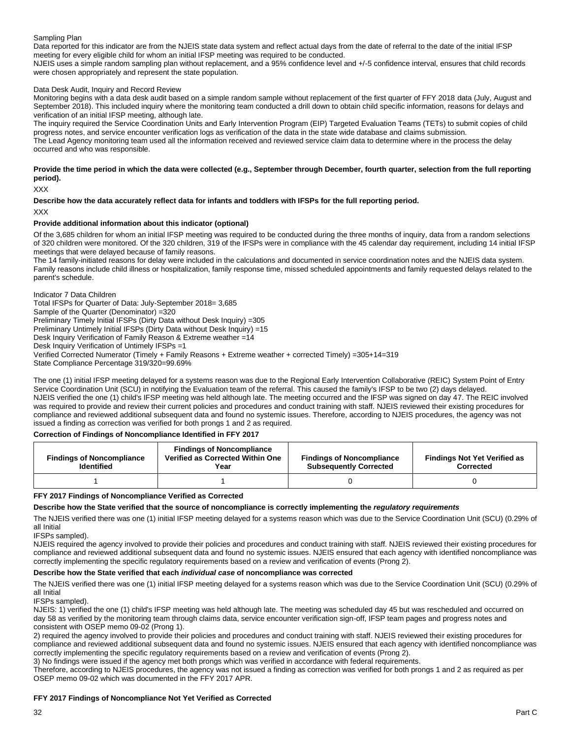Sampling Plan

Data reported for this indicator are from the NJEIS state data system and reflect actual days from the date of referral to the date of the initial IFSP meeting for every eligible child for whom an initial IFSP meeting was required to be conducted.

NJEIS uses a simple random sampling plan without replacement, and a 95% confidence level and +/-5 confidence interval, ensures that child records were chosen appropriately and represent the state population.

Data Desk Audit, Inquiry and Record Review

Monitoring begins with a data desk audit based on a simple random sample without replacement of the first quarter of FFY 2018 data (July, August and September 2018). This included inquiry where the monitoring team conducted a drill down to obtain child specific information, reasons for delays and verification of an initial IFSP meeting, although late.

The inquiry required the Service Coordination Units and Early Intervention Program (EIP) Targeted Evaluation Teams (TETs) to submit copies of child progress notes, and service encounter verification logs as verification of the data in the state wide database and claims submission.

The Lead Agency monitoring team used all the information received and reviewed service claim data to determine where in the process the delay occurred and who was responsible.

**Provide the time period in which the data were collected (e.g., September through December, fourth quarter, selection from the full reporting period).**

XXX

**Describe how the data accurately reflect data for infants and toddlers with IFSPs for the full reporting period.**

XXX

**Provide additional information about this indicator (optional)**

Of the 3,685 children for whom an initial IFSP meeting was required to be conducted during the three months of inquiry, data from a random selections of 320 children were monitored. Of the 320 children, 319 of the IFSPs were in compliance with the 45 calendar day requirement, including 14 initial IFSP meetings that were delayed because of family reasons.

The 14 family-initiated reasons for delay were included in the calculations and documented in service coordination notes and the NJEIS data system. Family reasons include child illness or hospitalization, family response time, missed scheduled appointments and family requested delays related to the parent's schedule.

Indicator 7 Data Children
Total IFSPs for Quarter of Data: July-September 2018= 3,685
Sample of the Quarter (Denominator) =320
Preliminary Timely Initial IFSPs (Dirty Data without Desk Inquiry) =305
Preliminary Untimely Initial IFSPs (Dirty Data without Desk Inquiry) =15
Desk Inquiry Verification of Family Reason & Extreme weather =14
Desk Inquiry Verification of Untimely IFSPs =1
Verified Corrected Numerator (Timely + Family Reasons + Extreme weather + corrected Timely) =305+14=319
State Compliance Percentage 319/320=99.69%

The one (1) initial IFSP meeting delayed for a systems reason was due to the Regional Early Intervention Collaborative (REIC) System Point of Entry Service Coordination Unit (SCU) in notifying the Evaluation team of the referral. This caused the family's IFSP to be two (2) days delayed. NJEIS verified the one (1) child's IFSP meeting was held although late. The meeting occurred and the IFSP was signed on day 47. The REIC involved was required to provide and review their current policies and procedures and conduct training with staff. NJEIS reviewed their existing procedures for compliance and reviewed additional subsequent data and found no systemic issues. Therefore, according to NJEIS procedures, the agency was not issued a finding as correction was verified for both prongs 1 and 2 as required.

**Correction of Findings of Noncompliance Identified in FFY 2017**

| Findings of Noncompliance Identified | Findings of Noncompliance Verified as Corrected Within One Year | Findings of Noncompliance Subsequently Corrected | Findings Not Yet Verified as Corrected |
|---|---|---|---|
| 1 | 1 | 0 | 0 |

**FFY 2017 Findings of Noncompliance Verified as Corrected**

**Describe how the State verified that the source of noncompliance is correctly implementing the *regulatory requirements***

The NJEIS verified there was one (1) initial IFSP meeting delayed for a systems reason which was due to the Service Coordination Unit (SCU) (0.29% of all Initial
IFSPs sampled).

NJEIS required the agency involved to provide their policies and procedures and conduct training with staff. NJEIS reviewed their existing procedures for compliance and reviewed additional subsequent data and found no systemic issues. NJEIS ensured that each agency with identified noncompliance was correctly implementing the specific regulatory requirements based on a review and verification of events (Prong 2).

**Describe how the State verified that each *individual case* of noncompliance was corrected**

The NJEIS verified there was one (1) initial IFSP meeting delayed for a systems reason which was due to the Service Coordination Unit (SCU) (0.29% of all Initial
IFSPs sampled).

NJEIS: 1) verified the one (1) child's IFSP meeting was held although late. The meeting was scheduled day 45 but was rescheduled and occurred on day 58 as verified by the monitoring team through claims data, service encounter verification sign-off, IFSP team pages and progress notes and consistent with OSEP memo 09-02 (Prong 1).

2) required the agency involved to provide their policies and procedures and conduct training with staff. NJEIS reviewed their existing procedures for compliance and reviewed additional subsequent data and found no systemic issues. NJEIS ensured that each agency with identified noncompliance was correctly implementing the specific regulatory requirements based on a review and verification of events (Prong 2).

3) No findings were issued if the agency met both prongs which was verified in accordance with federal requirements.

Therefore, according to NJEIS procedures, the agency was not issued a finding as correction was verified for both prongs 1 and 2 as required as per OSEP memo 09-02 which was documented in the FFY 2017 APR.

**FFY 2017 Findings of Noncompliance Not Yet Verified as Corrected**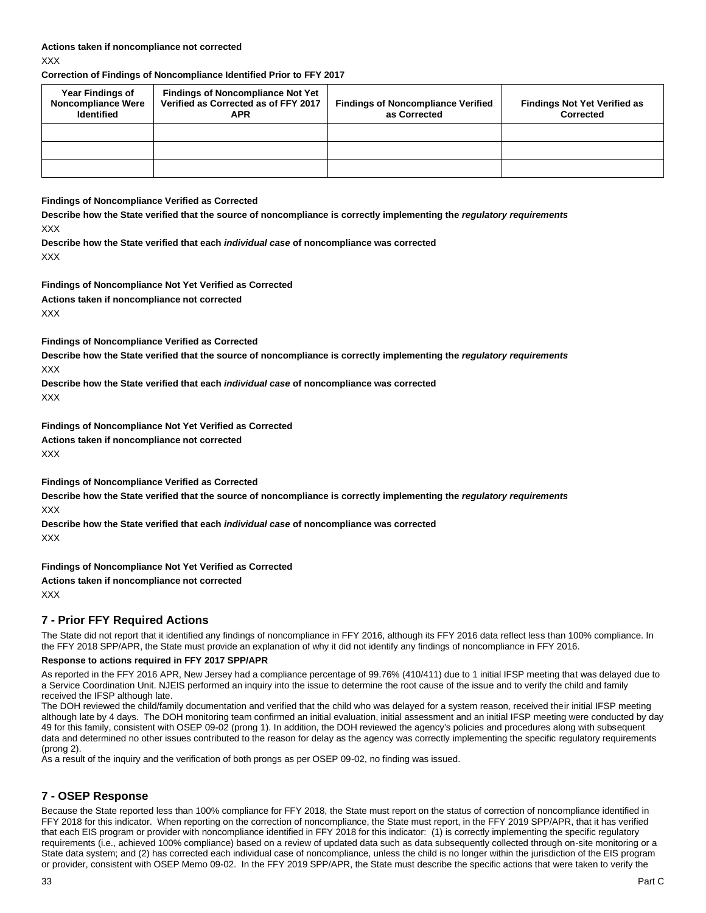**Actions taken if noncompliance not corrected**

XXX

**Correction of Findings of Noncompliance Identified Prior to FFY 2017**

| Year Findings of Noncompliance Were Identified | Findings of Noncompliance Not Yet Verified as Corrected as of FFY 2017 APR | Findings of Noncompliance Verified as Corrected | Findings Not Yet Verified as Corrected |
|---|---|---|---|
| | | | |
| | | | |
| | | | |

**Findings of Noncompliance Verified as Corrected**

**Describe how the State verified that the source of noncompliance is correctly implementing the *regulatory requirements***

XXX

**Describe how the State verified that each *individual case* of noncompliance was corrected**

XXX

**Findings of Noncompliance Not Yet Verified as Corrected**

**Actions taken if noncompliance not corrected**

XXX

**Findings of Noncompliance Verified as Corrected**

**Describe how the State verified that the source of noncompliance is correctly implementing the *regulatory requirements***

XXX

**Describe how the State verified that each *individual case* of noncompliance was corrected**

XXX

**Findings of Noncompliance Not Yet Verified as Corrected**

**Actions taken if noncompliance not corrected**

XXX

**Findings of Noncompliance Verified as Corrected**

**Describe how the State verified that the source of noncompliance is correctly implementing the *regulatory requirements***

XXX

**Describe how the State verified that each *individual case* of noncompliance was corrected**

XXX

**Findings of Noncompliance Not Yet Verified as Corrected**

**Actions taken if noncompliance not corrected**

XXX

## 7 - Prior FFY Required Actions

The State did not report that it identified any findings of noncompliance in FFY 2016, although its FFY 2016 data reflect less than 100% compliance. In the FFY 2018 SPP/APR, the State must provide an explanation of why it did not identify any findings of noncompliance in FFY 2016.

**Response to actions required in FFY 2017 SPP/APR**

As reported in the FFY 2016 APR, New Jersey had a compliance percentage of 99.76% (410/411) due to 1 initial IFSP meeting that was delayed due to a Service Coordination Unit. NJEIS performed an inquiry into the issue to determine the root cause of the issue and to verify the child and family received the IFSP although late.

The DOH reviewed the child/family documentation and verified that the child who was delayed for a system reason, received their initial IFSP meeting although late by 4 days. The DOH monitoring team confirmed an initial evaluation, initial assessment and an initial IFSP meeting were conducted by day 49 for this family, consistent with OSEP 09-02 (prong 1). In addition, the DOH reviewed the agency's policies and procedures along with subsequent data and determined no other issues contributed to the reason for delay as the agency was correctly implementing the specific regulatory requirements (prong 2).

As a result of the inquiry and the verification of both prongs as per OSEP 09-02, no finding was issued.

## 7 - OSEP Response

Because the State reported less than 100% compliance for FFY 2018, the State must report on the status of correction of noncompliance identified in FFY 2018 for this indicator. When reporting on the correction of noncompliance, the State must report, in the FFY 2019 SPP/APR, that it has verified that each EIS program or provider with noncompliance identified in FFY 2018 for this indicator: (1) is correctly implementing the specific regulatory requirements (i.e., achieved 100% compliance) based on a review of updated data such as data subsequently collected through on-site monitoring or a State data system; and (2) has corrected each individual case of noncompliance, unless the child is no longer within the jurisdiction of the EIS program or provider, consistent with OSEP Memo 09-02. In the FFY 2019 SPP/APR, the State must describe the specific actions that were taken to verify the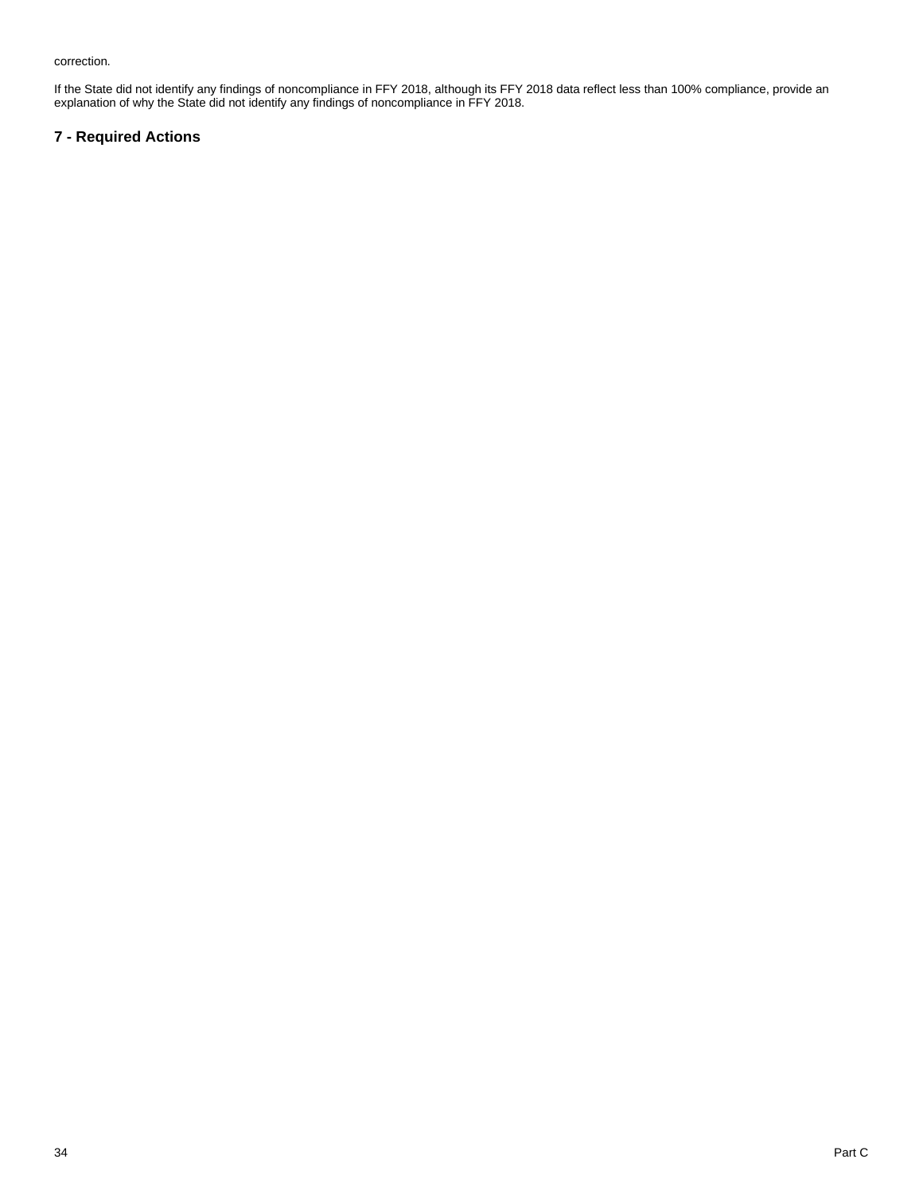correction.

If the State did not identify any findings of noncompliance in FFY 2018, although its FFY 2018 data reflect less than 100% compliance, provide an explanation of why the State did not identify any findings of noncompliance in FFY 2018.

## 7 - Required Actions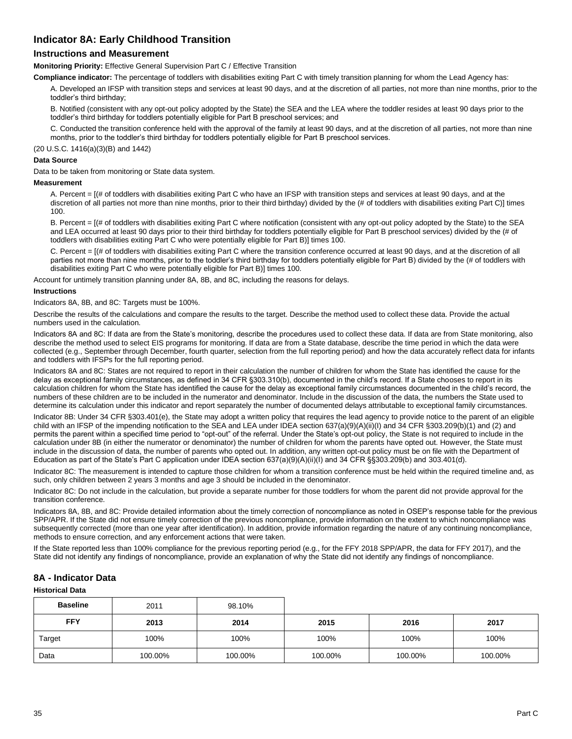## Indicator 8A: Early Childhood Transition

### Instructions and Measurement

**Monitoring Priority:** Effective General Supervision Part C / Effective Transition

**Compliance indicator:** The percentage of toddlers with disabilities exiting Part C with timely transition planning for whom the Lead Agency has:

A. Developed an IFSP with transition steps and services at least 90 days, and at the discretion of all parties, not more than nine months, prior to the toddler's third birthday;

B. Notified (consistent with any opt-out policy adopted by the State) the SEA and the LEA where the toddler resides at least 90 days prior to the toddler's third birthday for toddlers potentially eligible for Part B preschool services; and

C. Conducted the transition conference held with the approval of the family at least 90 days, and at the discretion of all parties, not more than nine months, prior to the toddler's third birthday for toddlers potentially eligible for Part B preschool services.

(20 U.S.C. 1416(a)(3)(B) and 1442)

**Data Source**

Data to be taken from monitoring or State data system.

**Measurement**

A. Percent = [(# of toddlers with disabilities exiting Part C who have an IFSP with transition steps and services at least 90 days, and at the discretion of all parties not more than nine months, prior to their third birthday) divided by the (# of toddlers with disabilities exiting Part C)] times 100.

B. Percent = [(# of toddlers with disabilities exiting Part C where notification (consistent with any opt-out policy adopted by the State) to the SEA and LEA occurred at least 90 days prior to their third birthday for toddlers potentially eligible for Part B preschool services) divided by the (# of toddlers with disabilities exiting Part C who were potentially eligible for Part B)] times 100.

C. Percent = [(# of toddlers with disabilities exiting Part C where the transition conference occurred at least 90 days, and at the discretion of all parties not more than nine months, prior to the toddler's third birthday for toddlers potentially eligible for Part B) divided by the (# of toddlers with disabilities exiting Part C who were potentially eligible for Part B)] times 100.

Account for untimely transition planning under 8A, 8B, and 8C, including the reasons for delays.

**Instructions**

Indicators 8A, 8B, and 8C: Targets must be 100%.

Describe the results of the calculations and compare the results to the target. Describe the method used to collect these data. Provide the actual numbers used in the calculation.

Indicators 8A and 8C: If data are from the State's monitoring, describe the procedures used to collect these data. If data are from State monitoring, also describe the method used to select EIS programs for monitoring. If data are from a State database, describe the time period in which the data were collected (e.g., September through December, fourth quarter, selection from the full reporting period) and how the data accurately reflect data for infants and toddlers with IFSPs for the full reporting period.

Indicators 8A and 8C: States are not required to report in their calculation the number of children for whom the State has identified the cause for the delay as exceptional family circumstances, as defined in 34 CFR §303.310(b), documented in the child's record. If a State chooses to report in its calculation children for whom the State has identified the cause for the delay as exceptional family circumstances documented in the child's record, the numbers of these children are to be included in the numerator and denominator. Include in the discussion of the data, the numbers the State used to determine its calculation under this indicator and report separately the number of documented delays attributable to exceptional family circumstances.

Indicator 8B: Under 34 CFR §303.401(e), the State may adopt a written policy that requires the lead agency to provide notice to the parent of an eligible child with an IFSP of the impending notification to the SEA and LEA under IDEA section 637(a)(9)(A)(ii)(I) and 34 CFR §303.209(b)(1) and (2) and permits the parent within a specified time period to "opt-out" of the referral. Under the State's opt-out policy, the State is not required to include in the calculation under 8B (in either the numerator or denominator) the number of children for whom the parents have opted out. However, the State must include in the discussion of data, the number of parents who opted out. In addition, any written opt-out policy must be on file with the Department of Education as part of the State's Part C application under IDEA section 637(a)(9)(A)(ii)(I) and 34 CFR §§303.209(b) and 303.401(d).

Indicator 8C: The measurement is intended to capture those children for whom a transition conference must be held within the required timeline and, as such, only children between 2 years 3 months and age 3 should be included in the denominator.

Indicator 8C: Do not include in the calculation, but provide a separate number for those toddlers for whom the parent did not provide approval for the transition conference.

Indicators 8A, 8B, and 8C: Provide detailed information about the timely correction of noncompliance as noted in OSEP's response table for the previous SPP/APR. If the State did not ensure timely correction of the previous noncompliance, provide information on the extent to which noncompliance was subsequently corrected (more than one year after identification). In addition, provide information regarding the nature of any continuing noncompliance, methods to ensure correction, and any enforcement actions that were taken.

If the State reported less than 100% compliance for the previous reporting period (e.g., for the FFY 2018 SPP/APR, the data for FFY 2017), and the State did not identify any findings of noncompliance, provide an explanation of why the State did not identify any findings of noncompliance.

## 8A - Indicator Data

**Historical Data**

| Baseline | 2011 | 98.10% | | | |
|---|---|---|---|---|---|
| **FFY** | **2013** | **2014** | **2015** | **2016** | **2017** |
| Target | 100% | 100% | 100% | 100% | 100% |
| Data | 100.00% | 100.00% | 100.00% | 100.00% | 100.00% |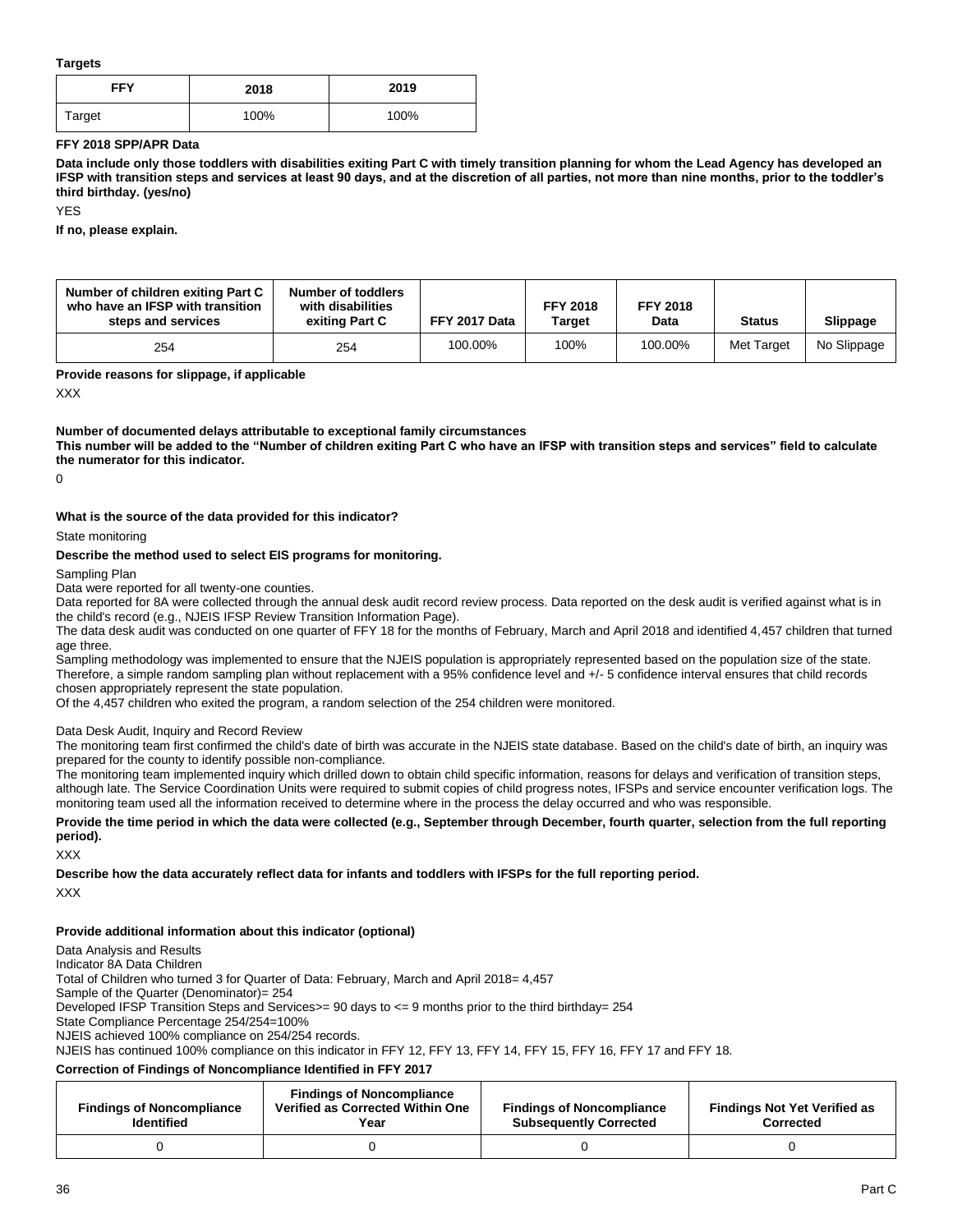**Targets**

| FFY | 2018 | 2019 |
|---|---|---|
| Target | 100% | 100% |

**FFY 2018 SPP/APR Data**

**Data include only those toddlers with disabilities exiting Part C with timely transition planning for whom the Lead Agency has developed an IFSP with transition steps and services at least 90 days, and at the discretion of all parties, not more than nine months, prior to the toddler's third birthday. (yes/no)**

YES

**If no, please explain.**

| Number of children exiting Part C who have an IFSP with transition steps and services | Number of toddlers with disabilities exiting Part C | FFY 2017 Data | FFY 2018 Target | FFY 2018 Data | Status | Slippage |
|---|---|---|---|---|---|---|
| 254 | 254 | 100.00% | 100% | 100.00% | Met Target | No Slippage |

**Provide reasons for slippage, if applicable**

XXX

**Number of documented delays attributable to exceptional family circumstances**

**This number will be added to the "Number of children exiting Part C who have an IFSP with transition steps and services" field to calculate the numerator for this indicator.**

0

**What is the source of the data provided for this indicator?**

State monitoring

**Describe the method used to select EIS programs for monitoring.**

Sampling Plan

Data were reported for all twenty-one counties.

Data reported for 8A were collected through the annual desk audit record review process. Data reported on the desk audit is verified against what is in the child's record (e.g., NJEIS IFSP Review Transition Information Page).

The data desk audit was conducted on one quarter of FFY 18 for the months of February, March and April 2018 and identified 4,457 children that turned age three.

Sampling methodology was implemented to ensure that the NJEIS population is appropriately represented based on the population size of the state. Therefore, a simple random sampling plan without replacement with a 95% confidence level and +/- 5 confidence interval ensures that child records chosen appropriately represent the state population.

Of the 4,457 children who exited the program, a random selection of the 254 children were monitored.

Data Desk Audit, Inquiry and Record Review

The monitoring team first confirmed the child's date of birth was accurate in the NJEIS state database. Based on the child's date of birth, an inquiry was prepared for the county to identify possible non-compliance.

The monitoring team implemented inquiry which drilled down to obtain child specific information, reasons for delays and verification of transition steps, although late. The Service Coordination Units were required to submit copies of child progress notes, IFSPs and service encounter verification logs. The monitoring team used all the information received to determine where in the process the delay occurred and who was responsible.

**Provide the time period in which the data were collected (e.g., September through December, fourth quarter, selection from the full reporting period).**

XXX

**Describe how the data accurately reflect data for infants and toddlers with IFSPs for the full reporting period.**

XXX

**Provide additional information about this indicator (optional)**

Data Analysis and Results

Indicator 8A Data Children

Total of Children who turned 3 for Quarter of Data: February, March and April 2018= 4,457

Sample of the Quarter (Denominator)= 254

Developed IFSP Transition Steps and Services>= 90 days to <= 9 months prior to the third birthday= 254

State Compliance Percentage 254/254=100%

NJEIS achieved 100% compliance on 254/254 records.

NJEIS has continued 100% compliance on this indicator in FFY 12, FFY 13, FFY 14, FFY 15, FFY 16, FFY 17 and FFY 18.

**Correction of Findings of Noncompliance Identified in FFY 2017**

| Findings of Noncompliance Identified | Findings of Noncompliance Verified as Corrected Within One Year | Findings of Noncompliance Subsequently Corrected | Findings Not Yet Verified as Corrected |
|---|---|---|---|
| 0 | 0 | 0 | 0 |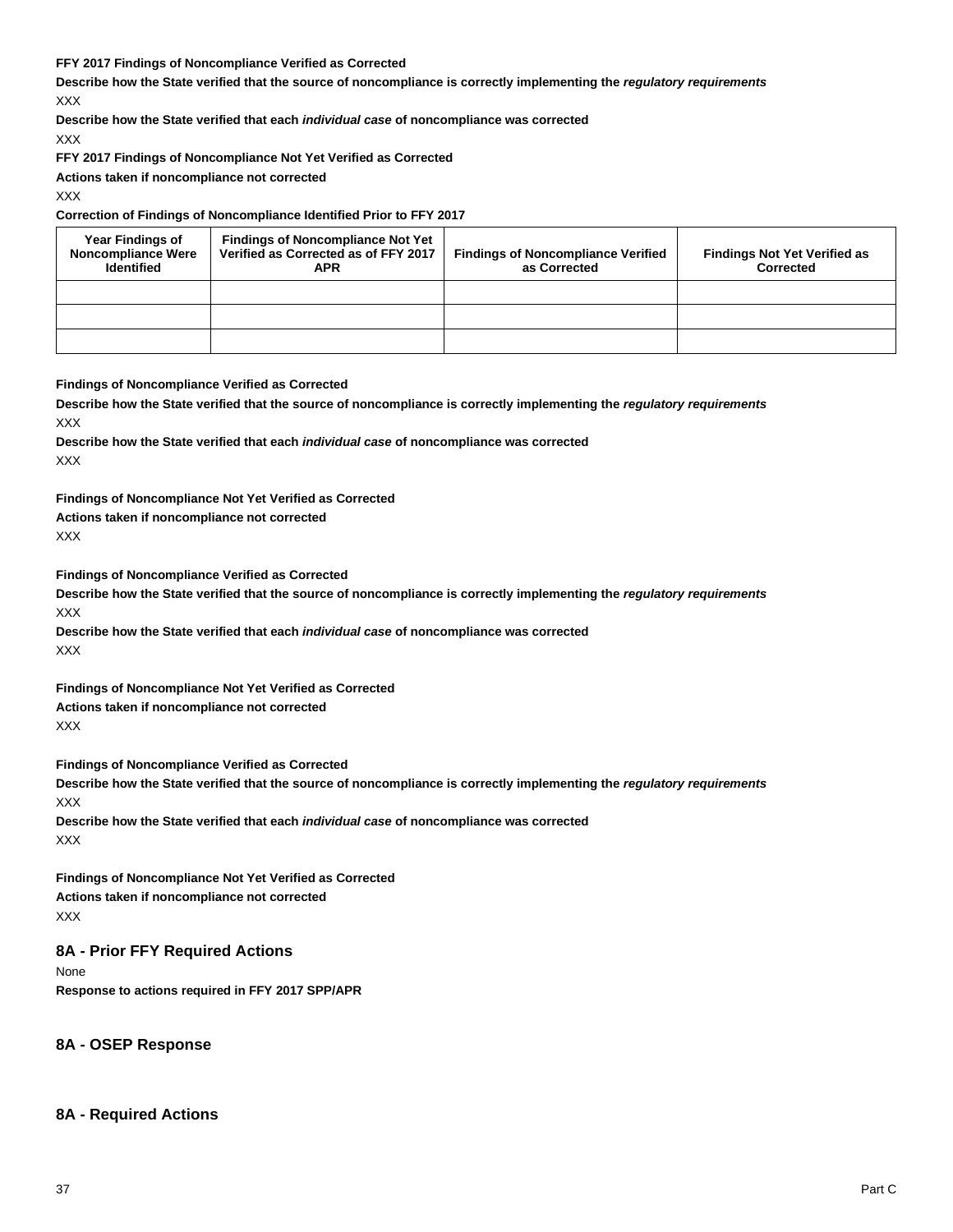**FFY 2017 Findings of Noncompliance Verified as Corrected**

**Describe how the State verified that the source of noncompliance is correctly implementing the *regulatory requirements***

XXX

**Describe how the State verified that each *individual case* of noncompliance was corrected**

XXX

**FFY 2017 Findings of Noncompliance Not Yet Verified as Corrected**

**Actions taken if noncompliance not corrected**

XXX

**Correction of Findings of Noncompliance Identified Prior to FFY 2017**

| Year Findings of Noncompliance Were Identified | Findings of Noncompliance Not Yet Verified as Corrected as of FFY 2017 APR | Findings of Noncompliance Verified as Corrected | Findings Not Yet Verified as Corrected |
|---|---|---|---|
| | | | |
| | | | |
| | | | |

**Findings of Noncompliance Verified as Corrected**

**Describe how the State verified that the source of noncompliance is correctly implementing the *regulatory requirements***

XXX

**Describe how the State verified that each *individual case* of noncompliance was corrected**

XXX

**Findings of Noncompliance Not Yet Verified as Corrected**

**Actions taken if noncompliance not corrected**

XXX

**Findings of Noncompliance Verified as Corrected**

**Describe how the State verified that the source of noncompliance is correctly implementing the *regulatory requirements***

XXX

**Describe how the State verified that each *individual case* of noncompliance was corrected**

XXX

**Findings of Noncompliance Not Yet Verified as Corrected**

**Actions taken if noncompliance not corrected**

XXX

**Findings of Noncompliance Verified as Corrected**

**Describe how the State verified that the source of noncompliance is correctly implementing the *regulatory requirements***

XXX

**Describe how the State verified that each *individual case* of noncompliance was corrected**

XXX

**Findings of Noncompliance Not Yet Verified as Corrected**

**Actions taken if noncompliance not corrected**

XXX

## 8A - Prior FFY Required Actions

None

**Response to actions required in FFY 2017 SPP/APR**

## 8A - OSEP Response

## 8A - Required Actions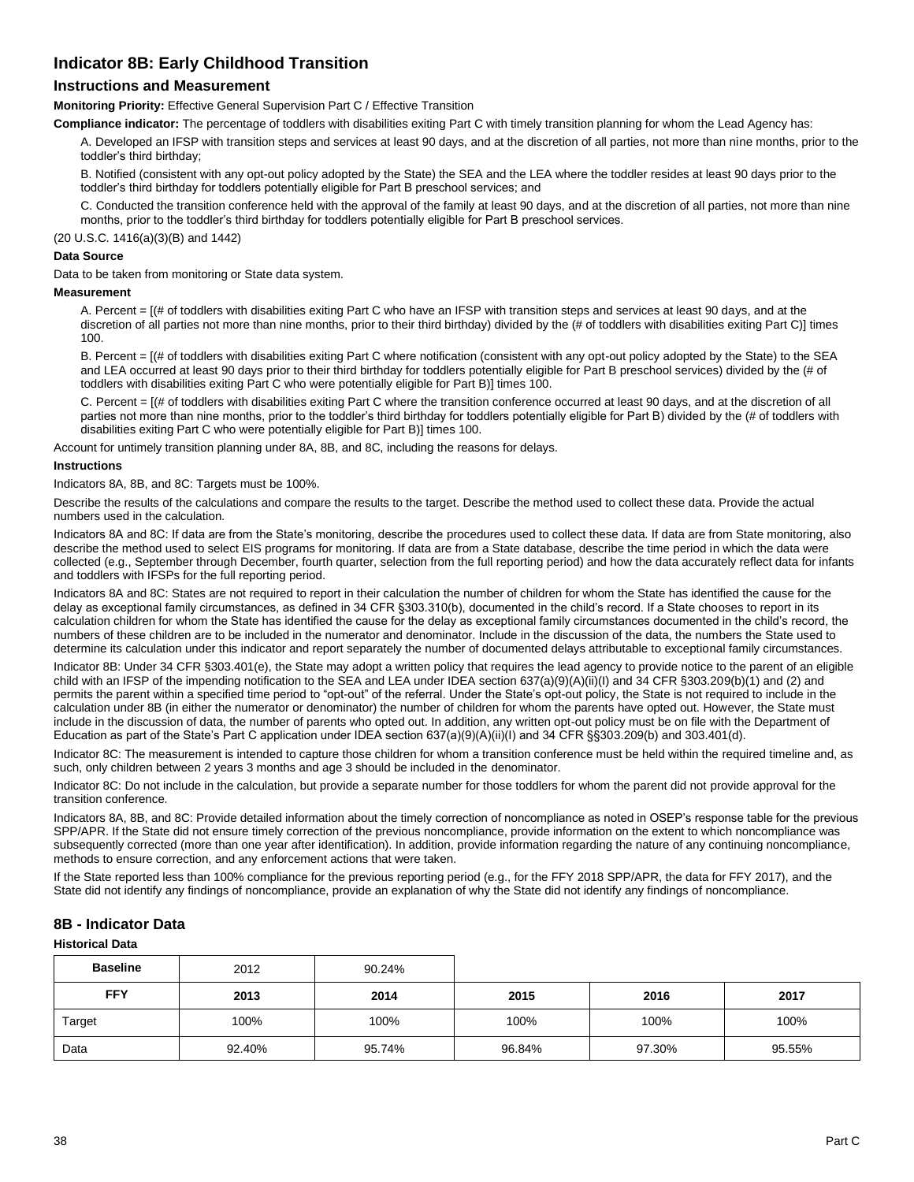## Indicator 8B: Early Childhood Transition

### Instructions and Measurement

**Monitoring Priority:** Effective General Supervision Part C / Effective Transition

**Compliance indicator:** The percentage of toddlers with disabilities exiting Part C with timely transition planning for whom the Lead Agency has:

A. Developed an IFSP with transition steps and services at least 90 days, and at the discretion of all parties, not more than nine months, prior to the toddler's third birthday;

B. Notified (consistent with any opt-out policy adopted by the State) the SEA and the LEA where the toddler resides at least 90 days prior to the toddler's third birthday for toddlers potentially eligible for Part B preschool services; and

C. Conducted the transition conference held with the approval of the family at least 90 days, and at the discretion of all parties, not more than nine months, prior to the toddler's third birthday for toddlers potentially eligible for Part B preschool services.

(20 U.S.C. 1416(a)(3)(B) and 1442)

**Data Source**

Data to be taken from monitoring or State data system.

**Measurement**

A. Percent = [(# of toddlers with disabilities exiting Part C who have an IFSP with transition steps and services at least 90 days, and at the discretion of all parties not more than nine months, prior to their third birthday) divided by the (# of toddlers with disabilities exiting Part C)] times 100.

B. Percent = [(# of toddlers with disabilities exiting Part C where notification (consistent with any opt-out policy adopted by the State) to the SEA and LEA occurred at least 90 days prior to their third birthday for toddlers potentially eligible for Part B preschool services) divided by the (# of toddlers with disabilities exiting Part C who were potentially eligible for Part B)] times 100.

C. Percent = [(# of toddlers with disabilities exiting Part C where the transition conference occurred at least 90 days, and at the discretion of all parties not more than nine months, prior to the toddler's third birthday for toddlers potentially eligible for Part B) divided by the (# of toddlers with disabilities exiting Part C who were potentially eligible for Part B)] times 100.

Account for untimely transition planning under 8A, 8B, and 8C, including the reasons for delays.

**Instructions**

Indicators 8A, 8B, and 8C: Targets must be 100%.

Describe the results of the calculations and compare the results to the target. Describe the method used to collect these data. Provide the actual numbers used in the calculation.

Indicators 8A and 8C: If data are from the State's monitoring, describe the procedures used to collect these data. If data are from State monitoring, also describe the method used to select EIS programs for monitoring. If data are from a State database, describe the time period in which the data were collected (e.g., September through December, fourth quarter, selection from the full reporting period) and how the data accurately reflect data for infants and toddlers with IFSPs for the full reporting period.

Indicators 8A and 8C: States are not required to report in their calculation the number of children for whom the State has identified the cause for the delay as exceptional family circumstances, as defined in 34 CFR §303.310(b), documented in the child's record. If a State chooses to report in its calculation children for whom the State has identified the cause for the delay as exceptional family circumstances documented in the child's record, the numbers of these children are to be included in the numerator and denominator. Include in the discussion of the data, the numbers the State used to determine its calculation under this indicator and report separately the number of documented delays attributable to exceptional family circumstances.

Indicator 8B: Under 34 CFR §303.401(e), the State may adopt a written policy that requires the lead agency to provide notice to the parent of an eligible child with an IFSP of the impending notification to the SEA and LEA under IDEA section 637(a)(9)(A)(ii)(I) and 34 CFR §303.209(b)(1) and (2) and permits the parent within a specified time period to "opt-out" of the referral. Under the State's opt-out policy, the State is not required to include in the calculation under 8B (in either the numerator or denominator) the number of children for whom the parents have opted out. However, the State must include in the discussion of data, the number of parents who opted out. In addition, any written opt-out policy must be on file with the Department of Education as part of the State's Part C application under IDEA section 637(a)(9)(A)(ii)(I) and 34 CFR §§303.209(b) and 303.401(d).

Indicator 8C: The measurement is intended to capture those children for whom a transition conference must be held within the required timeline and, as such, only children between 2 years 3 months and age 3 should be included in the denominator.

Indicator 8C: Do not include in the calculation, but provide a separate number for those toddlers for whom the parent did not provide approval for the transition conference.

Indicators 8A, 8B, and 8C: Provide detailed information about the timely correction of noncompliance as noted in OSEP's response table for the previous SPP/APR. If the State did not ensure timely correction of the previous noncompliance, provide information on the extent to which noncompliance was subsequently corrected (more than one year after identification). In addition, provide information regarding the nature of any continuing noncompliance, methods to ensure correction, and any enforcement actions that were taken.

If the State reported less than 100% compliance for the previous reporting period (e.g., for the FFY 2018 SPP/APR, the data for FFY 2017), and the State did not identify any findings of noncompliance, provide an explanation of why the State did not identify any findings of noncompliance.

## 8B - Indicator Data

**Historical Data**

| Baseline | 2012 | 90.24% | | | |
|---|---|---|---|---|---|
| **FFY** | **2013** | **2014** | **2015** | **2016** | **2017** |
| Target | 100% | 100% | 100% | 100% | 100% |
| Data | 92.40% | 95.74% | 96.84% | 97.30% | 95.55% |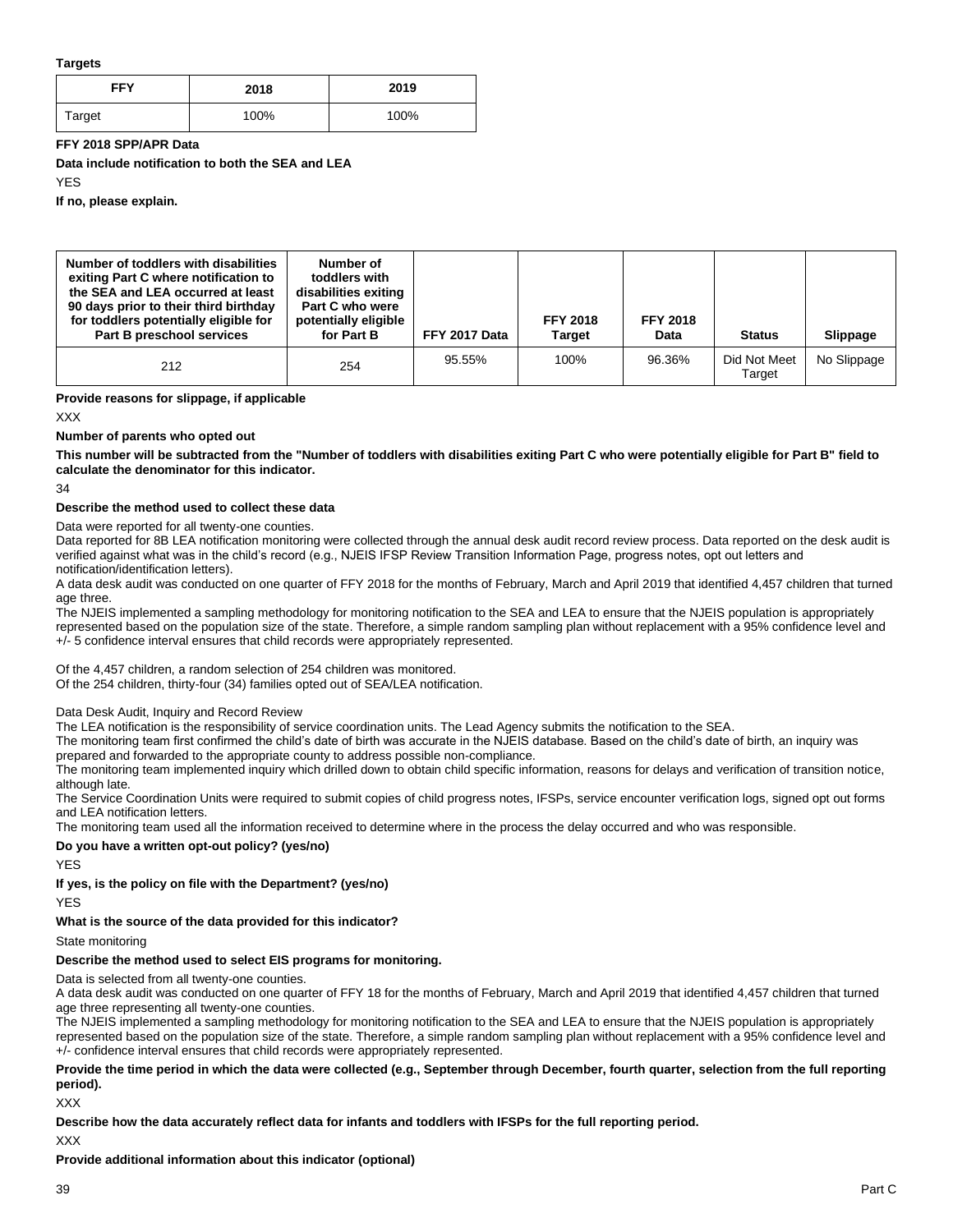**Targets**

| FFY | 2018 | 2019 |
|---|---|---|
| Target | 100% | 100% |

**FFY 2018 SPP/APR Data**

**Data include notification to both the SEA and LEA**

YES

**If no, please explain.**

| Number of toddlers with disabilities exiting Part C where notification to the SEA and LEA occurred at least 90 days prior to their third birthday for toddlers potentially eligible for Part B preschool services | Number of toddlers with disabilities exiting Part C who were potentially eligible for Part B | FFY 2017 Data | FFY 2018 Target | FFY 2018 Data | Status | Slippage |
|---|---|---|---|---|---|---|
| 212 | 254 | 95.55% | 100% | 96.36% | Did Not Meet Target | No Slippage |

**Provide reasons for slippage, if applicable**

XXX

**Number of parents who opted out**

**This number will be subtracted from the "Number of toddlers with disabilities exiting Part C who were potentially eligible for Part B" field to calculate the denominator for this indicator.**

34

**Describe the method used to collect these data**

Data were reported for all twenty-one counties.

Data reported for 8B LEA notification monitoring were collected through the annual desk audit record review process. Data reported on the desk audit is verified against what was in the child's record (e.g., NJEIS IFSP Review Transition Information Page, progress notes, opt out letters and notification/identification letters).

A data desk audit was conducted on one quarter of FFY 2018 for the months of February, March and April 2019 that identified 4,457 children that turned age three.

The NJEIS implemented a sampling methodology for monitoring notification to the SEA and LEA to ensure that the NJEIS population is appropriately represented based on the population size of the state. Therefore, a simple random sampling plan without replacement with a 95% confidence level and +/- 5 confidence interval ensures that child records were appropriately represented.

Of the 4,457 children, a random selection of 254 children was monitored.

Of the 254 children, thirty-four (34) families opted out of SEA/LEA notification.

Data Desk Audit, Inquiry and Record Review

The LEA notification is the responsibility of service coordination units. The Lead Agency submits the notification to the SEA.

The monitoring team first confirmed the child's date of birth was accurate in the NJEIS database. Based on the child's date of birth, an inquiry was prepared and forwarded to the appropriate county to address possible non-compliance.

The monitoring team implemented inquiry which drilled down to obtain child specific information, reasons for delays and verification of transition notice, although late.

The Service Coordination Units were required to submit copies of child progress notes, IFSPs, service encounter verification logs, signed opt out forms and LEA notification letters.

The monitoring team used all the information received to determine where in the process the delay occurred and who was responsible.

**Do you have a written opt-out policy? (yes/no)**

YES

**If yes, is the policy on file with the Department? (yes/no)**

YES

**What is the source of the data provided for this indicator?**

State monitoring

**Describe the method used to select EIS programs for monitoring.**

Data is selected from all twenty-one counties.

A data desk audit was conducted on one quarter of FFY 18 for the months of February, March and April 2019 that identified 4,457 children that turned age three representing all twenty-one counties.

The NJEIS implemented a sampling methodology for monitoring notification to the SEA and LEA to ensure that the NJEIS population is appropriately represented based on the population size of the state. Therefore, a simple random sampling plan without replacement with a 95% confidence level and +/- confidence interval ensures that child records were appropriately represented.

**Provide the time period in which the data were collected (e.g., September through December, fourth quarter, selection from the full reporting period).**

XXX

**Describe how the data accurately reflect data for infants and toddlers with IFSPs for the full reporting period.**

XXX

**Provide additional information about this indicator (optional)**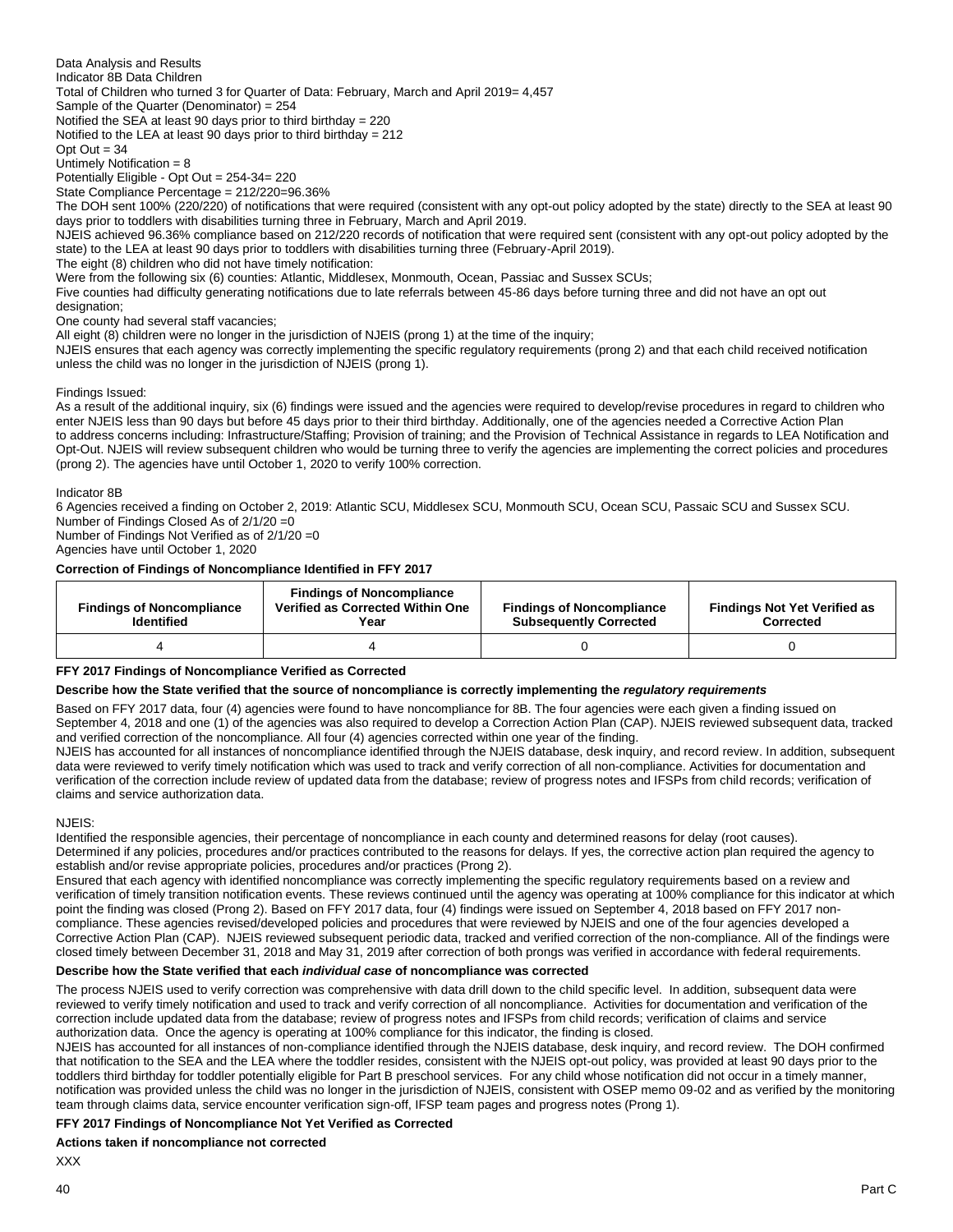Data Analysis and Results

Indicator 8B Data Children

Total of Children who turned 3 for Quarter of Data: February, March and April 2019= 4,457

Sample of the Quarter (Denominator) = 254

Notified the SEA at least 90 days prior to third birthday = 220

Notified to the LEA at least 90 days prior to third birthday = 212

Opt Out = 34

Untimely Notification = 8

Potentially Eligible - Opt Out = 254-34= 220

State Compliance Percentage = 212/220=96.36%

The DOH sent 100% (220/220) of notifications that were required (consistent with any opt-out policy adopted by the state) directly to the SEA at least 90 days prior to toddlers with disabilities turning three in February, March and April 2019.

NJEIS achieved 96.36% compliance based on 212/220 records of notification that were required sent (consistent with any opt-out policy adopted by the state) to the LEA at least 90 days prior to toddlers with disabilities turning three (February-April 2019).

The eight (8) children who did not have timely notification:

Were from the following six (6) counties: Atlantic, Middlesex, Monmouth, Ocean, Passiac and Sussex SCUs;

Five counties had difficulty generating notifications due to late referrals between 45-86 days before turning three and did not have an opt out designation;

One county had several staff vacancies;

All eight (8) children were no longer in the jurisdiction of NJEIS (prong 1) at the time of the inquiry;

NJEIS ensures that each agency was correctly implementing the specific regulatory requirements (prong 2) and that each child received notification unless the child was no longer in the jurisdiction of NJEIS (prong 1).

Findings Issued:

As a result of the additional inquiry, six (6) findings were issued and the agencies were required to develop/revise procedures in regard to children who enter NJEIS less than 90 days but before 45 days prior to their third birthday. Additionally, one of the agencies needed a Corrective Action Plan to address concerns including: Infrastructure/Staffing; Provision of training; and the Provision of Technical Assistance in regards to LEA Notification and Opt-Out. NJEIS will review subsequent children who would be turning three to verify the agencies are implementing the correct policies and procedures (prong 2). The agencies have until October 1, 2020 to verify 100% correction.

Indicator 8B

6 Agencies received a finding on October 2, 2019: Atlantic SCU, Middlesex SCU, Monmouth SCU, Ocean SCU, Passaic SCU and Sussex SCU.

Number of Findings Closed As of 2/1/20 =0

Number of Findings Not Verified as of 2/1/20 =0

Agencies have until October 1, 2020

**Correction of Findings of Noncompliance Identified in FFY 2017**

| Findings of Noncompliance Identified | Findings of Noncompliance Verified as Corrected Within One Year | Findings of Noncompliance Subsequently Corrected | Findings Not Yet Verified as Corrected |
|---|---|---|---|
| 4 | 4 | 0 | 0 |

**FFY 2017 Findings of Noncompliance Verified as Corrected**

**Describe how the State verified that the source of noncompliance is correctly implementing the *regulatory requirements***

Based on FFY 2017 data, four (4) agencies were found to have noncompliance for 8B. The four agencies were each given a finding issued on September 4, 2018 and one (1) of the agencies was also required to develop a Correction Action Plan (CAP). NJEIS reviewed subsequent data, tracked and verified correction of the noncompliance. All four (4) agencies corrected within one year of the finding.

NJEIS has accounted for all instances of noncompliance identified through the NJEIS database, desk inquiry, and record review. In addition, subsequent data were reviewed to verify timely notification which was used to track and verify correction of all non-compliance. Activities for documentation and verification of the correction include review of updated data from the database; review of progress notes and IFSPs from child records; verification of claims and service authorization data.

NJEIS:

Identified the responsible agencies, their percentage of noncompliance in each county and determined reasons for delay (root causes).

Determined if any policies, procedures and/or practices contributed to the reasons for delays. If yes, the corrective action plan required the agency to establish and/or revise appropriate policies, procedures and/or practices (Prong 2).

Ensured that each agency with identified noncompliance was correctly implementing the specific regulatory requirements based on a review and verification of timely transition notification events. These reviews continued until the agency was operating at 100% compliance for this indicator at which point the finding was closed (Prong 2). Based on FFY 2017 data, four (4) findings were issued on September 4, 2018 based on FFY 2017 non-compliance. These agencies revised/developed policies and procedures that were reviewed by NJEIS and one of the four agencies developed a Corrective Action Plan (CAP). NJEIS reviewed subsequent periodic data, tracked and verified correction of the non-compliance. All of the findings were closed timely between December 31, 2018 and May 31, 2019 after correction of both prongs was verified in accordance with federal requirements.

**Describe how the State verified that each *individual case* of noncompliance was corrected**

The process NJEIS used to verify correction was comprehensive with data drill down to the child specific level. In addition, subsequent data were reviewed to verify timely notification and used to track and verify correction of all noncompliance. Activities for documentation and verification of the correction include updated data from the database; review of progress notes and IFSPs from child records; verification of claims and service authorization data. Once the agency is operating at 100% compliance for this indicator, the finding is closed.

NJEIS has accounted for all instances of non-compliance identified through the NJEIS database, desk inquiry, and record review. The DOH confirmed that notification to the SEA and the LEA where the toddler resides, consistent with the NJEIS opt-out policy, was provided at least 90 days prior to the toddlers third birthday for toddler potentially eligible for Part B preschool services. For any child whose notification did not occur in a timely manner, notification was provided unless the child was no longer in the jurisdiction of NJEIS, consistent with OSEP memo 09-02 and as verified by the monitoring team through claims data, service encounter verification sign-off, IFSP team pages and progress notes (Prong 1).

**FFY 2017 Findings of Noncompliance Not Yet Verified as Corrected**

**Actions taken if noncompliance not corrected**

XXX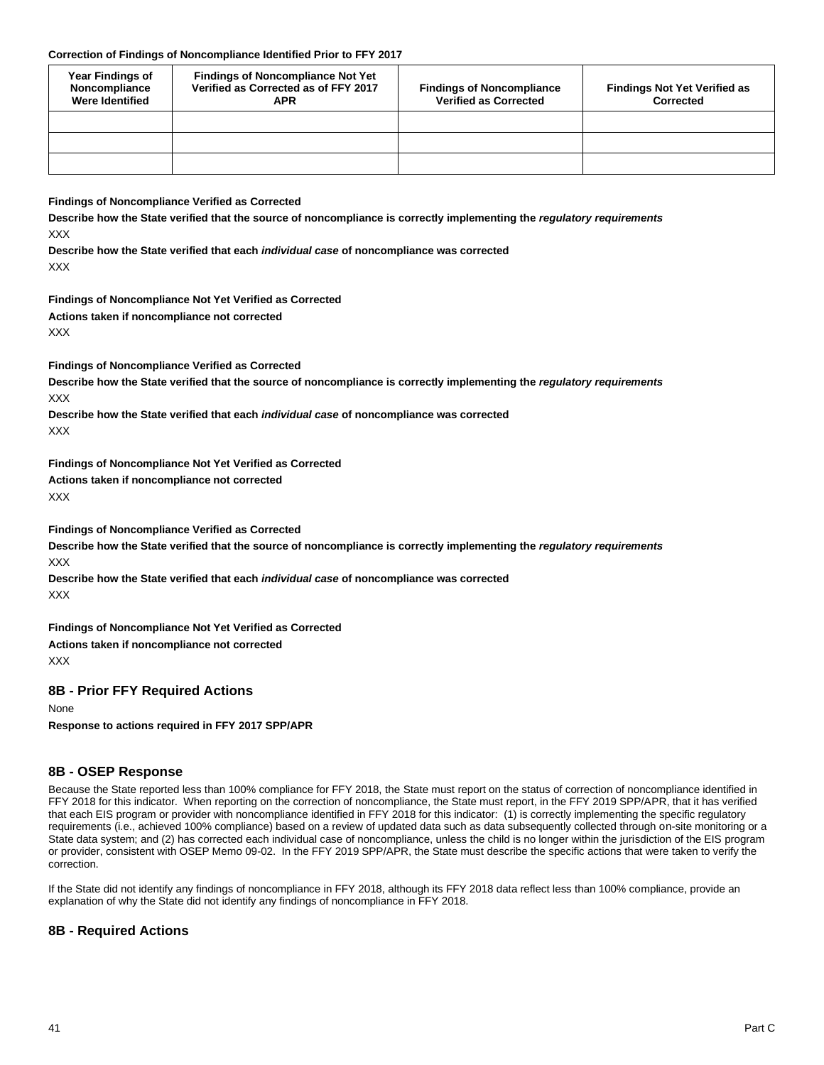**Correction of Findings of Noncompliance Identified Prior to FFY 2017**

| Year Findings of Noncompliance Were Identified | Findings of Noncompliance Not Yet Verified as Corrected as of FFY 2017 APR | Findings of Noncompliance Verified as Corrected | Findings Not Yet Verified as Corrected |
|---|---|---|---|
| | | | |
| | | | |
| | | | |

**Findings of Noncompliance Verified as Corrected**

**Describe how the State verified that the source of noncompliance is correctly implementing the *regulatory requirements***

XXX

**Describe how the State verified that each *individual case* of noncompliance was corrected**

XXX

**Findings of Noncompliance Not Yet Verified as Corrected**

**Actions taken if noncompliance not corrected**

XXX

**Findings of Noncompliance Verified as Corrected**

**Describe how the State verified that the source of noncompliance is correctly implementing the *regulatory requirements***

XXX

**Describe how the State verified that each *individual case* of noncompliance was corrected**

XXX

**Findings of Noncompliance Not Yet Verified as Corrected**

**Actions taken if noncompliance not corrected**

XXX

**Findings of Noncompliance Verified as Corrected**

**Describe how the State verified that the source of noncompliance is correctly implementing the *regulatory requirements***

XXX

**Describe how the State verified that each *individual case* of noncompliance was corrected**

XXX

**Findings of Noncompliance Not Yet Verified as Corrected**

**Actions taken if noncompliance not corrected**

XXX

## 8B - Prior FFY Required Actions

None

**Response to actions required in FFY 2017 SPP/APR**

## 8B - OSEP Response

Because the State reported less than 100% compliance for FFY 2018, the State must report on the status of correction of noncompliance identified in FFY 2018 for this indicator. When reporting on the correction of noncompliance, the State must report, in the FFY 2019 SPP/APR, that it has verified that each EIS program or provider with noncompliance identified in FFY 2018 for this indicator: (1) is correctly implementing the specific regulatory requirements (i.e., achieved 100% compliance) based on a review of updated data such as data subsequently collected through on-site monitoring or a State data system; and (2) has corrected each individual case of noncompliance, unless the child is no longer within the jurisdiction of the EIS program or provider, consistent with OSEP Memo 09-02. In the FFY 2019 SPP/APR, the State must describe the specific actions that were taken to verify the correction.

If the State did not identify any findings of noncompliance in FFY 2018, although its FFY 2018 data reflect less than 100% compliance, provide an explanation of why the State did not identify any findings of noncompliance in FFY 2018.

## 8B - Required Actions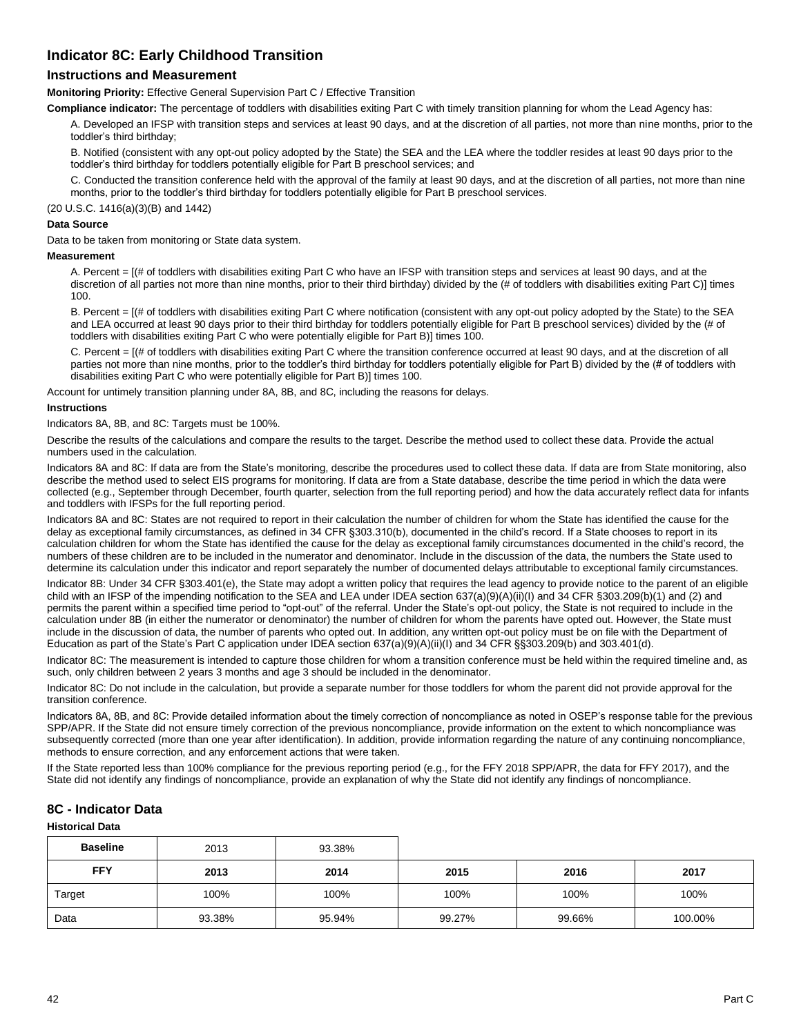## Indicator 8C: Early Childhood Transition

### Instructions and Measurement

**Monitoring Priority:** Effective General Supervision Part C / Effective Transition

**Compliance indicator:** The percentage of toddlers with disabilities exiting Part C with timely transition planning for whom the Lead Agency has:

A. Developed an IFSP with transition steps and services at least 90 days, and at the discretion of all parties, not more than nine months, prior to the toddler's third birthday;

B. Notified (consistent with any opt-out policy adopted by the State) the SEA and the LEA where the toddler resides at least 90 days prior to the toddler's third birthday for toddlers potentially eligible for Part B preschool services; and

C. Conducted the transition conference held with the approval of the family at least 90 days, and at the discretion of all parties, not more than nine months, prior to the toddler's third birthday for toddlers potentially eligible for Part B preschool services.

(20 U.S.C. 1416(a)(3)(B) and 1442)

**Data Source**

Data to be taken from monitoring or State data system.

**Measurement**

A. Percent = [(# of toddlers with disabilities exiting Part C who have an IFSP with transition steps and services at least 90 days, and at the discretion of all parties not more than nine months, prior to their third birthday) divided by the (# of toddlers with disabilities exiting Part C)] times 100.

B. Percent = [(# of toddlers with disabilities exiting Part C where notification (consistent with any opt-out policy adopted by the State) to the SEA and LEA occurred at least 90 days prior to their third birthday for toddlers potentially eligible for Part B preschool services) divided by the (# of toddlers with disabilities exiting Part C who were potentially eligible for Part B)] times 100.

C. Percent = [(# of toddlers with disabilities exiting Part C where the transition conference occurred at least 90 days, and at the discretion of all parties not more than nine months, prior to the toddler's third birthday for toddlers potentially eligible for Part B) divided by the (# of toddlers with disabilities exiting Part C who were potentially eligible for Part B)] times 100.

Account for untimely transition planning under 8A, 8B, and 8C, including the reasons for delays.

**Instructions**

Indicators 8A, 8B, and 8C: Targets must be 100%.

Describe the results of the calculations and compare the results to the target. Describe the method used to collect these data. Provide the actual numbers used in the calculation.

Indicators 8A and 8C: If data are from the State's monitoring, describe the procedures used to collect these data. If data are from State monitoring, also describe the method used to select EIS programs for monitoring. If data are from a State database, describe the time period in which the data were collected (e.g., September through December, fourth quarter, selection from the full reporting period) and how the data accurately reflect data for infants and toddlers with IFSPs for the full reporting period.

Indicators 8A and 8C: States are not required to report in their calculation the number of children for whom the State has identified the cause for the delay as exceptional family circumstances, as defined in 34 CFR §303.310(b), documented in the child's record. If a State chooses to report in its calculation children for whom the State has identified the cause for the delay as exceptional family circumstances documented in the child's record, the numbers of these children are to be included in the numerator and denominator. Include in the discussion of the data, the numbers the State used to determine its calculation under this indicator and report separately the number of documented delays attributable to exceptional family circumstances.

Indicator 8B: Under 34 CFR §303.401(e), the State may adopt a written policy that requires the lead agency to provide notice to the parent of an eligible child with an IFSP of the impending notification to the SEA and LEA under IDEA section 637(a)(9)(A)(ii)(I) and 34 CFR §303.209(b)(1) and (2) and permits the parent within a specified time period to "opt-out" of the referral. Under the State's opt-out policy, the State is not required to include in the calculation under 8B (in either the numerator or denominator) the number of children for whom the parents have opted out. However, the State must include in the discussion of data, the number of parents who opted out. In addition, any written opt-out policy must be on file with the Department of Education as part of the State's Part C application under IDEA section 637(a)(9)(A)(ii)(I) and 34 CFR §§303.209(b) and 303.401(d).

Indicator 8C: The measurement is intended to capture those children for whom a transition conference must be held within the required timeline and, as such, only children between 2 years 3 months and age 3 should be included in the denominator.

Indicator 8C: Do not include in the calculation, but provide a separate number for those toddlers for whom the parent did not provide approval for the transition conference.

Indicators 8A, 8B, and 8C: Provide detailed information about the timely correction of noncompliance as noted in OSEP's response table for the previous SPP/APR. If the State did not ensure timely correction of the previous noncompliance, provide information on the extent to which noncompliance was subsequently corrected (more than one year after identification). In addition, provide information regarding the nature of any continuing noncompliance, methods to ensure correction, and any enforcement actions that were taken.

If the State reported less than 100% compliance for the previous reporting period (e.g., for the FFY 2018 SPP/APR, the data for FFY 2017), and the State did not identify any findings of noncompliance, provide an explanation of why the State did not identify any findings of noncompliance.

## 8C - Indicator Data

**Historical Data**

| Baseline | 2013 | 93.38% | | | |
|---|---|---|---|---|---|
| **FFY** | **2013** | **2014** | **2015** | **2016** | **2017** |
| Target | 100% | 100% | 100% | 100% | 100% |
| Data | 93.38% | 95.94% | 99.27% | 99.66% | 100.00% |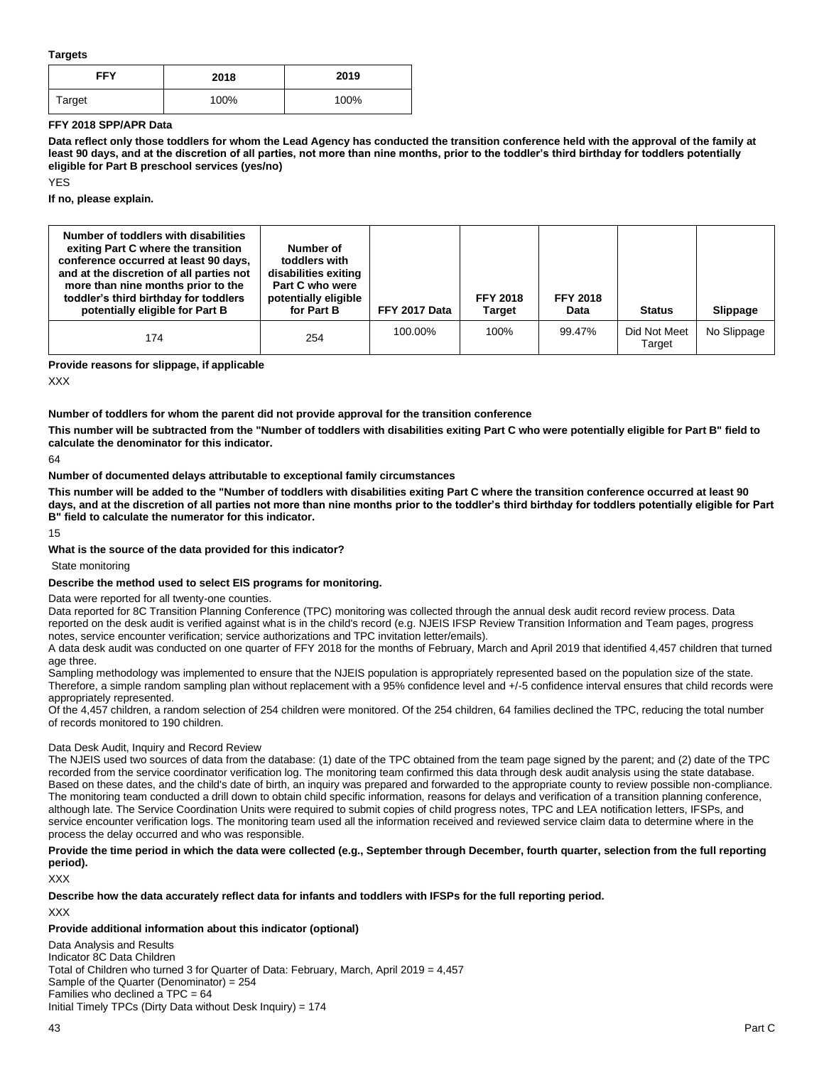**Targets**

| FFY | 2018 | 2019 |
|---|---|---|
| Target | 100% | 100% |

**FFY 2018 SPP/APR Data**

**Data reflect only those toddlers for whom the Lead Agency has conducted the transition conference held with the approval of the family at least 90 days, and at the discretion of all parties, not more than nine months, prior to the toddler's third birthday for toddlers potentially eligible for Part B preschool services (yes/no)**

YES

**If no, please explain.**

| Number of toddlers with disabilities exiting Part C where the transition conference occurred at least 90 days, and at the discretion of all parties not more than nine months prior to the toddler's third birthday for toddlers potentially eligible for Part B | Number of toddlers with disabilities exiting Part C who were potentially eligible for Part B | FFY 2017 Data | FFY 2018 Target | FFY 2018 Data | Status | Slippage |
|---|---|---|---|---|---|---|
| 174 | 254 | 100.00% | 100% | 99.47% | Did Not Meet Target | No Slippage |

**Provide reasons for slippage, if applicable**

XXX

**Number of toddlers for whom the parent did not provide approval for the transition conference**

**This number will be subtracted from the "Number of toddlers with disabilities exiting Part C who were potentially eligible for Part B" field to calculate the denominator for this indicator.**

64

**Number of documented delays attributable to exceptional family circumstances**

**This number will be added to the "Number of toddlers with disabilities exiting Part C where the transition conference occurred at least 90 days, and at the discretion of all parties not more than nine months prior to the toddler's third birthday for toddlers potentially eligible for Part B" field to calculate the numerator for this indicator.**

15

**What is the source of the data provided for this indicator?**

State monitoring

**Describe the method used to select EIS programs for monitoring.**

Data were reported for all twenty-one counties.
Data reported for 8C Transition Planning Conference (TPC) monitoring was collected through the annual desk audit record review process. Data reported on the desk audit is verified against what is in the child's record (e.g. NJEIS IFSP Review Transition Information and Team pages, progress notes, service encounter verification; service authorizations and TPC invitation letter/emails).
A data desk audit was conducted on one quarter of FFY 2018 for the months of February, March and April 2019 that identified 4,457 children that turned age three.
Sampling methodology was implemented to ensure that the NJEIS population is appropriately represented based on the population size of the state. Therefore, a simple random sampling plan without replacement with a 95% confidence level and +/-5 confidence interval ensures that child records were appropriately represented.
Of the 4,457 children, a random selection of 254 children were monitored. Of the 254 children, 64 families declined the TPC, reducing the total number of records monitored to 190 children.

Data Desk Audit, Inquiry and Record Review
The NJEIS used two sources of data from the database: (1) date of the TPC obtained from the team page signed by the parent; and (2) date of the TPC recorded from the service coordinator verification log. The monitoring team confirmed this data through desk audit analysis using the state database. Based on these dates, and the child's date of birth, an inquiry was prepared and forwarded to the appropriate county to review possible non-compliance. The monitoring team conducted a drill down to obtain child specific information, reasons for delays and verification of a transition planning conference, although late. The Service Coordination Units were required to submit copies of child progress notes, TPC and LEA notification letters, IFSPs, and service encounter verification logs. The monitoring team used all the information received and reviewed service claim data to determine where in the process the delay occurred and who was responsible.

**Provide the time period in which the data were collected (e.g., September through December, fourth quarter, selection from the full reporting period).**

XXX

**Describe how the data accurately reflect data for infants and toddlers with IFSPs for the full reporting period.**

XXX

**Provide additional information about this indicator (optional)**

Data Analysis and Results
Indicator 8C Data Children
Total of Children who turned 3 for Quarter of Data: February, March, April 2019 = 4,457
Sample of the Quarter (Denominator) = 254
Families who declined a TPC = 64
Initial Timely TPCs (Dirty Data without Desk Inquiry) = 174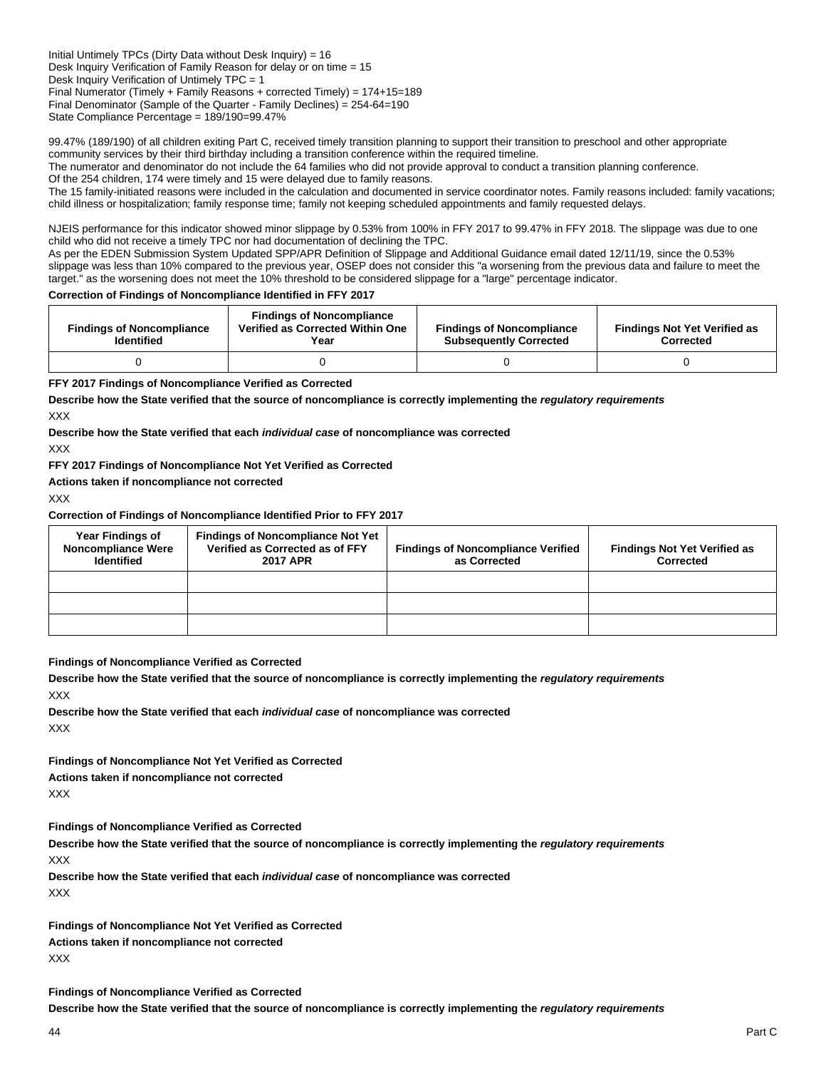Initial Untimely TPCs (Dirty Data without Desk Inquiry) = 16
Desk Inquiry Verification of Family Reason for delay or on time = 15
Desk Inquiry Verification of Untimely TPC = 1
Final Numerator (Timely + Family Reasons + corrected Timely) = 174+15=189
Final Denominator (Sample of the Quarter - Family Declines) = 254-64=190
State Compliance Percentage = 189/190=99.47%

99.47% (189/190) of all children exiting Part C, received timely transition planning to support their transition to preschool and other appropriate community services by their third birthday including a transition conference within the required timeline.
The numerator and denominator do not include the 64 families who did not provide approval to conduct a transition planning conference.
Of the 254 children, 174 were timely and 15 were delayed due to family reasons.
The 15 family-initiated reasons were included in the calculation and documented in service coordinator notes. Family reasons included: family vacations; child illness or hospitalization; family response time; family not keeping scheduled appointments and family requested delays.

NJEIS performance for this indicator showed minor slippage by 0.53% from 100% in FFY 2017 to 99.47% in FFY 2018. The slippage was due to one child who did not receive a timely TPC nor had documentation of declining the TPC.
As per the EDEN Submission System Updated SPP/APR Definition of Slippage and Additional Guidance email dated 12/11/19, since the 0.53% slippage was less than 10% compared to the previous year, OSEP does not consider this "a worsening from the previous data and failure to meet the target." as the worsening does not meet the 10% threshold to be considered slippage for a "large" percentage indicator.

**Correction of Findings of Noncompliance Identified in FFY 2017**

| Findings of Noncompliance Identified | Findings of Noncompliance Verified as Corrected Within One Year | Findings of Noncompliance Subsequently Corrected | Findings Not Yet Verified as Corrected |
|---|---|---|---|
| 0 | 0 | 0 | 0 |

**FFY 2017 Findings of Noncompliance Verified as Corrected**

**Describe how the State verified that the source of noncompliance is correctly implementing the *regulatory requirements***

XXX

**Describe how the State verified that each *individual case* of noncompliance was corrected**

XXX

**FFY 2017 Findings of Noncompliance Not Yet Verified as Corrected**

**Actions taken if noncompliance not corrected**

XXX

**Correction of Findings of Noncompliance Identified Prior to FFY 2017**

| Year Findings of Noncompliance Were Identified | Findings of Noncompliance Not Yet Verified as Corrected as of FFY 2017 APR | Findings of Noncompliance Verified as Corrected | Findings Not Yet Verified as Corrected |
|---|---|---|---|
| | | | |
| | | | |
| | | | |

**Findings of Noncompliance Verified as Corrected**

**Describe how the State verified that the source of noncompliance is correctly implementing the *regulatory requirements***

XXX

**Describe how the State verified that each *individual case* of noncompliance was corrected**

XXX

**Findings of Noncompliance Not Yet Verified as Corrected**

**Actions taken if noncompliance not corrected**

XXX

**Findings of Noncompliance Verified as Corrected**

**Describe how the State verified that the source of noncompliance is correctly implementing the *regulatory requirements***

XXX

**Describe how the State verified that each *individual case* of noncompliance was corrected**

XXX

**Findings of Noncompliance Not Yet Verified as Corrected**

**Actions taken if noncompliance not corrected**

XXX

**Findings of Noncompliance Verified as Corrected**

**Describe how the State verified that the source of noncompliance is correctly implementing the *regulatory requirements***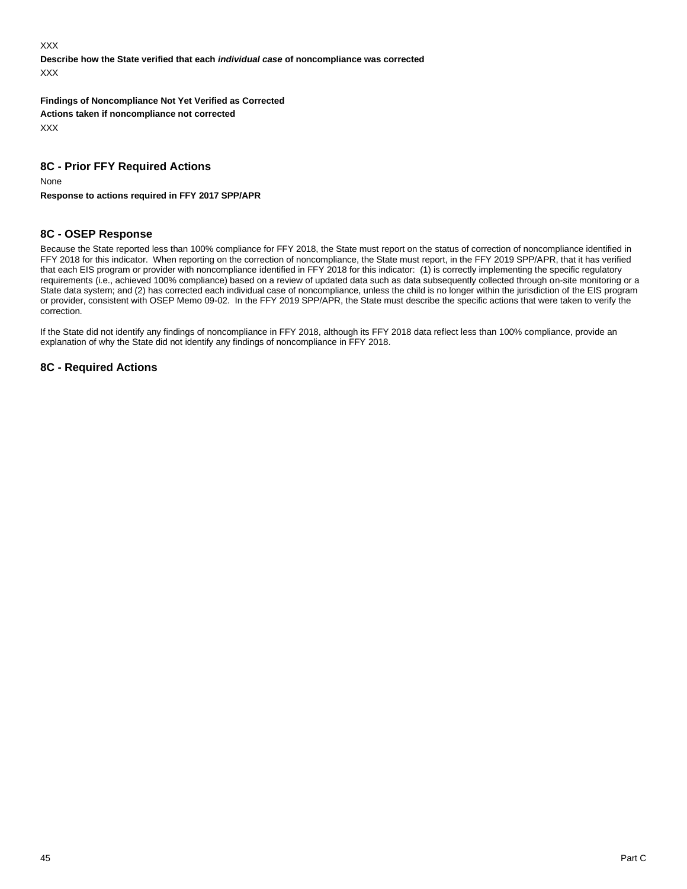XXX

**Describe how the State verified that each *individual case* of noncompliance was corrected**

XXX

**Findings of Noncompliance Not Yet Verified as Corrected**

**Actions taken if noncompliance not corrected**

XXX

## 8C - Prior FFY Required Actions

None

**Response to actions required in FFY 2017 SPP/APR**

## 8C - OSEP Response

Because the State reported less than 100% compliance for FFY 2018, the State must report on the status of correction of noncompliance identified in FFY 2018 for this indicator. When reporting on the correction of noncompliance, the State must report, in the FFY 2019 SPP/APR, that it has verified that each EIS program or provider with noncompliance identified in FFY 2018 for this indicator: (1) is correctly implementing the specific regulatory requirements (i.e., achieved 100% compliance) based on a review of updated data such as data subsequently collected through on-site monitoring or a State data system; and (2) has corrected each individual case of noncompliance, unless the child is no longer within the jurisdiction of the EIS program or provider, consistent with OSEP Memo 09-02. In the FFY 2019 SPP/APR, the State must describe the specific actions that were taken to verify the correction.

If the State did not identify any findings of noncompliance in FFY 2018, although its FFY 2018 data reflect less than 100% compliance, provide an explanation of why the State did not identify any findings of noncompliance in FFY 2018.

## 8C - Required Actions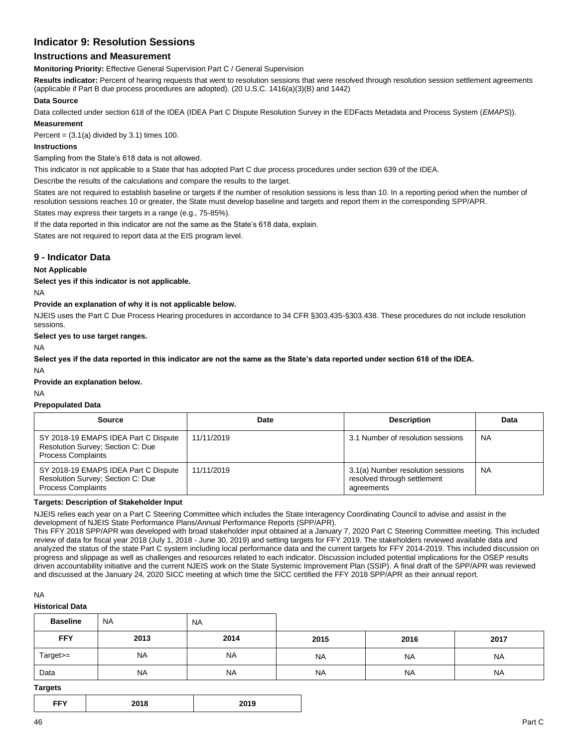# Indicator 9: Resolution Sessions

## Instructions and Measurement

**Monitoring Priority:** Effective General Supervision Part C / General Supervision

**Results indicator:** Percent of hearing requests that went to resolution sessions that were resolved through resolution session settlement agreements (applicable if Part B due process procedures are adopted). (20 U.S.C. 1416(a)(3)(B) and 1442)

**Data Source**

Data collected under section 618 of the IDEA (IDEA Part C Dispute Resolution Survey in the EDFacts Metadata and Process System (*EMAPS*)).

**Measurement**

Percent = (3.1(a) divided by 3.1) times 100.

**Instructions**

Sampling from the State's 618 data is not allowed.

This indicator is not applicable to a State that has adopted Part C due process procedures under section 639 of the IDEA.

Describe the results of the calculations and compare the results to the target.

States are not required to establish baseline or targets if the number of resolution sessions is less than 10. In a reporting period when the number of resolution sessions reaches 10 or greater, the State must develop baseline and targets and report them in the corresponding SPP/APR.

States may express their targets in a range (e.g., 75-85%).

If the data reported in this indicator are not the same as the State's 618 data, explain.

States are not required to report data at the EIS program level.

## 9 - Indicator Data

**Not Applicable**

**Select yes if this indicator is not applicable.**

NA

**Provide an explanation of why it is not applicable below.**

NJEIS uses the Part C Due Process Hearing procedures in accordance to 34 CFR §303.435-§303.438. These procedures do not include resolution sessions.

**Select yes to use target ranges.**

NA

**Select yes if the data reported in this indicator are not the same as the State's data reported under section 618 of the IDEA.**

NA

**Provide an explanation below.**

NA

**Prepopulated Data**

| Source | Date | Description | Data |
|---|---|---|---|
| SY 2018-19 EMAPS IDEA Part C Dispute Resolution Survey; Section C: Due Process Complaints | 11/11/2019 | 3.1 Number of resolution sessions | NA |
| SY 2018-19 EMAPS IDEA Part C Dispute Resolution Survey; Section C: Due Process Complaints | 11/11/2019 | 3.1(a) Number resolution sessions resolved through settlement agreements | NA |

**Targets: Description of Stakeholder Input**

NJEIS relies each year on a Part C Steering Committee which includes the State Interagency Coordinating Council to advise and assist in the development of NJEIS State Performance Plans/Annual Performance Reports (SPP/APR).
This FFY 2018 SPP/APR was developed with broad stakeholder input obtained at a January 7, 2020 Part C Steering Committee meeting. This included review of data for fiscal year 2018 (July 1, 2018 - June 30, 2019) and setting targets for FFY 2019. The stakeholders reviewed available data and analyzed the status of the state Part C system including local performance data and the current targets for FFY 2014-2019. This included discussion on progress and slippage as well as challenges and resources related to each indicator. Discussion included potential implications for the OSEP results driven accountability initiative and the current NJEIS work on the State Systemic Improvement Plan (SSIP). A final draft of the SPP/APR was reviewed and discussed at the January 24, 2020 SICC meeting at which time the SICC certified the FFY 2018 SPP/APR as their annual report.

NA

**Historical Data**

| Baseline | NA | NA | | | |
|---|---|---|---|---|---|
| **FFY** | **2013** | **2014** | **2015** | **2016** | **2017** |
| Target>= | NA | NA | NA | NA | NA |
| Data | NA | NA | NA | NA | NA |

**Targets**

| FFY | 2018 | 2019 |
|---|---|---|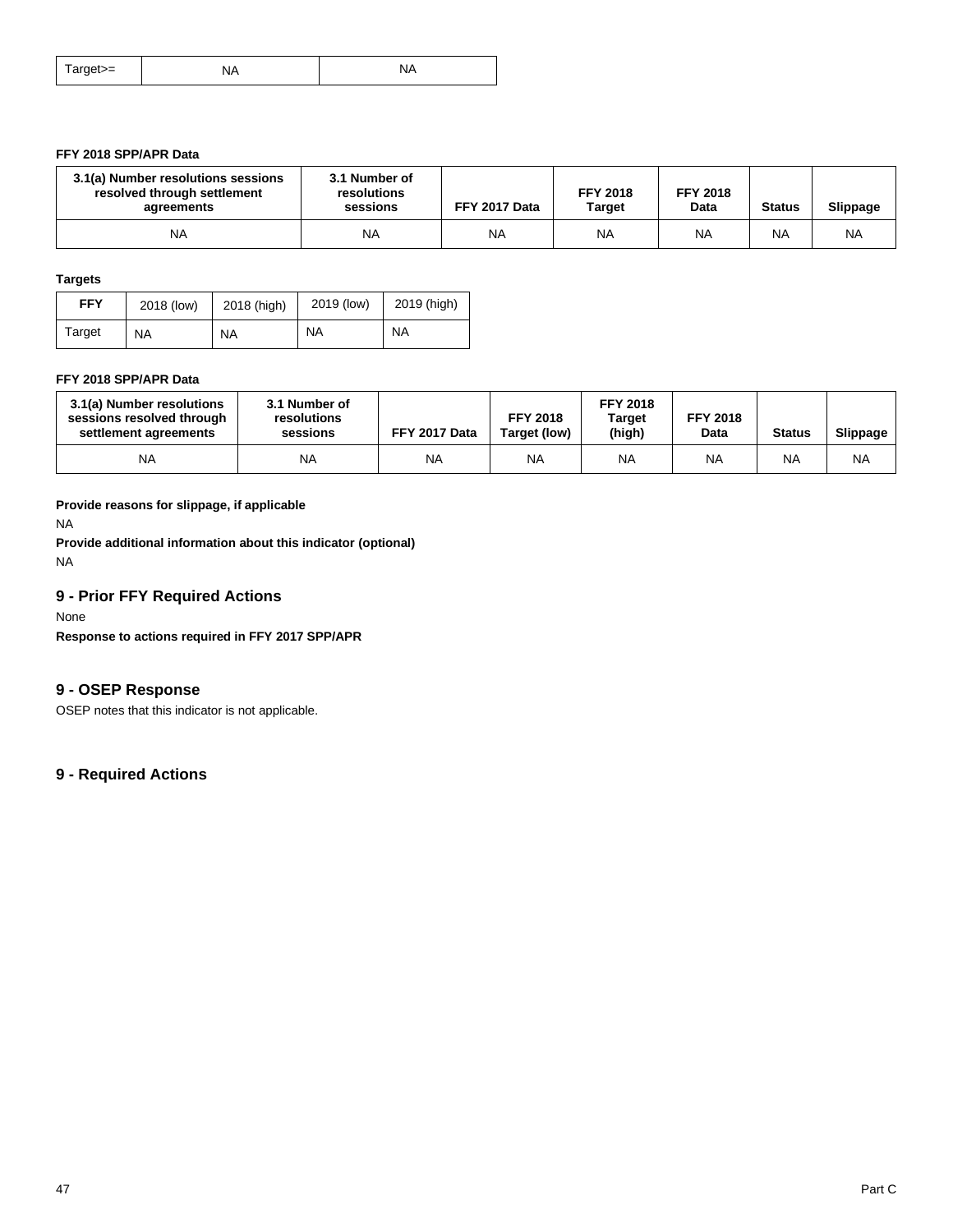| Target>= | NA | NA |
| --- | --- | --- |

**FFY 2018 SPP/APR Data**

| 3.1(a) Number resolutions sessions resolved through settlement agreements | 3.1 Number of resolutions sessions | FFY 2017 Data | FFY 2018 Target | FFY 2018 Data | Status | Slippage |
| --- | --- | --- | --- | --- | --- | --- |
| NA | NA | NA | NA | NA | NA | NA |

**Targets**

| FFY | 2018 (low) | 2018 (high) | 2019 (low) | 2019 (high) |
| --- | --- | --- | --- | --- |
| Target | NA | NA | NA | NA |

**FFY 2018 SPP/APR Data**

| 3.1(a) Number resolutions sessions resolved through settlement agreements | 3.1 Number of resolutions sessions | FFY 2017 Data | FFY 2018 Target (low) | FFY 2018 Target (high) | FFY 2018 Data | Status | Slippage |
| --- | --- | --- | --- | --- | --- | --- | --- |
| NA | NA | NA | NA | NA | NA | NA | NA |

**Provide reasons for slippage, if applicable**

NA

**Provide additional information about this indicator (optional)**

NA

## 9 - Prior FFY Required Actions

None

**Response to actions required in FFY 2017 SPP/APR**

## 9 - OSEP Response

OSEP notes that this indicator is not applicable.

## 9 - Required Actions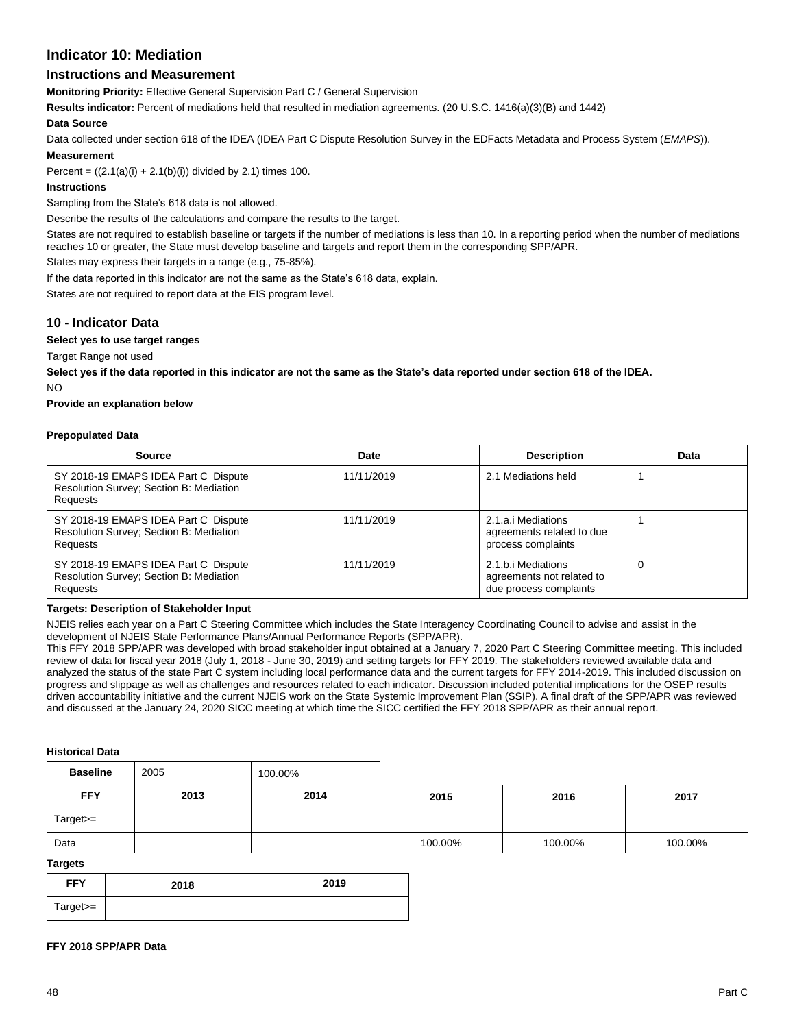## Indicator 10: Mediation

### Instructions and Measurement

**Monitoring Priority:** Effective General Supervision Part C / General Supervision

**Results indicator:** Percent of mediations held that resulted in mediation agreements. (20 U.S.C. 1416(a)(3)(B) and 1442)

**Data Source**

Data collected under section 618 of the IDEA (IDEA Part C Dispute Resolution Survey in the EDFacts Metadata and Process System (*EMAPS*)).

**Measurement**

Percent = ((2.1(a)(i) + 2.1(b)(i)) divided by 2.1) times 100.

**Instructions**

Sampling from the State's 618 data is not allowed.

Describe the results of the calculations and compare the results to the target.

States are not required to establish baseline or targets if the number of mediations is less than 10. In a reporting period when the number of mediations reaches 10 or greater, the State must develop baseline and targets and report them in the corresponding SPP/APR.

States may express their targets in a range (e.g., 75-85%).

If the data reported in this indicator are not the same as the State's 618 data, explain.

States are not required to report data at the EIS program level.

### 10 - Indicator Data

**Select yes to use target ranges**

Target Range not used

**Select yes if the data reported in this indicator are not the same as the State's data reported under section 618 of the IDEA.**

NO

**Provide an explanation below**

**Prepopulated Data**

| Source | Date | Description | Data |
|---|---|---|---|
| SY 2018-19 EMAPS IDEA Part C Dispute Resolution Survey; Section B: Mediation Requests | 11/11/2019 | 2.1 Mediations held | 1 |
| SY 2018-19 EMAPS IDEA Part C Dispute Resolution Survey; Section B: Mediation Requests | 11/11/2019 | 2.1.a.i Mediations agreements related to due process complaints | 1 |
| SY 2018-19 EMAPS IDEA Part C Dispute Resolution Survey; Section B: Mediation Requests | 11/11/2019 | 2.1.b.i Mediations agreements not related to due process complaints | 0 |

**Targets: Description of Stakeholder Input**

NJEIS relies each year on a Part C Steering Committee which includes the State Interagency Coordinating Council to advise and assist in the development of NJEIS State Performance Plans/Annual Performance Reports (SPP/APR).

This FFY 2018 SPP/APR was developed with broad stakeholder input obtained at a January 7, 2020 Part C Steering Committee meeting. This included review of data for fiscal year 2018 (July 1, 2018 - June 30, 2019) and setting targets for FFY 2019. The stakeholders reviewed available data and analyzed the status of the state Part C system including local performance data and the current targets for FFY 2014-2019. This included discussion on progress and slippage as well as challenges and resources related to each indicator. Discussion included potential implications for the OSEP results driven accountability initiative and the current NJEIS work on the State Systemic Improvement Plan (SSIP). A final draft of the SPP/APR was reviewed and discussed at the January 24, 2020 SICC meeting at which time the SICC certified the FFY 2018 SPP/APR as their annual report.

**Historical Data**

| Baseline | 2005 | 100.00% | | | |
|---|---|---|---|---|---|
| **FFY** | **2013** | **2014** | **2015** | **2016** | **2017** |
| Target>= | | | | | |
| Data | | | 100.00% | 100.00% | 100.00% |

**Targets**

| FFY | 2018 | 2019 |
|---|---|---|
| Target>= | | |

**FFY 2018 SPP/APR Data**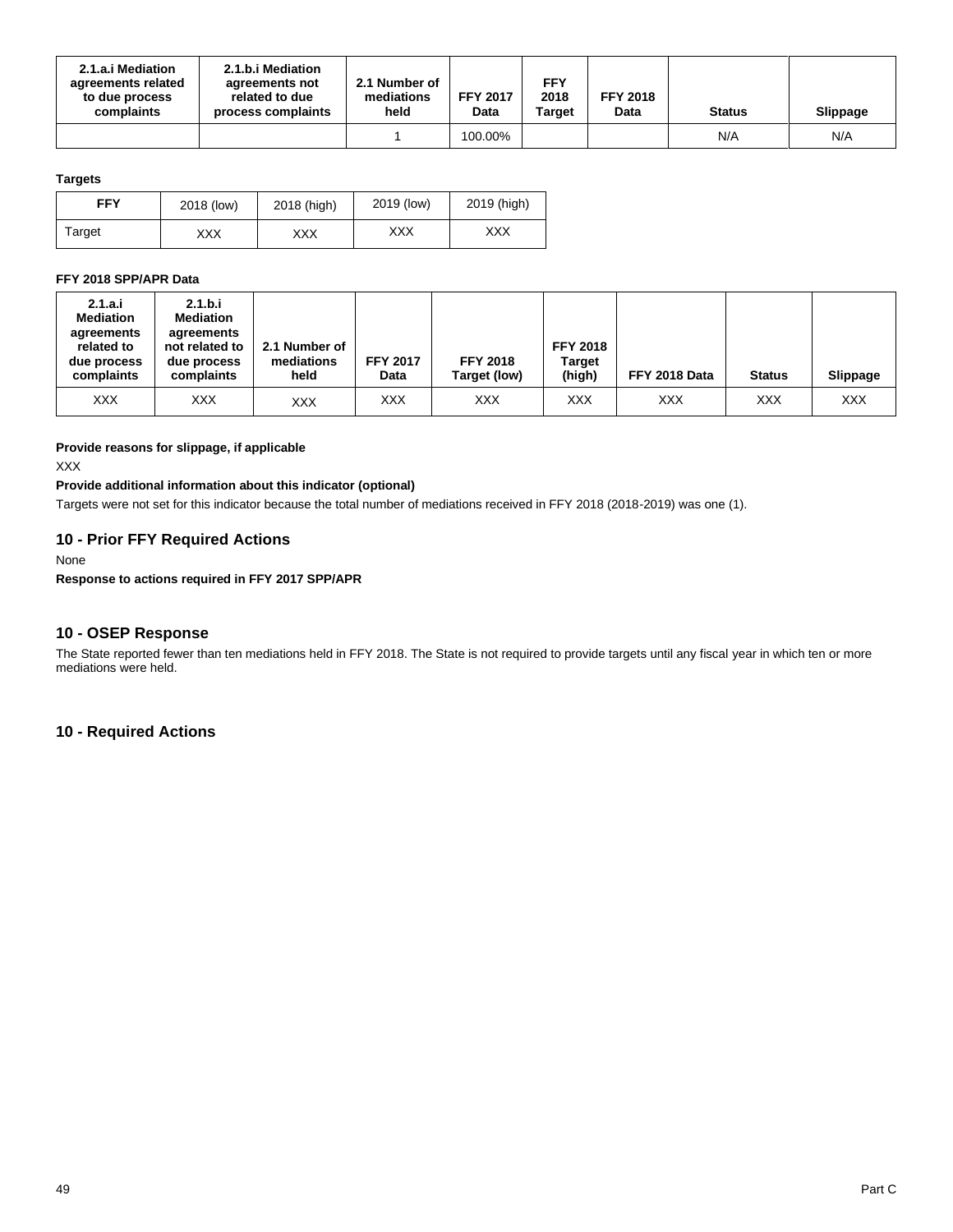| 2.1.a.i Mediation agreements related to due process complaints | 2.1.b.i Mediation agreements not related to due process complaints | 2.1 Number of mediations held | FFY 2017 Data | FFY 2018 Target | FFY 2018 Data | Status | Slippage |
|---|---|---|---|---|---|---|---|
| | | 1 | 100.00% | | | N/A | N/A |

**Targets**

| FFY | 2018 (low) | 2018 (high) | 2019 (low) | 2019 (high) |
|---|---|---|---|---|
| Target | XXX | XXX | XXX | XXX |

**FFY 2018 SPP/APR Data**

| 2.1.a.i Mediation agreements related to due process complaints | 2.1.b.i Mediation agreements not related to due process complaints | 2.1 Number of mediations held | FFY 2017 Data | FFY 2018 Target (low) | FFY 2018 Target (high) | FFY 2018 Data | Status | Slippage |
|---|---|---|---|---|---|---|---|---|
| XXX | XXX | XXX | XXX | XXX | XXX | XXX | XXX | XXX |

**Provide reasons for slippage, if applicable**

XXX

**Provide additional information about this indicator (optional)**

Targets were not set for this indicator because the total number of mediations received in FFY 2018 (2018-2019) was one (1).

## 10 - Prior FFY Required Actions

None

**Response to actions required in FFY 2017 SPP/APR**

## 10 - OSEP Response

The State reported fewer than ten mediations held in FFY 2018. The State is not required to provide targets until any fiscal year in which ten or more mediations were held.

## 10 - Required Actions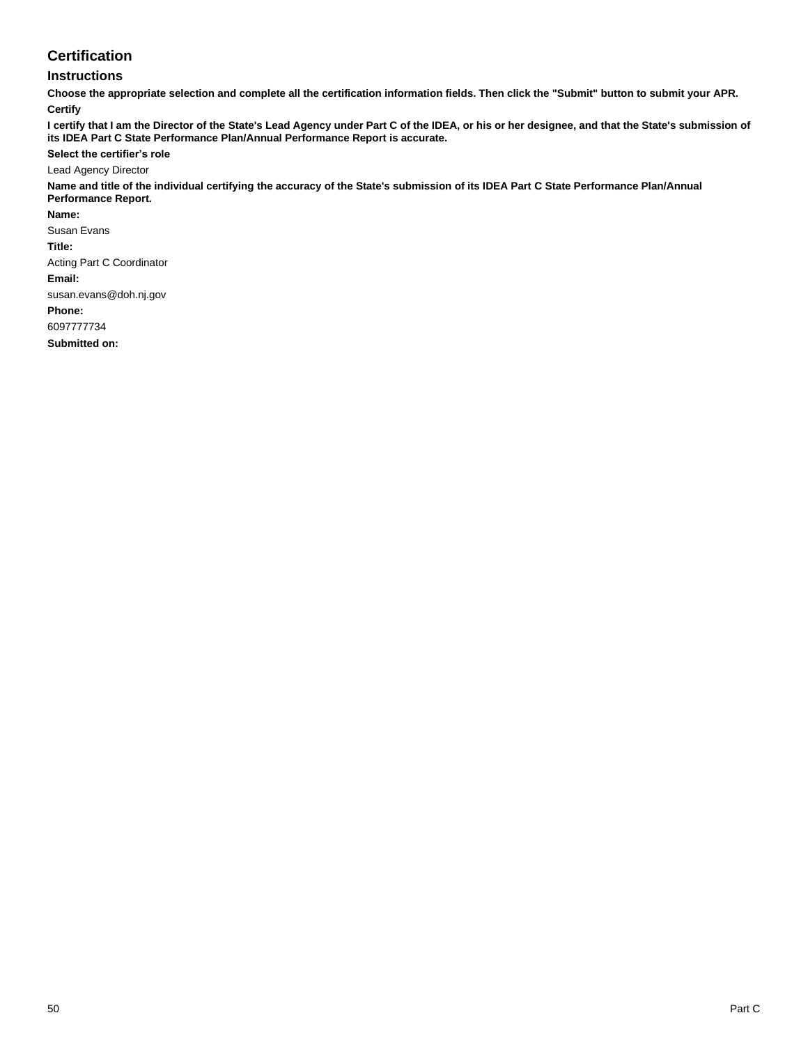## Certification

### Instructions

**Choose the appropriate selection and complete all the certification information fields. Then click the "Submit" button to submit your APR.**

**Certify**

**I certify that I am the Director of the State's Lead Agency under Part C of the IDEA, or his or her designee, and that the State's submission of its IDEA Part C State Performance Plan/Annual Performance Report is accurate.**

**Select the certifier's role**

Lead Agency Director

**Name and title of the individual certifying the accuracy of the State's submission of its IDEA Part C State Performance Plan/Annual Performance Report.**

**Name:**

Susan Evans

**Title:**

Acting Part C Coordinator

**Email:**

susan.evans@doh.nj.gov

**Phone:**

6097777734

**Submitted on:**